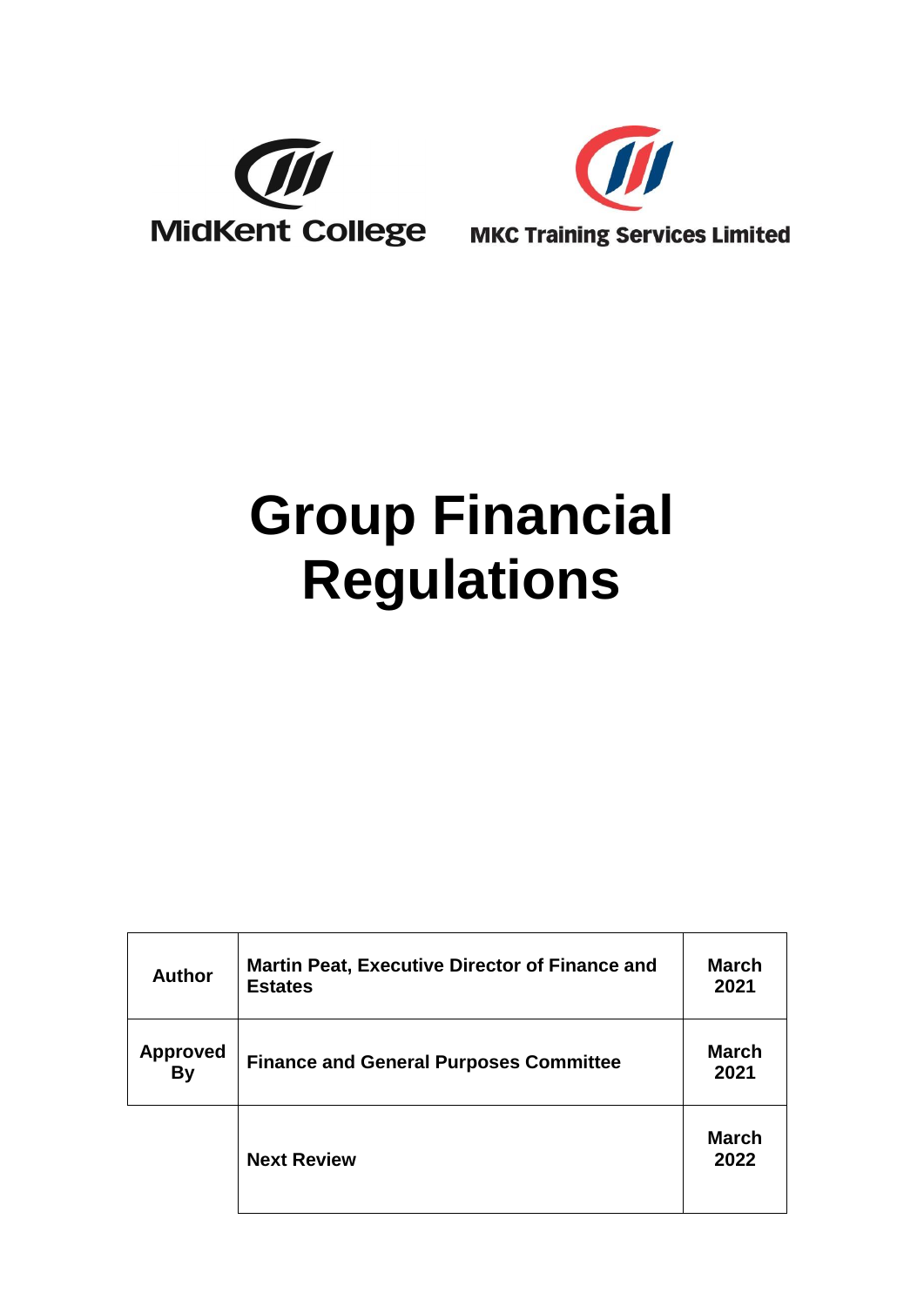MidKent College

MKC Training Services Limited

# Group Financial Regulations

| Author | Martin Peat, Executive Director of Finance and Estates | March 2021 |
|---|---|---|
| Approved By | Finance and General Purposes Committee | March 2021 |
| | Next Review | March 2022 |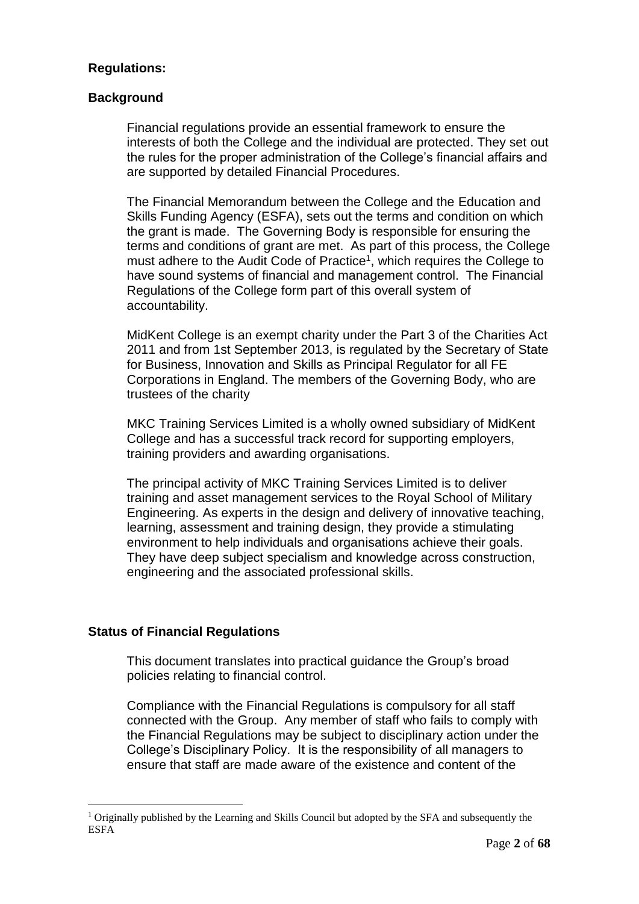## Regulations:

### Background

Financial regulations provide an essential framework to ensure the interests of both the College and the individual are protected. They set out the rules for the proper administration of the College's financial affairs and are supported by detailed Financial Procedures.

The Financial Memorandum between the College and the Education and Skills Funding Agency (ESFA), sets out the terms and condition on which the grant is made. The Governing Body is responsible for ensuring the terms and conditions of grant are met. As part of this process, the College must adhere to the Audit Code of Practice[1], which requires the College to have sound systems of financial and management control. The Financial Regulations of the College form part of this overall system of accountability.

MidKent College is an exempt charity under the Part 3 of the Charities Act 2011 and from 1st September 2013, is regulated by the Secretary of State for Business, Innovation and Skills as Principal Regulator for all FE Corporations in England. The members of the Governing Body, who are trustees of the charity

MKC Training Services Limited is a wholly owned subsidiary of MidKent College and has a successful track record for supporting employers, training providers and awarding organisations.

The principal activity of MKC Training Services Limited is to deliver training and asset management services to the Royal School of Military Engineering. As experts in the design and delivery of innovative teaching, learning, assessment and training design, they provide a stimulating environment to help individuals and organisations achieve their goals. They have deep subject specialism and knowledge across construction, engineering and the associated professional skills.

### Status of Financial Regulations

This document translates into practical guidance the Group's broad policies relating to financial control.

Compliance with the Financial Regulations is compulsory for all staff connected with the Group. Any member of staff who fails to comply with the Financial Regulations may be subject to disciplinary action under the College's Disciplinary Policy. It is the responsibility of all managers to ensure that staff are made aware of the existence and content of the

[1] Originally published by the Learning and Skills Council but adopted by the SFA and subsequently the ESFA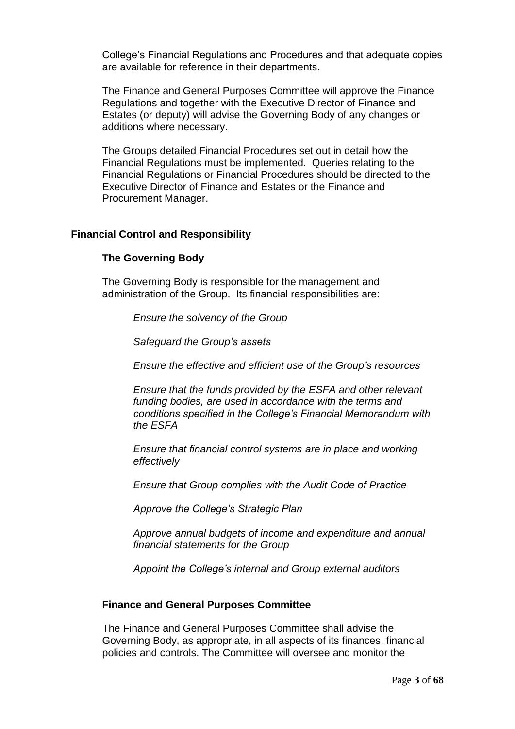College's Financial Regulations and Procedures and that adequate copies are available for reference in their departments.

The Finance and General Purposes Committee will approve the Finance Regulations and together with the Executive Director of Finance and Estates (or deputy) will advise the Governing Body of any changes or additions where necessary.

The Groups detailed Financial Procedures set out in detail how the Financial Regulations must be implemented. Queries relating to the Financial Regulations or Financial Procedures should be directed to the Executive Director of Finance and Estates or the Finance and Procurement Manager.

## Financial Control and Responsibility

### The Governing Body

The Governing Body is responsible for the management and administration of the Group. Its financial responsibilities are:

*Ensure the solvency of the Group*

*Safeguard the Group's assets*

*Ensure the effective and efficient use of the Group's resources*

*Ensure that the funds provided by the ESFA and other relevant funding bodies, are used in accordance with the terms and conditions specified in the College's Financial Memorandum with the ESFA*

*Ensure that financial control systems are in place and working effectively*

*Ensure that Group complies with the Audit Code of Practice*

*Approve the College's Strategic Plan*

*Approve annual budgets of income and expenditure and annual financial statements for the Group*

*Appoint the College's internal and Group external auditors*

### Finance and General Purposes Committee

The Finance and General Purposes Committee shall advise the Governing Body, as appropriate, in all aspects of its finances, financial policies and controls. The Committee will oversee and monitor the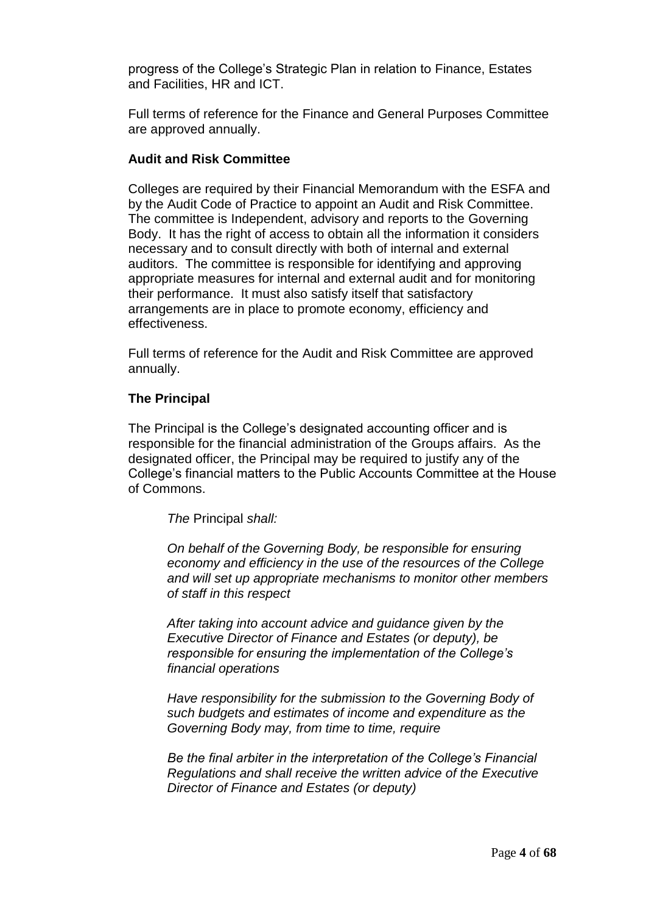progress of the College's Strategic Plan in relation to Finance, Estates and Facilities, HR and ICT.

Full terms of reference for the Finance and General Purposes Committee are approved annually.

**Audit and Risk Committee**

Colleges are required by their Financial Memorandum with the ESFA and by the Audit Code of Practice to appoint an Audit and Risk Committee. The committee is Independent, advisory and reports to the Governing Body. It has the right of access to obtain all the information it considers necessary and to consult directly with both of internal and external auditors. The committee is responsible for identifying and approving appropriate measures for internal and external audit and for monitoring their performance. It must also satisfy itself that satisfactory arrangements are in place to promote economy, efficiency and effectiveness.

Full terms of reference for the Audit and Risk Committee are approved annually.

**The Principal**

The Principal is the College's designated accounting officer and is responsible for the financial administration of the Groups affairs. As the designated officer, the Principal may be required to justify any of the College's financial matters to the Public Accounts Committee at the House of Commons.

*The* Principal *shall:*

*On behalf of the Governing Body, be responsible for ensuring economy and efficiency in the use of the resources of the College and will set up appropriate mechanisms to monitor other members of staff in this respect*

*After taking into account advice and guidance given by the Executive Director of Finance and Estates (or deputy), be responsible for ensuring the implementation of the College's financial operations*

*Have responsibility for the submission to the Governing Body of such budgets and estimates of income and expenditure as the Governing Body may, from time to time, require*

*Be the final arbiter in the interpretation of the College's Financial Regulations and shall receive the written advice of the Executive Director of Finance and Estates (or deputy)*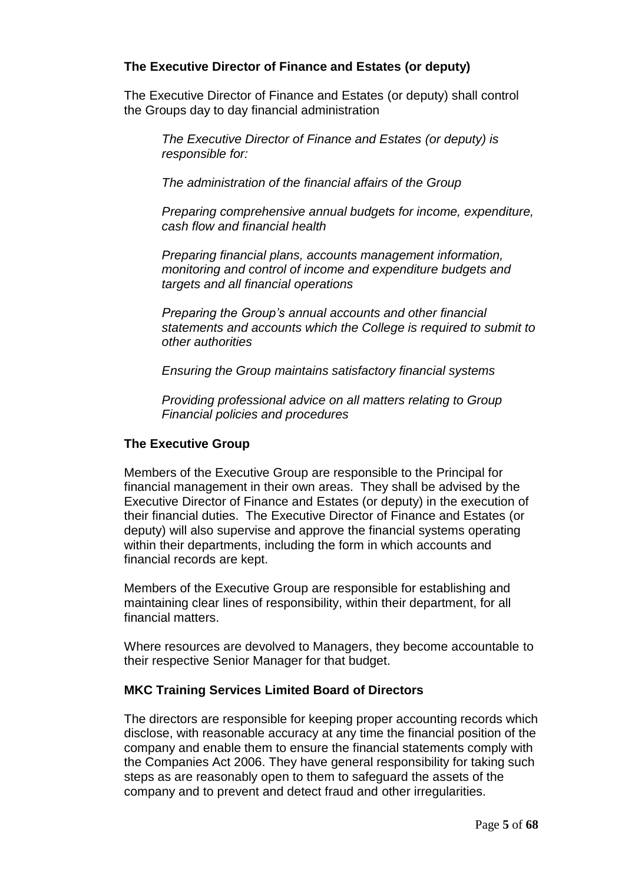**The Executive Director of Finance and Estates (or deputy)**

The Executive Director of Finance and Estates (or deputy) shall control the Groups day to day financial administration

*The Executive Director of Finance and Estates (or deputy) is responsible for:*

*The administration of the financial affairs of the Group*

*Preparing comprehensive annual budgets for income, expenditure, cash flow and financial health*

*Preparing financial plans, accounts management information, monitoring and control of income and expenditure budgets and targets and all financial operations*

*Preparing the Group's annual accounts and other financial statements and accounts which the College is required to submit to other authorities*

*Ensuring the Group maintains satisfactory financial systems*

*Providing professional advice on all matters relating to Group Financial policies and procedures*

**The Executive Group**

Members of the Executive Group are responsible to the Principal for financial management in their own areas. They shall be advised by the Executive Director of Finance and Estates (or deputy) in the execution of their financial duties. The Executive Director of Finance and Estates (or deputy) will also supervise and approve the financial systems operating within their departments, including the form in which accounts and financial records are kept.

Members of the Executive Group are responsible for establishing and maintaining clear lines of responsibility, within their department, for all financial matters.

Where resources are devolved to Managers, they become accountable to their respective Senior Manager for that budget.

**MKC Training Services Limited Board of Directors**

The directors are responsible for keeping proper accounting records which disclose, with reasonable accuracy at any time the financial position of the company and enable them to ensure the financial statements comply with the Companies Act 2006. They have general responsibility for taking such steps as are reasonably open to them to safeguard the assets of the company and to prevent and detect fraud and other irregularities.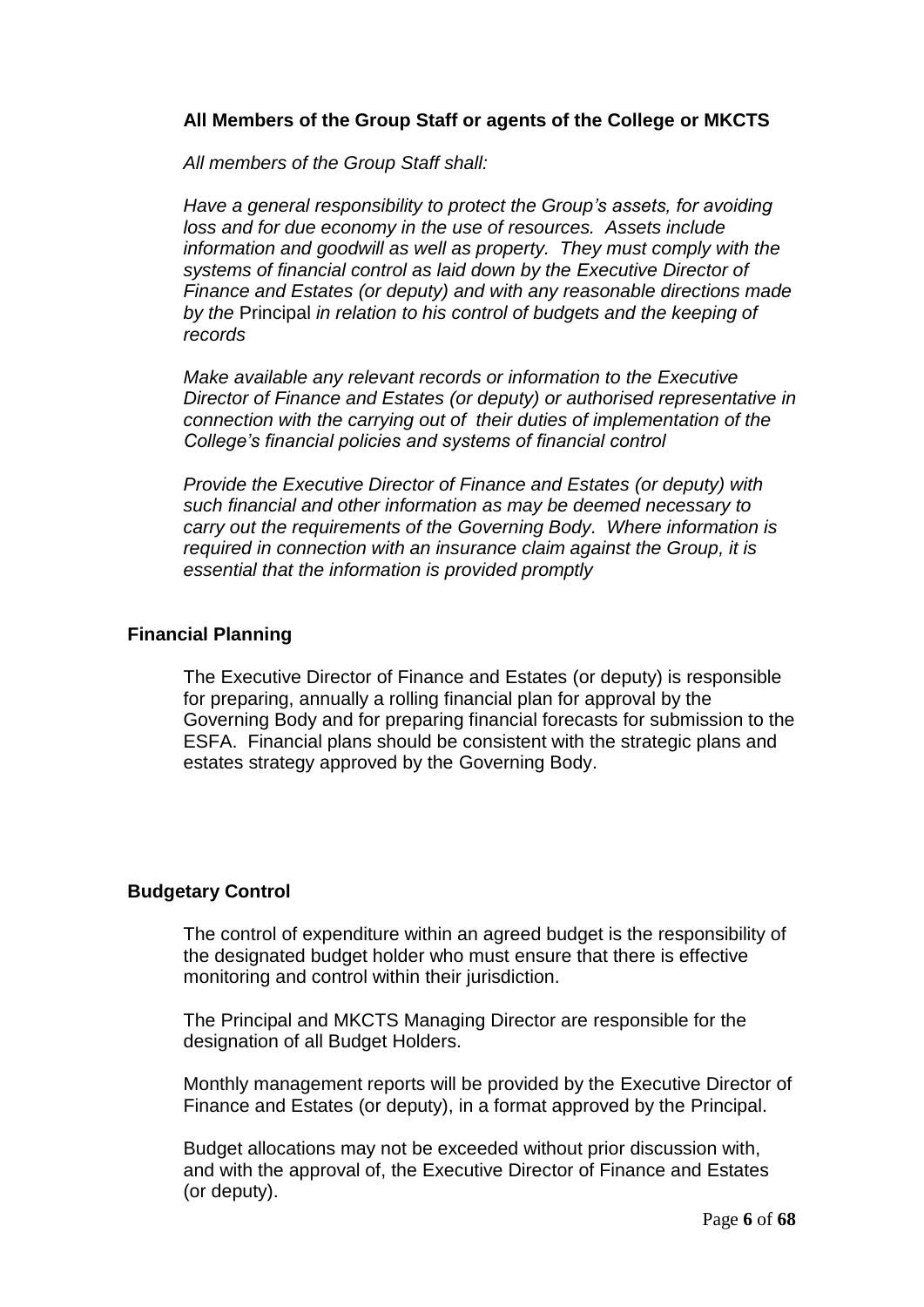**All Members of the Group Staff or agents of the College or MKCTS**

*All members of the Group Staff shall:*

*Have a general responsibility to protect the Group's assets, for avoiding loss and for due economy in the use of resources. Assets include information and goodwill as well as property. They must comply with the systems of financial control as laid down by the Executive Director of Finance and Estates (or deputy) and with any reasonable directions made by the* Principal *in relation to his control of budgets and the keeping of records*

*Make available any relevant records or information to the Executive Director of Finance and Estates (or deputy) or authorised representative in connection with the carrying out of their duties of implementation of the College's financial policies and systems of financial control*

*Provide the Executive Director of Finance and Estates (or deputy) with such financial and other information as may be deemed necessary to carry out the requirements of the Governing Body. Where information is required in connection with an insurance claim against the Group, it is essential that the information is provided promptly*

## Financial Planning

The Executive Director of Finance and Estates (or deputy) is responsible for preparing, annually a rolling financial plan for approval by the Governing Body and for preparing financial forecasts for submission to the ESFA. Financial plans should be consistent with the strategic plans and estates strategy approved by the Governing Body.

## Budgetary Control

The control of expenditure within an agreed budget is the responsibility of the designated budget holder who must ensure that there is effective monitoring and control within their jurisdiction.

The Principal and MKCTS Managing Director are responsible for the designation of all Budget Holders.

Monthly management reports will be provided by the Executive Director of Finance and Estates (or deputy), in a format approved by the Principal.

Budget allocations may not be exceeded without prior discussion with, and with the approval of, the Executive Director of Finance and Estates (or deputy).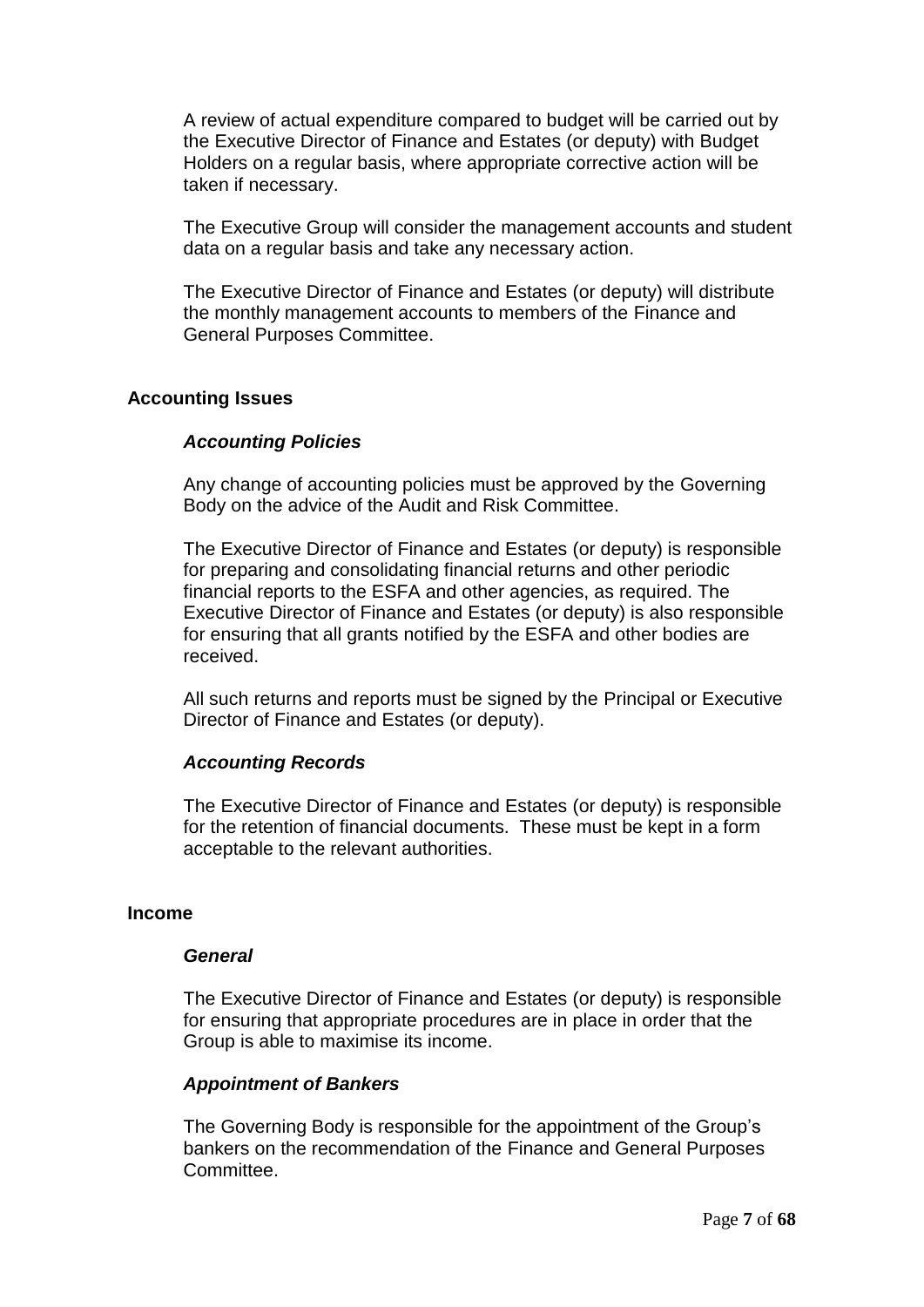A review of actual expenditure compared to budget will be carried out by the Executive Director of Finance and Estates (or deputy) with Budget Holders on a regular basis, where appropriate corrective action will be taken if necessary.

The Executive Group will consider the management accounts and student data on a regular basis and take any necessary action.

The Executive Director of Finance and Estates (or deputy) will distribute the monthly management accounts to members of the Finance and General Purposes Committee.

## Accounting Issues

### *Accounting Policies*

Any change of accounting policies must be approved by the Governing Body on the advice of the Audit and Risk Committee.

The Executive Director of Finance and Estates (or deputy) is responsible for preparing and consolidating financial returns and other periodic financial reports to the ESFA and other agencies, as required. The Executive Director of Finance and Estates (or deputy) is also responsible for ensuring that all grants notified by the ESFA and other bodies are received.

All such returns and reports must be signed by the Principal or Executive Director of Finance and Estates (or deputy).

### *Accounting Records*

The Executive Director of Finance and Estates (or deputy) is responsible for the retention of financial documents. These must be kept in a form acceptable to the relevant authorities.

## Income

### *General*

The Executive Director of Finance and Estates (or deputy) is responsible for ensuring that appropriate procedures are in place in order that the Group is able to maximise its income.

### *Appointment of Bankers*

The Governing Body is responsible for the appointment of the Group's bankers on the recommendation of the Finance and General Purposes Committee.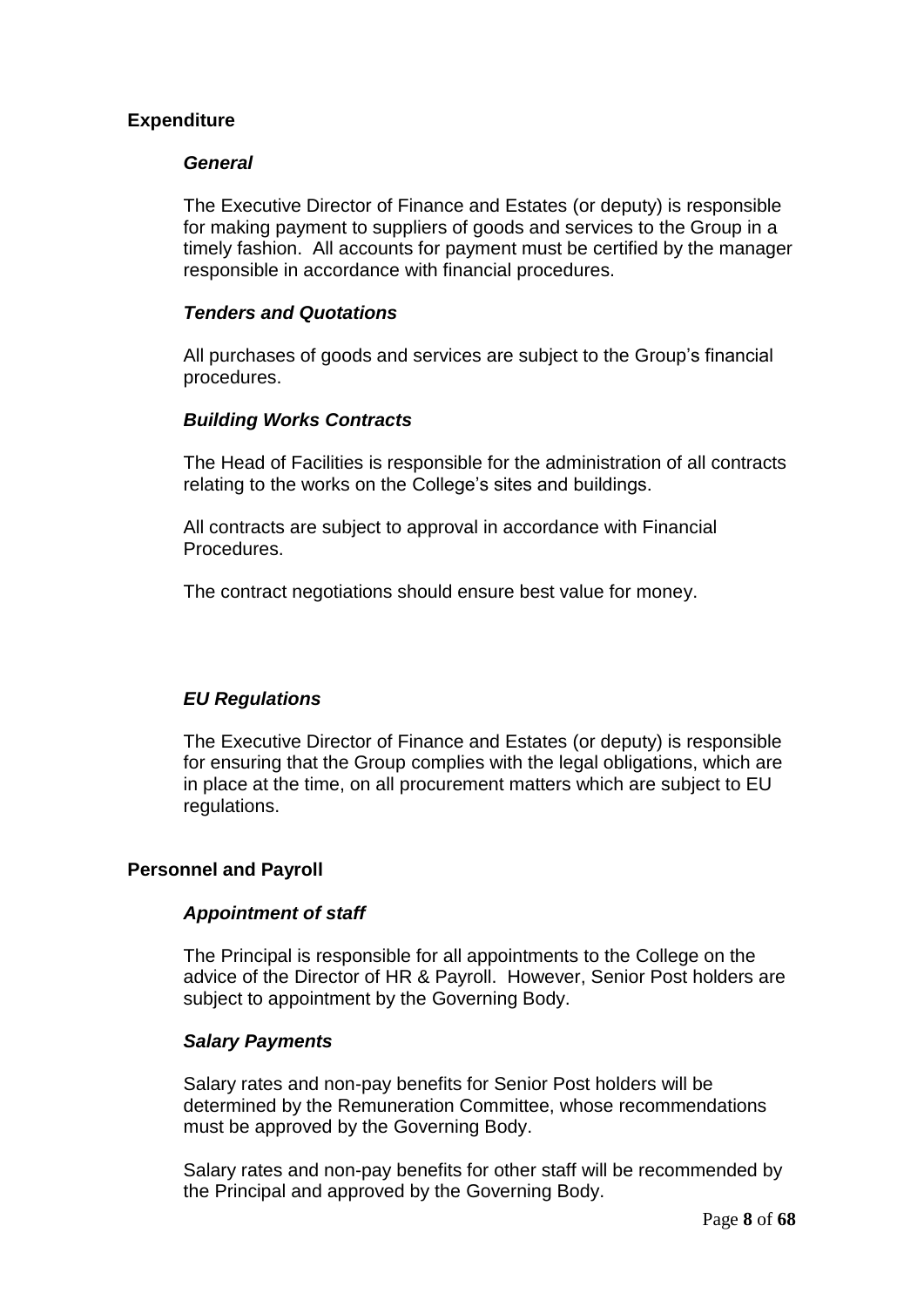## Expenditure

### *General*

The Executive Director of Finance and Estates (or deputy) is responsible for making payment to suppliers of goods and services to the Group in a timely fashion. All accounts for payment must be certified by the manager responsible in accordance with financial procedures.

### *Tenders and Quotations*

All purchases of goods and services are subject to the Group's financial procedures.

### *Building Works Contracts*

The Head of Facilities is responsible for the administration of all contracts relating to the works on the College's sites and buildings.

All contracts are subject to approval in accordance with Financial Procedures.

The contract negotiations should ensure best value for money.

### *EU Regulations*

The Executive Director of Finance and Estates (or deputy) is responsible for ensuring that the Group complies with the legal obligations, which are in place at the time, on all procurement matters which are subject to EU regulations.

## Personnel and Payroll

### *Appointment of staff*

The Principal is responsible for all appointments to the College on the advice of the Director of HR & Payroll. However, Senior Post holders are subject to appointment by the Governing Body.

### *Salary Payments*

Salary rates and non-pay benefits for Senior Post holders will be determined by the Remuneration Committee, whose recommendations must be approved by the Governing Body.

Salary rates and non-pay benefits for other staff will be recommended by the Principal and approved by the Governing Body.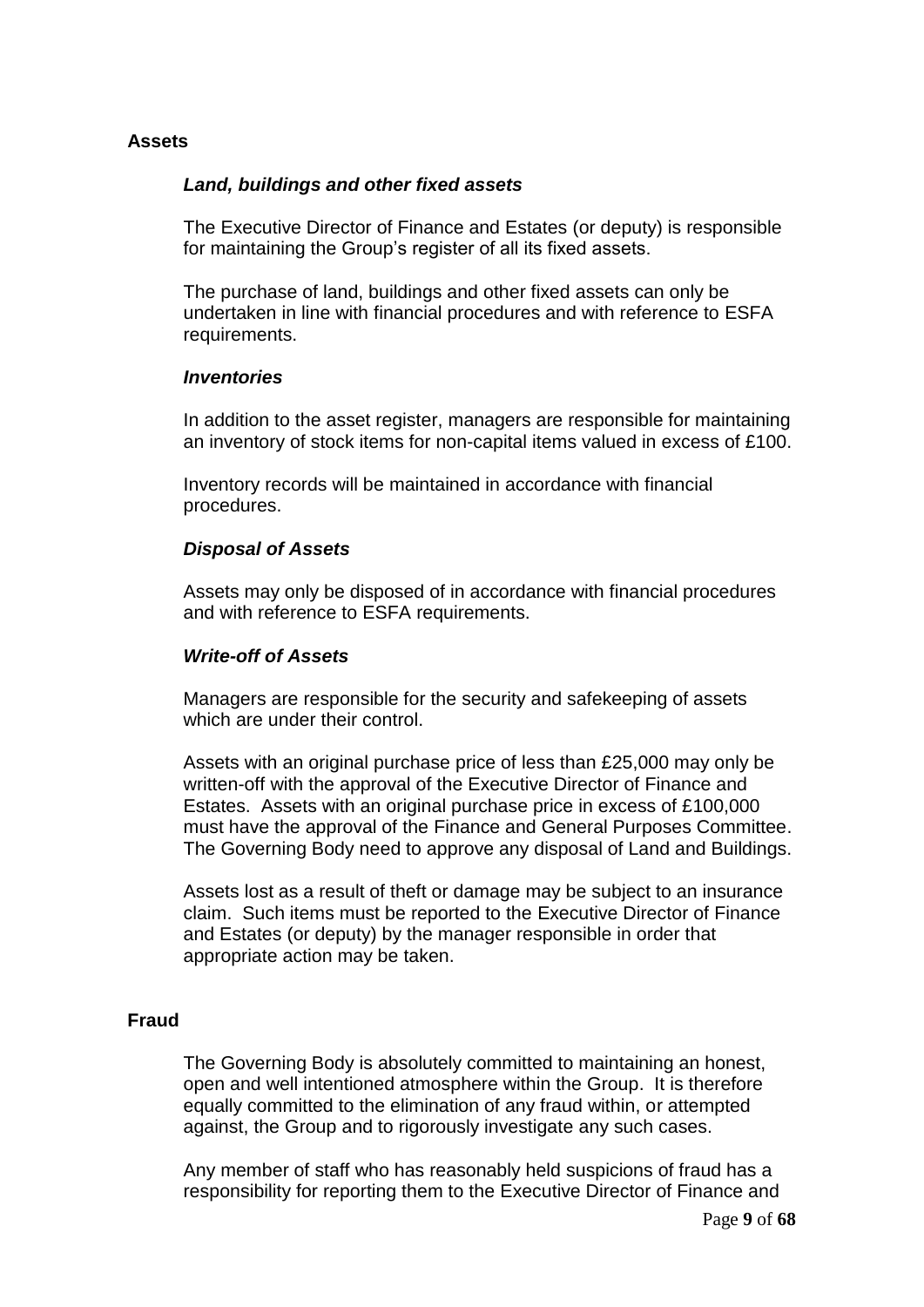## Assets

### *Land, buildings and other fixed assets*

The Executive Director of Finance and Estates (or deputy) is responsible for maintaining the Group's register of all its fixed assets.

The purchase of land, buildings and other fixed assets can only be undertaken in line with financial procedures and with reference to ESFA requirements.

### *Inventories*

In addition to the asset register, managers are responsible for maintaining an inventory of stock items for non-capital items valued in excess of £100.

Inventory records will be maintained in accordance with financial procedures.

### *Disposal of Assets*

Assets may only be disposed of in accordance with financial procedures and with reference to ESFA requirements.

### *Write-off of Assets*

Managers are responsible for the security and safekeeping of assets which are under their control.

Assets with an original purchase price of less than £25,000 may only be written-off with the approval of the Executive Director of Finance and Estates. Assets with an original purchase price in excess of £100,000 must have the approval of the Finance and General Purposes Committee. The Governing Body need to approve any disposal of Land and Buildings.

Assets lost as a result of theft or damage may be subject to an insurance claim. Such items must be reported to the Executive Director of Finance and Estates (or deputy) by the manager responsible in order that appropriate action may be taken.

## Fraud

The Governing Body is absolutely committed to maintaining an honest, open and well intentioned atmosphere within the Group. It is therefore equally committed to the elimination of any fraud within, or attempted against, the Group and to rigorously investigate any such cases.

Any member of staff who has reasonably held suspicions of fraud has a responsibility for reporting them to the Executive Director of Finance and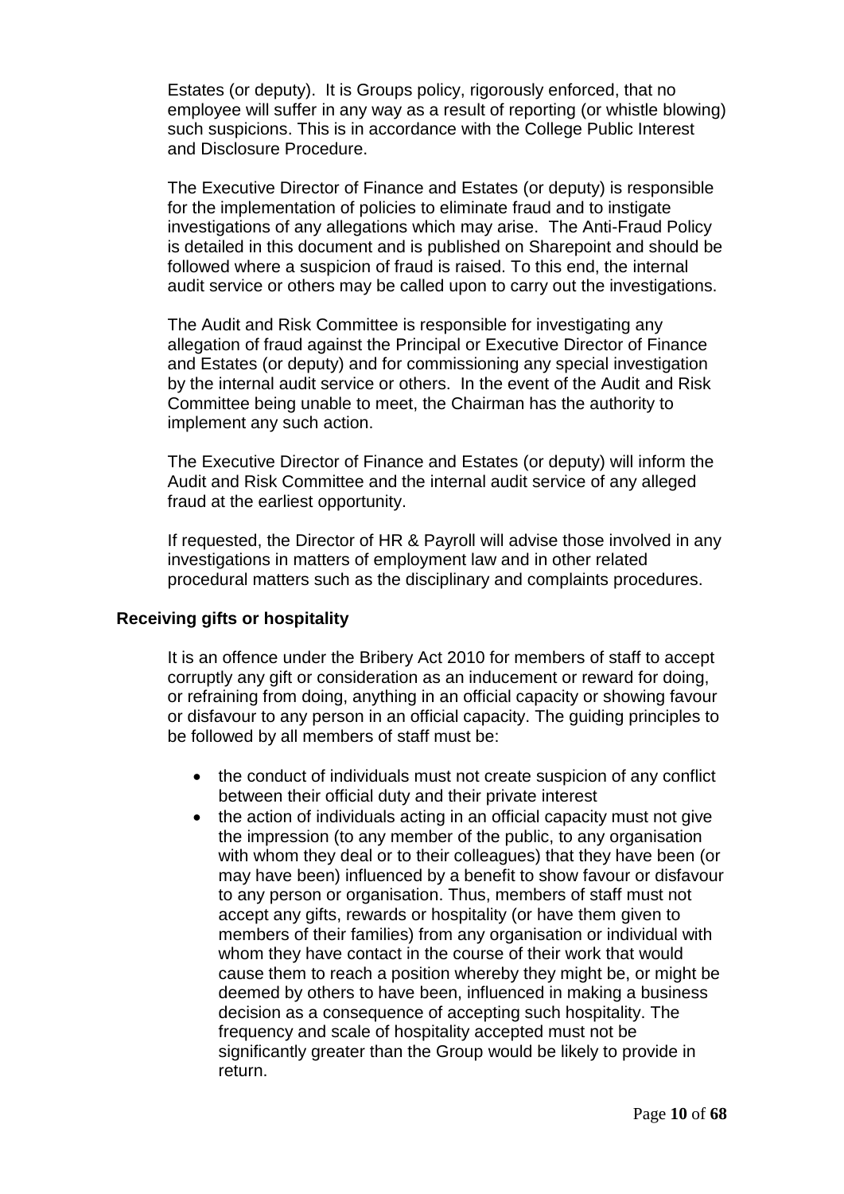Estates (or deputy). It is Groups policy, rigorously enforced, that no employee will suffer in any way as a result of reporting (or whistle blowing) such suspicions. This is in accordance with the College Public Interest and Disclosure Procedure.

The Executive Director of Finance and Estates (or deputy) is responsible for the implementation of policies to eliminate fraud and to instigate investigations of any allegations which may arise. The Anti-Fraud Policy is detailed in this document and is published on Sharepoint and should be followed where a suspicion of fraud is raised. To this end, the internal audit service or others may be called upon to carry out the investigations.

The Audit and Risk Committee is responsible for investigating any allegation of fraud against the Principal or Executive Director of Finance and Estates (or deputy) and for commissioning any special investigation by the internal audit service or others. In the event of the Audit and Risk Committee being unable to meet, the Chairman has the authority to implement any such action.

The Executive Director of Finance and Estates (or deputy) will inform the Audit and Risk Committee and the internal audit service of any alleged fraud at the earliest opportunity.

If requested, the Director of HR & Payroll will advise those involved in any investigations in matters of employment law and in other related procedural matters such as the disciplinary and complaints procedures.

**Receiving gifts or hospitality**

It is an offence under the Bribery Act 2010 for members of staff to accept corruptly any gift or consideration as an inducement or reward for doing, or refraining from doing, anything in an official capacity or showing favour or disfavour to any person in an official capacity. The guiding principles to be followed by all members of staff must be:

- the conduct of individuals must not create suspicion of any conflict between their official duty and their private interest
- the action of individuals acting in an official capacity must not give the impression (to any member of the public, to any organisation with whom they deal or to their colleagues) that they have been (or may have been) influenced by a benefit to show favour or disfavour to any person or organisation. Thus, members of staff must not accept any gifts, rewards or hospitality (or have them given to members of their families) from any organisation or individual with whom they have contact in the course of their work that would cause them to reach a position whereby they might be, or might be deemed by others to have been, influenced in making a business decision as a consequence of accepting such hospitality. The frequency and scale of hospitality accepted must not be significantly greater than the Group would be likely to provide in return.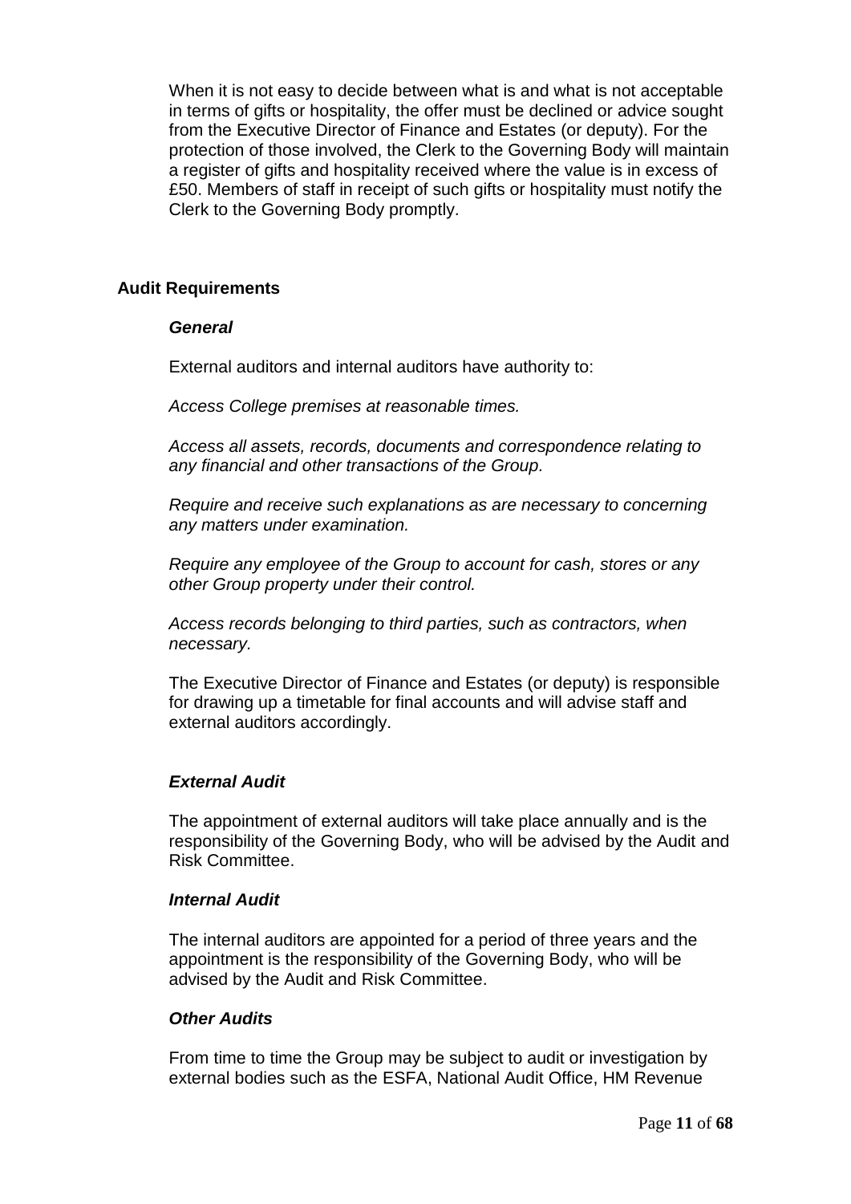When it is not easy to decide between what is and what is not acceptable in terms of gifts or hospitality, the offer must be declined or advice sought from the Executive Director of Finance and Estates (or deputy). For the protection of those involved, the Clerk to the Governing Body will maintain a register of gifts and hospitality received where the value is in excess of £50. Members of staff in receipt of such gifts or hospitality must notify the Clerk to the Governing Body promptly.

## Audit Requirements

### *General*

External auditors and internal auditors have authority to:

*Access College premises at reasonable times.*

*Access all assets, records, documents and correspondence relating to any financial and other transactions of the Group.*

*Require and receive such explanations as are necessary to concerning any matters under examination.*

*Require any employee of the Group to account for cash, stores or any other Group property under their control.*

*Access records belonging to third parties, such as contractors, when necessary.*

The Executive Director of Finance and Estates (or deputy) is responsible for drawing up a timetable for final accounts and will advise staff and external auditors accordingly.

### *External Audit*

The appointment of external auditors will take place annually and is the responsibility of the Governing Body, who will be advised by the Audit and Risk Committee.

### *Internal Audit*

The internal auditors are appointed for a period of three years and the appointment is the responsibility of the Governing Body, who will be advised by the Audit and Risk Committee.

### *Other Audits*

From time to time the Group may be subject to audit or investigation by external bodies such as the ESFA, National Audit Office, HM Revenue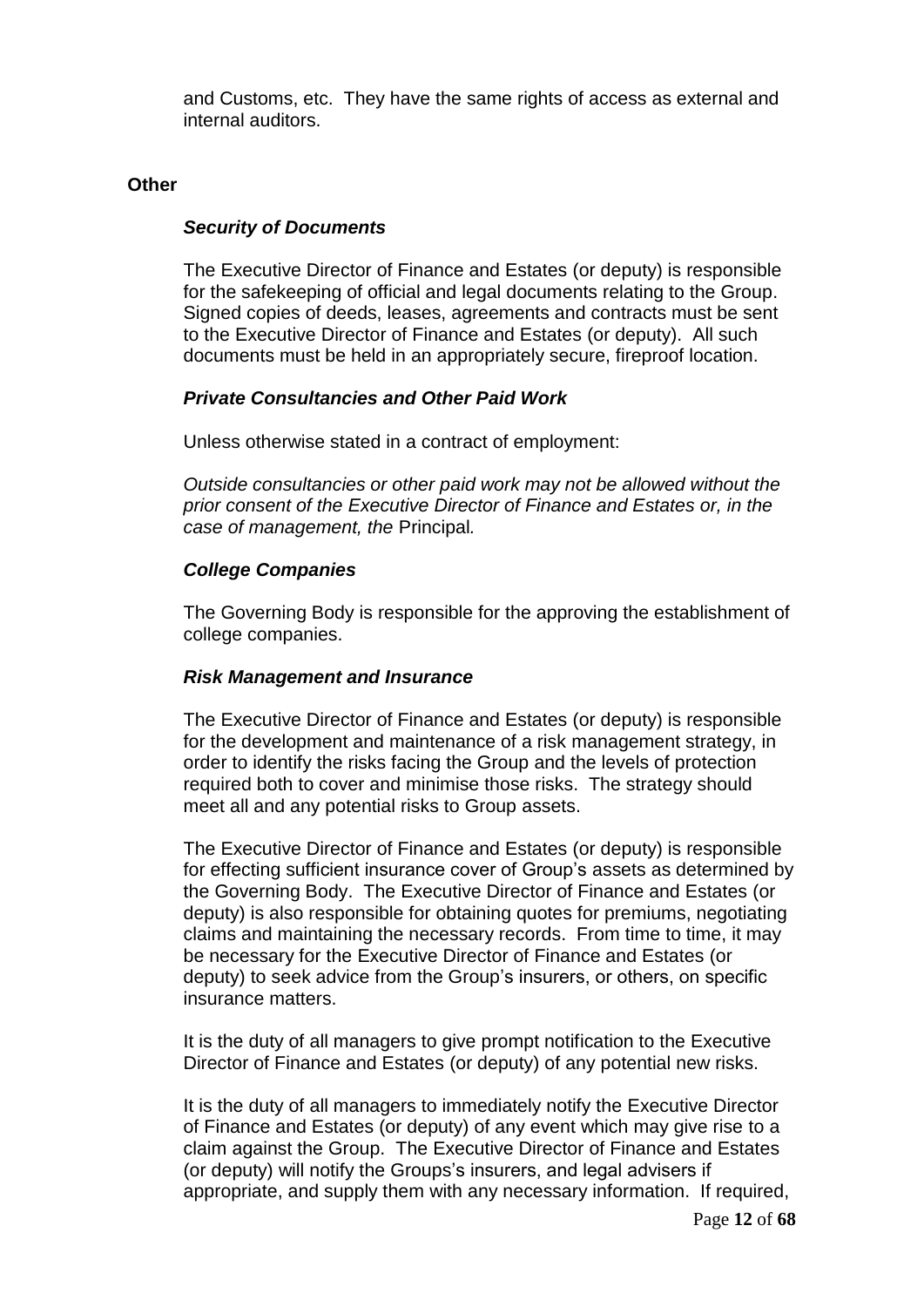and Customs, etc. They have the same rights of access as external and internal auditors.

**Other**

***Security of Documents***

The Executive Director of Finance and Estates (or deputy) is responsible for the safekeeping of official and legal documents relating to the Group. Signed copies of deeds, leases, agreements and contracts must be sent to the Executive Director of Finance and Estates (or deputy). All such documents must be held in an appropriately secure, fireproof location.

***Private Consultancies and Other Paid Work***

Unless otherwise stated in a contract of employment:

*Outside consultancies or other paid work may not be allowed without the prior consent of the Executive Director of Finance and Estates or, in the case of management, the* Principal*.*

***College Companies***

The Governing Body is responsible for the approving the establishment of college companies.

***Risk Management and Insurance***

The Executive Director of Finance and Estates (or deputy) is responsible for the development and maintenance of a risk management strategy, in order to identify the risks facing the Group and the levels of protection required both to cover and minimise those risks. The strategy should meet all and any potential risks to Group assets.

The Executive Director of Finance and Estates (or deputy) is responsible for effecting sufficient insurance cover of Group's assets as determined by the Governing Body. The Executive Director of Finance and Estates (or deputy) is also responsible for obtaining quotes for premiums, negotiating claims and maintaining the necessary records. From time to time, it may be necessary for the Executive Director of Finance and Estates (or deputy) to seek advice from the Group's insurers, or others, on specific insurance matters.

It is the duty of all managers to give prompt notification to the Executive Director of Finance and Estates (or deputy) of any potential new risks.

It is the duty of all managers to immediately notify the Executive Director of Finance and Estates (or deputy) of any event which may give rise to a claim against the Group. The Executive Director of Finance and Estates (or deputy) will notify the Groups's insurers, and legal advisers if appropriate, and supply them with any necessary information. If required,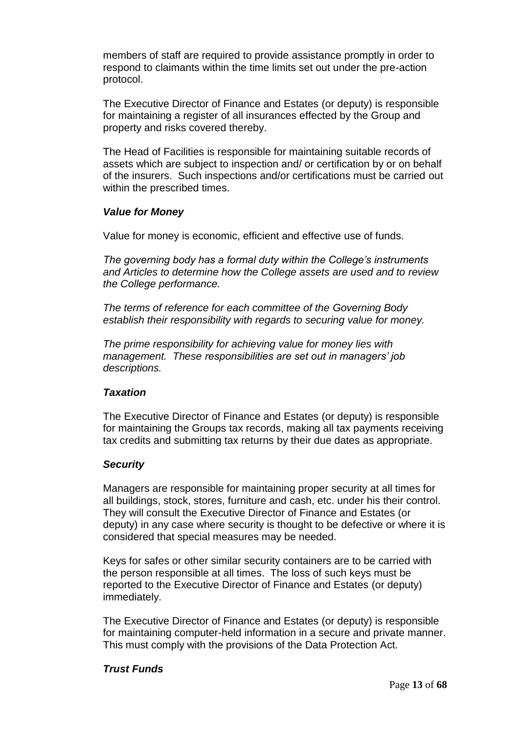members of staff are required to provide assistance promptly in order to respond to claimants within the time limits set out under the pre-action protocol.

The Executive Director of Finance and Estates (or deputy) is responsible for maintaining a register of all insurances effected by the Group and property and risks covered thereby.

The Head of Facilities is responsible for maintaining suitable records of assets which are subject to inspection and/ or certification by or on behalf of the insurers. Such inspections and/or certifications must be carried out within the prescribed times.

### ***Value for Money***

Value for money is economic, efficient and effective use of funds.

*The governing body has a formal duty within the College's instruments and Articles to determine how the College assets are used and to review the College performance.*

*The terms of reference for each committee of the Governing Body establish their responsibility with regards to securing value for money.*

*The prime responsibility for achieving value for money lies with management. These responsibilities are set out in managers' job descriptions.*

### ***Taxation***

The Executive Director of Finance and Estates (or deputy) is responsible for maintaining the Groups tax records, making all tax payments receiving tax credits and submitting tax returns by their due dates as appropriate.

### ***Security***

Managers are responsible for maintaining proper security at all times for all buildings, stock, stores, furniture and cash, etc. under his their control. They will consult the Executive Director of Finance and Estates (or deputy) in any case where security is thought to be defective or where it is considered that special measures may be needed.

Keys for safes or other similar security containers are to be carried with the person responsible at all times. The loss of such keys must be reported to the Executive Director of Finance and Estates (or deputy) immediately.

The Executive Director of Finance and Estates (or deputy) is responsible for maintaining computer-held information in a secure and private manner. This must comply with the provisions of the Data Protection Act.

### ***Trust Funds***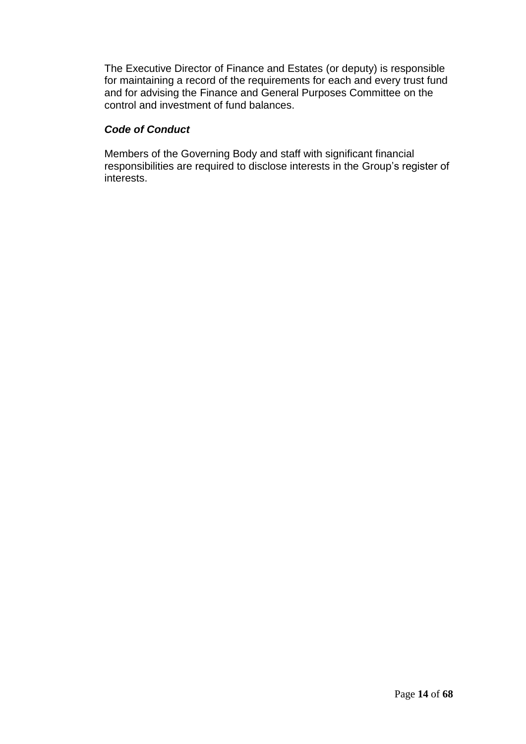The Executive Director of Finance and Estates (or deputy) is responsible for maintaining a record of the requirements for each and every trust fund and for advising the Finance and General Purposes Committee on the control and investment of fund balances.

***Code of Conduct***

Members of the Governing Body and staff with significant financial responsibilities are required to disclose interests in the Group's register of interests.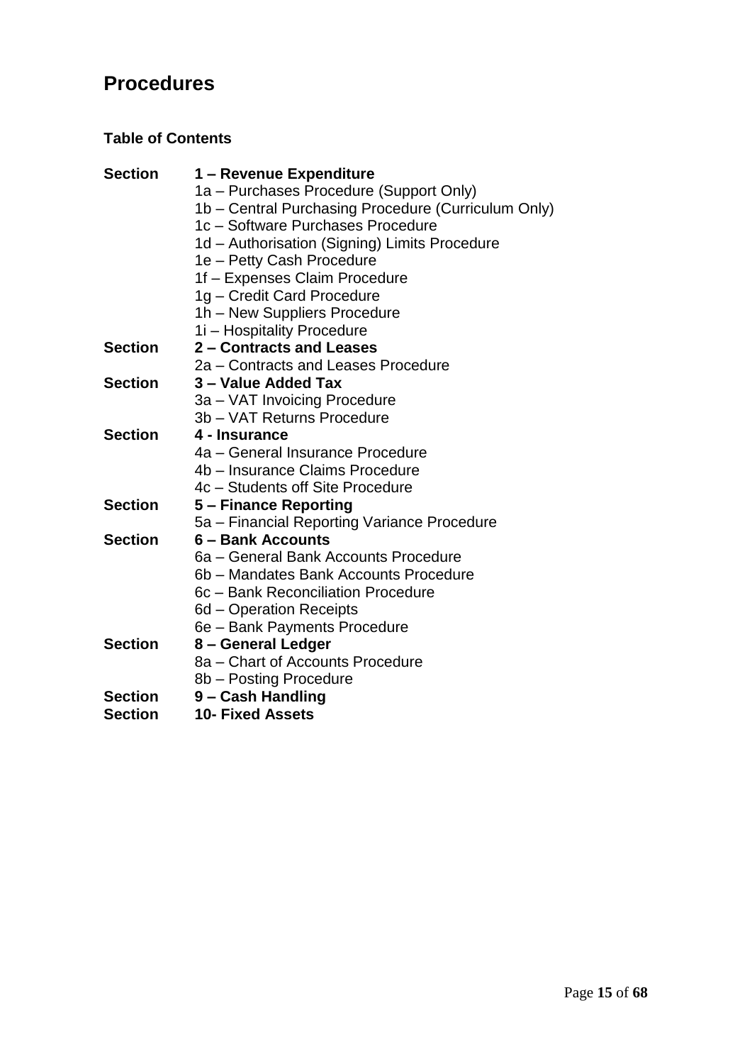# Procedures

**Table of Contents**

**Section 1 – Revenue Expenditure**
- 1a – Purchases Procedure (Support Only)
- 1b – Central Purchasing Procedure (Curriculum Only)
- 1c – Software Purchases Procedure
- 1d – Authorisation (Signing) Limits Procedure
- 1e – Petty Cash Procedure
- 1f – Expenses Claim Procedure
- 1g – Credit Card Procedure
- 1h – New Suppliers Procedure
- 1i – Hospitality Procedure

**Section 2 – Contracts and Leases**
- 2a – Contracts and Leases Procedure

**Section 3 – Value Added Tax**
- 3a – VAT Invoicing Procedure
- 3b – VAT Returns Procedure

**Section 4 - Insurance**
- 4a – General Insurance Procedure
- 4b – Insurance Claims Procedure
- 4c – Students off Site Procedure

**Section 5 – Finance Reporting**
- 5a – Financial Reporting Variance Procedure

**Section 6 – Bank Accounts**
- 6a – General Bank Accounts Procedure
- 6b – Mandates Bank Accounts Procedure
- 6c – Bank Reconciliation Procedure
- 6d – Operation Receipts
- 6e – Bank Payments Procedure

**Section 8 – General Ledger**
- 8a – Chart of Accounts Procedure
- 8b – Posting Procedure

**Section 9 – Cash Handling**

**Section 10- Fixed Assets**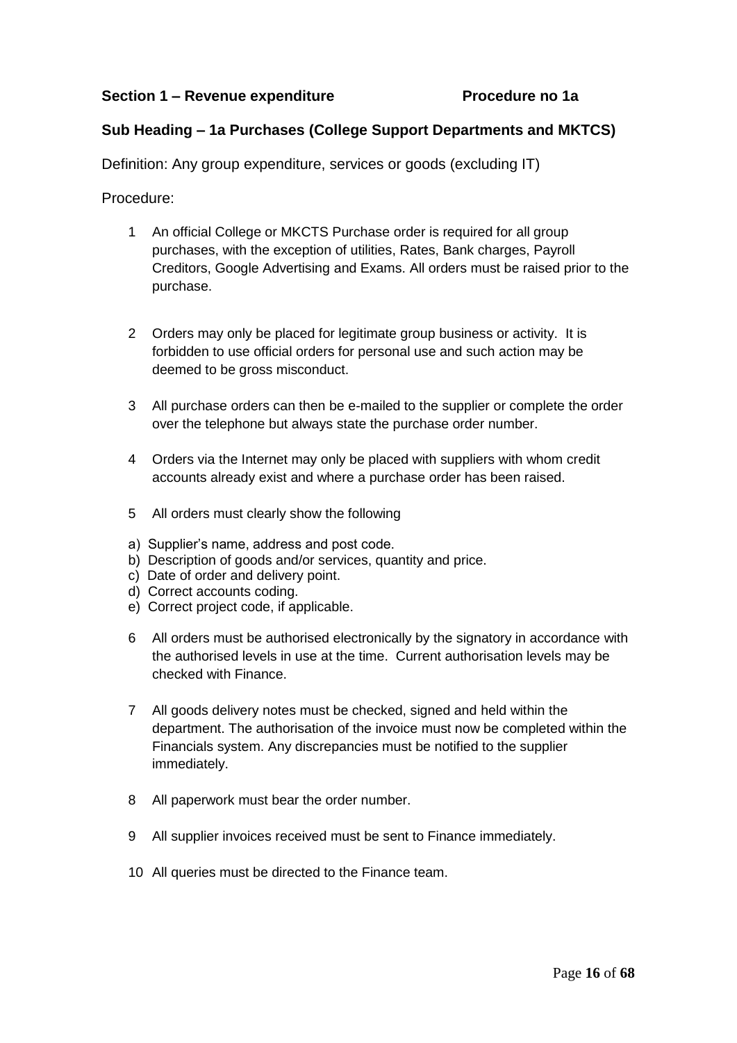**Section 1 – Revenue expenditure** **Procedure no 1a**

**Sub Heading – 1a Purchases (College Support Departments and MKTCS)**

Definition: Any group expenditure, services or goods (excluding IT)

Procedure:

1. An official College or MKCTS Purchase order is required for all group purchases, with the exception of utilities, Rates, Bank charges, Payroll Creditors, Google Advertising and Exams. All orders must be raised prior to the purchase.

2. Orders may only be placed for legitimate group business or activity. It is forbidden to use official orders for personal use and such action may be deemed to be gross misconduct.

3. All purchase orders can then be e-mailed to the supplier or complete the order over the telephone but always state the purchase order number.

4. Orders via the Internet may only be placed with suppliers with whom credit accounts already exist and where a purchase order has been raised.

5. All orders must clearly show the following

a) Supplier's name, address and post code.
b) Description of goods and/or services, quantity and price.
c) Date of order and delivery point.
d) Correct accounts coding.
e) Correct project code, if applicable.

6. All orders must be authorised electronically by the signatory in accordance with the authorised levels in use at the time. Current authorisation levels may be checked with Finance.

7. All goods delivery notes must be checked, signed and held within the department. The authorisation of the invoice must now be completed within the Financials system. Any discrepancies must be notified to the supplier immediately.

8. All paperwork must bear the order number.

9. All supplier invoices received must be sent to Finance immediately.

10. All queries must be directed to the Finance team.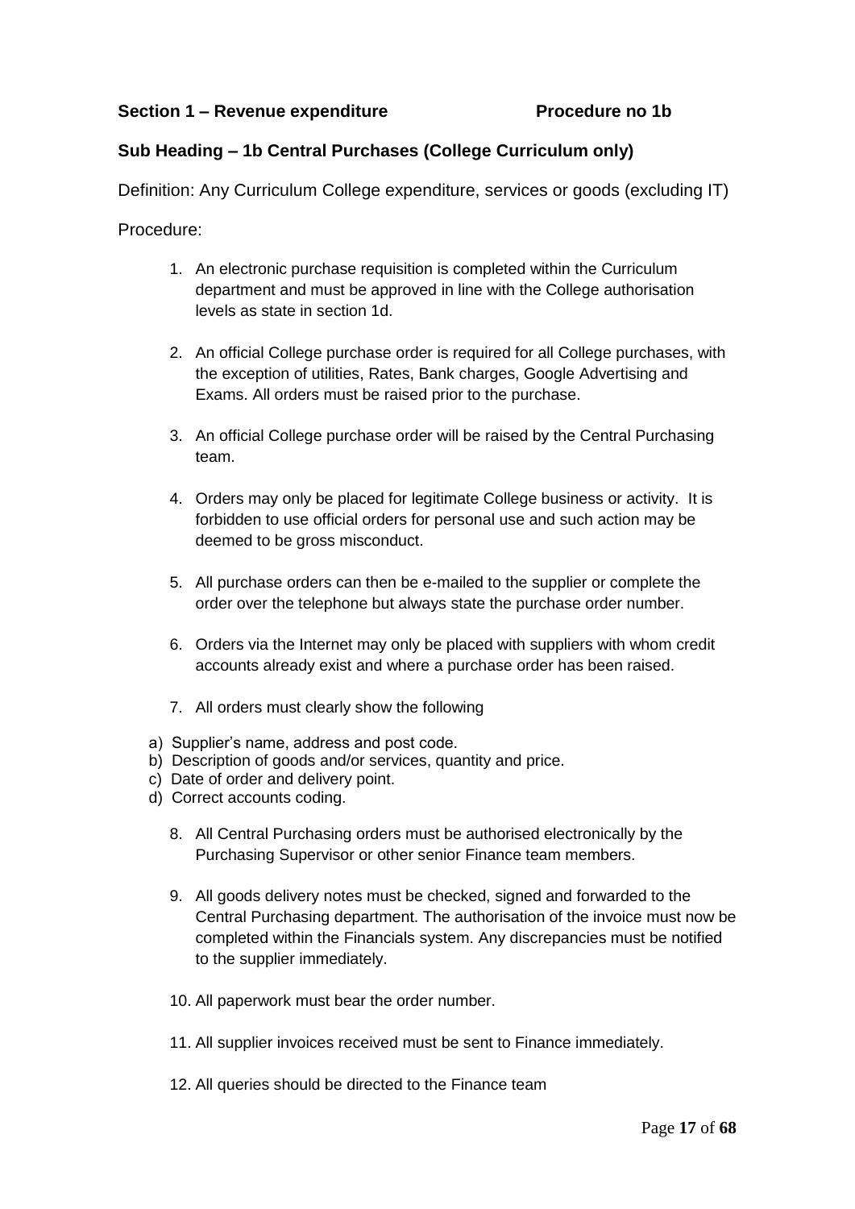**Section 1 – Revenue expenditure Procedure no 1b**

**Sub Heading – 1b Central Purchases (College Curriculum only)**

Definition: Any Curriculum College expenditure, services or goods (excluding IT)

Procedure:

1. An electronic purchase requisition is completed within the Curriculum department and must be approved in line with the College authorisation levels as state in section 1d.

2. An official College purchase order is required for all College purchases, with the exception of utilities, Rates, Bank charges, Google Advertising and Exams. All orders must be raised prior to the purchase.

3. An official College purchase order will be raised by the Central Purchasing team.

4. Orders may only be placed for legitimate College business or activity. It is forbidden to use official orders for personal use and such action may be deemed to be gross misconduct.

5. All purchase orders can then be e-mailed to the supplier or complete the order over the telephone but always state the purchase order number.

6. Orders via the Internet may only be placed with suppliers with whom credit accounts already exist and where a purchase order has been raised.

7. All orders must clearly show the following

a) Supplier's name, address and post code.
b) Description of goods and/or services, quantity and price.
c) Date of order and delivery point.
d) Correct accounts coding.

8. All Central Purchasing orders must be authorised electronically by the Purchasing Supervisor or other senior Finance team members.

9. All goods delivery notes must be checked, signed and forwarded to the Central Purchasing department. The authorisation of the invoice must now be completed within the Financials system. Any discrepancies must be notified to the supplier immediately.

10. All paperwork must bear the order number.

11. All supplier invoices received must be sent to Finance immediately.

12. All queries should be directed to the Finance team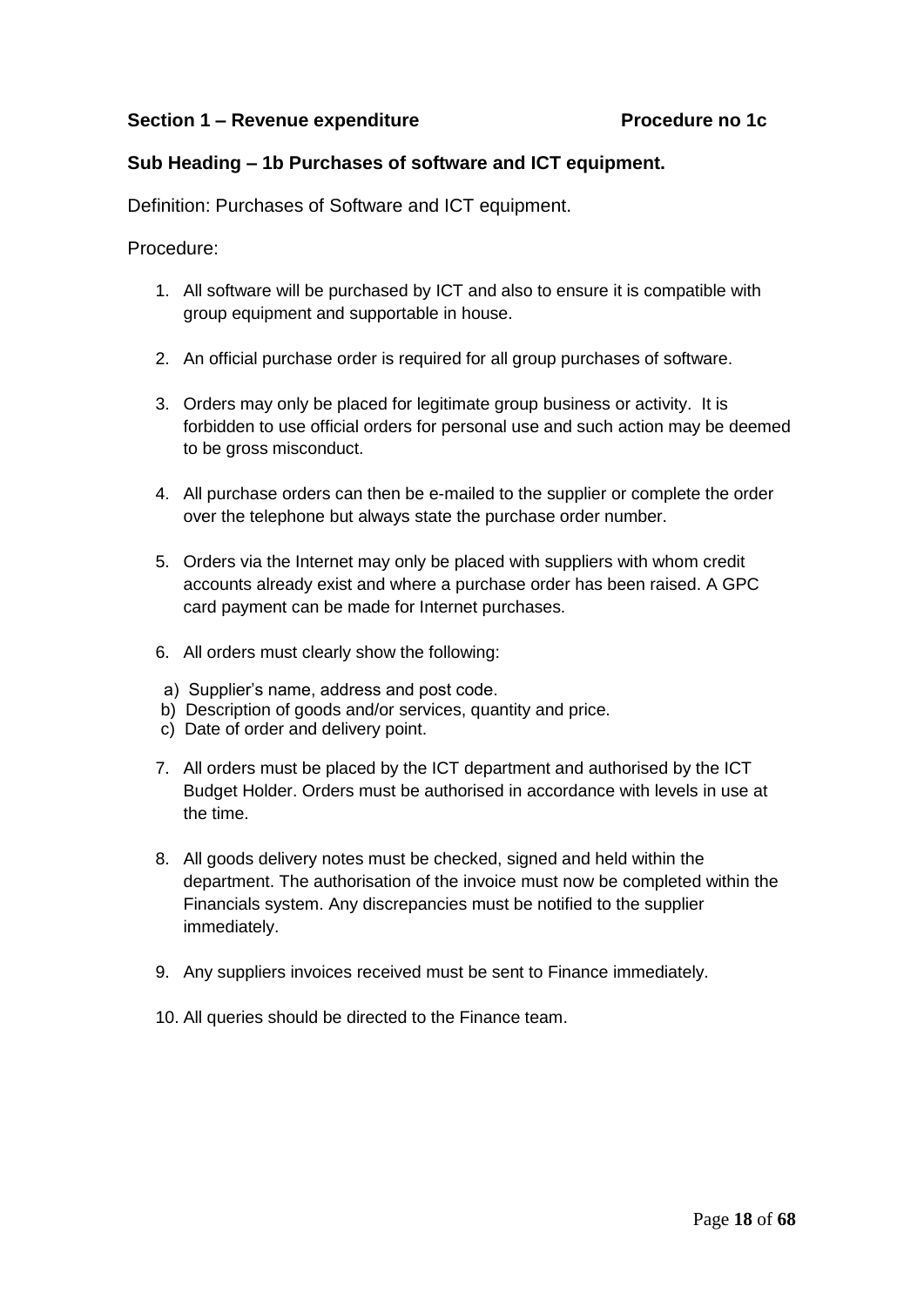**Section 1 – Revenue expenditure** **Procedure no 1c**

**Sub Heading – 1b Purchases of software and ICT equipment.**

Definition: Purchases of Software and ICT equipment.

Procedure:

1. All software will be purchased by ICT and also to ensure it is compatible with group equipment and supportable in house.

2. An official purchase order is required for all group purchases of software.

3. Orders may only be placed for legitimate group business or activity. It is forbidden to use official orders for personal use and such action may be deemed to be gross misconduct.

4. All purchase orders can then be e-mailed to the supplier or complete the order over the telephone but always state the purchase order number.

5. Orders via the Internet may only be placed with suppliers with whom credit accounts already exist and where a purchase order has been raised. A GPC card payment can be made for Internet purchases.

6. All orders must clearly show the following:

   a) Supplier's name, address and post code.
   b) Description of goods and/or services, quantity and price.
   c) Date of order and delivery point.

7. All orders must be placed by the ICT department and authorised by the ICT Budget Holder. Orders must be authorised in accordance with levels in use at the time.

8. All goods delivery notes must be checked, signed and held within the department. The authorisation of the invoice must now be completed within the Financials system. Any discrepancies must be notified to the supplier immediately.

9. Any suppliers invoices received must be sent to Finance immediately.

10. All queries should be directed to the Finance team.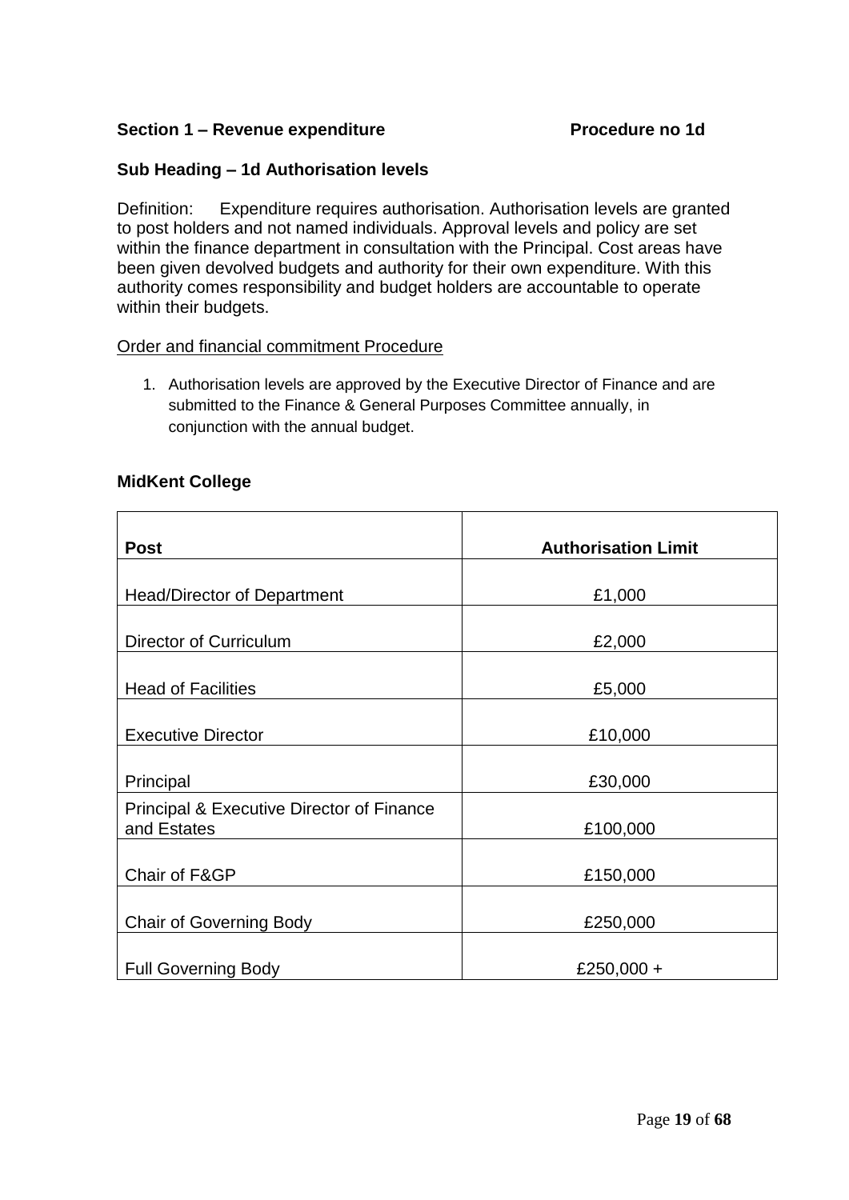**Section 1 – Revenue expenditure** **Procedure no 1d**

**Sub Heading – 1d Authorisation levels**

Definition: Expenditure requires authorisation. Authorisation levels are granted to post holders and not named individuals. Approval levels and policy are set within the finance department in consultation with the Principal. Cost areas have been given devolved budgets and authority for their own expenditure. With this authority comes responsibility and budget holders are accountable to operate within their budgets.

Order and financial commitment Procedure

1. Authorisation levels are approved by the Executive Director of Finance and are submitted to the Finance & General Purposes Committee annually, in conjunction with the annual budget.

**MidKent College**

| **Post** | **Authorisation Limit** |
|---|---|
| Head/Director of Department | £1,000 |
| Director of Curriculum | £2,000 |
| Head of Facilities | £5,000 |
| Executive Director | £10,000 |
| Principal | £30,000 |
| Principal & Executive Director of Finance and Estates | £100,000 |
| Chair of F&GP | £150,000 |
| Chair of Governing Body | £250,000 |
| Full Governing Body | £250,000 + |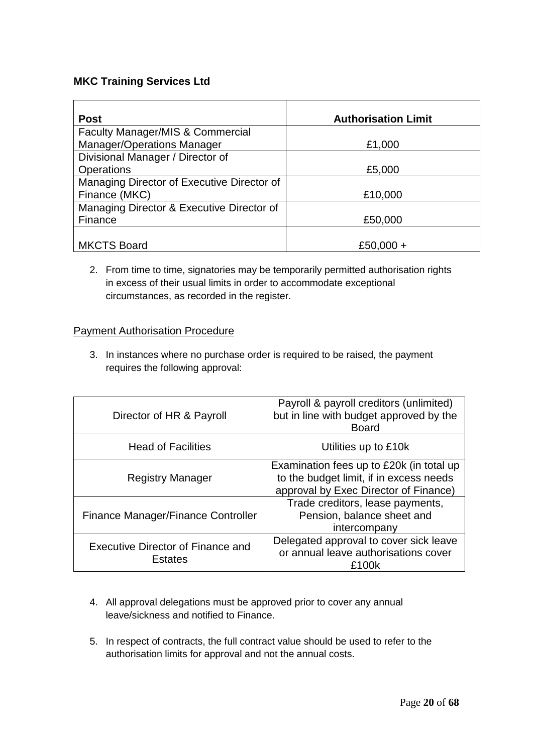**MKC Training Services Ltd**

| Post | Authorisation Limit |
|---|---|
| Faculty Manager/MIS & Commercial Manager/Operations Manager | £1,000 |
| Divisional Manager / Director of Operations | £5,000 |
| Managing Director of Executive Director of Finance (MKC) | £10,000 |
| Managing Director & Executive Director of Finance | £50,000 |
| MKCTS Board | £50,000 + |

2. From time to time, signatories may be temporarily permitted authorisation rights in excess of their usual limits in order to accommodate exceptional circumstances, as recorded in the register.

Payment Authorisation Procedure

3. In instances where no purchase order is required to be raised, the payment requires the following approval:

| | |
|---|---|
| Director of HR & Payroll | Payroll & payroll creditors (unlimited) but in line with budget approved by the Board |
| Head of Facilities | Utilities up to £10k |
| Registry Manager | Examination fees up to £20k (in total up to the budget limit, if in excess needs approval by Exec Director of Finance) |
| Finance Manager/Finance Controller | Trade creditors, lease payments, Pension, balance sheet and intercompany |
| Executive Director of Finance and Estates | Delegated approval to cover sick leave or annual leave authorisations cover £100k |

4. All approval delegations must be approved prior to cover any annual leave/sickness and notified to Finance.

5. In respect of contracts, the full contract value should be used to refer to the authorisation limits for approval and not the annual costs.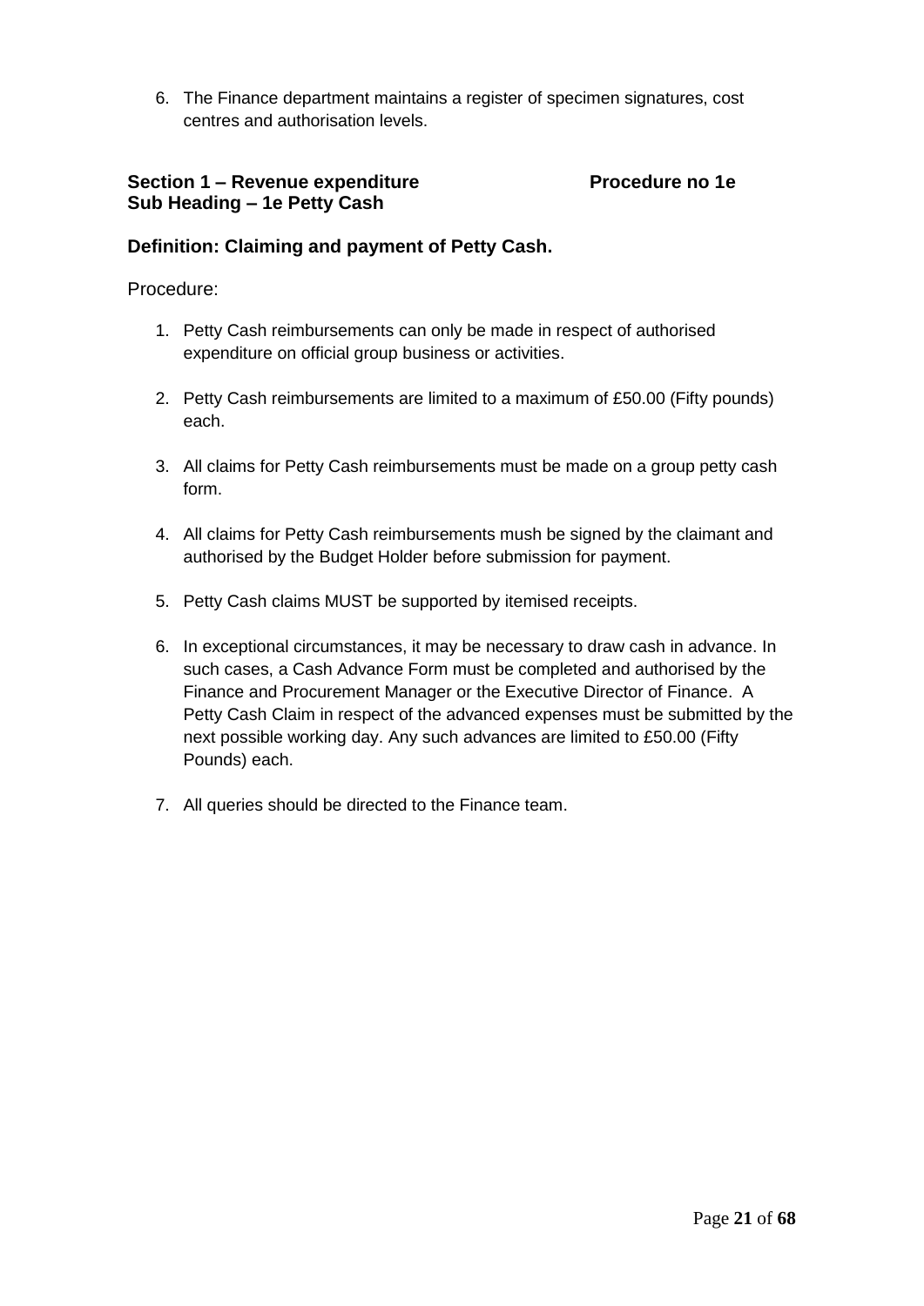6. The Finance department maintains a register of specimen signatures, cost centres and authorisation levels.

**Section 1 – Revenue expenditure** **Procedure no 1e**
**Sub Heading – 1e Petty Cash**

**Definition: Claiming and payment of Petty Cash.**

Procedure:

1. Petty Cash reimbursements can only be made in respect of authorised expenditure on official group business or activities.

2. Petty Cash reimbursements are limited to a maximum of £50.00 (Fifty pounds) each.

3. All claims for Petty Cash reimbursements must be made on a group petty cash form.

4. All claims for Petty Cash reimbursements mush be signed by the claimant and authorised by the Budget Holder before submission for payment.

5. Petty Cash claims MUST be supported by itemised receipts.

6. In exceptional circumstances, it may be necessary to draw cash in advance. In such cases, a Cash Advance Form must be completed and authorised by the Finance and Procurement Manager or the Executive Director of Finance. A Petty Cash Claim in respect of the advanced expenses must be submitted by the next possible working day. Any such advances are limited to £50.00 (Fifty Pounds) each.

7. All queries should be directed to the Finance team.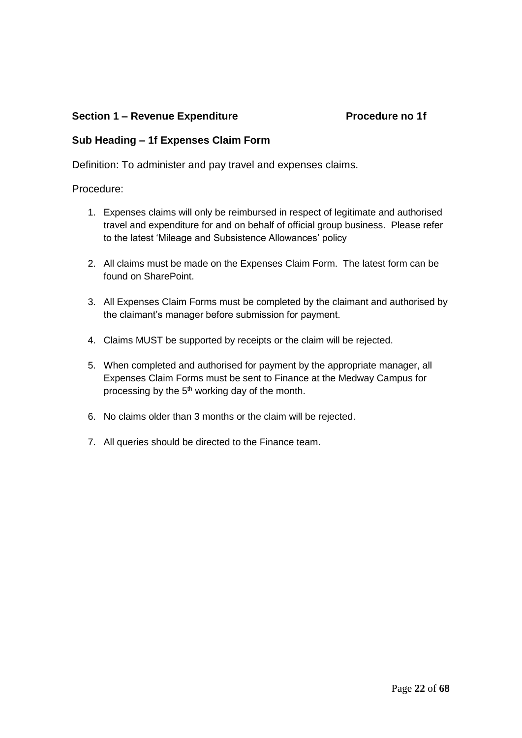**Section 1 – Revenue Expenditure** **Procedure no 1f**

**Sub Heading – 1f Expenses Claim Form**

Definition: To administer and pay travel and expenses claims.

Procedure:

1. Expenses claims will only be reimbursed in respect of legitimate and authorised travel and expenditure for and on behalf of official group business. Please refer to the latest 'Mileage and Subsistence Allowances' policy

2. All claims must be made on the Expenses Claim Form. The latest form can be found on SharePoint.

3. All Expenses Claim Forms must be completed by the claimant and authorised by the claimant's manager before submission for payment.

4. Claims MUST be supported by receipts or the claim will be rejected.

5. When completed and authorised for payment by the appropriate manager, all Expenses Claim Forms must be sent to Finance at the Medway Campus for processing by the 5th working day of the month.

6. No claims older than 3 months or the claim will be rejected.

7. All queries should be directed to the Finance team.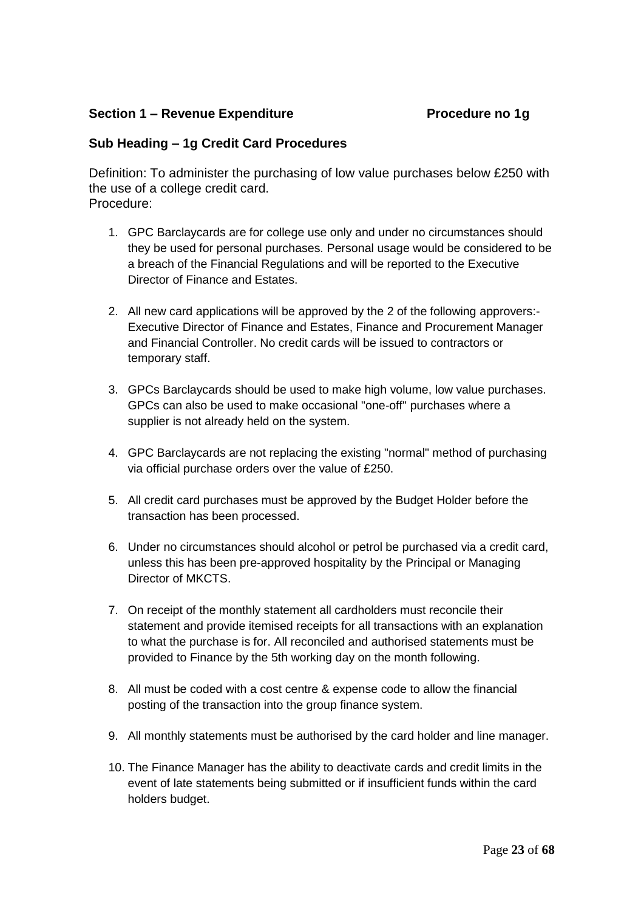**Section 1 – Revenue Expenditure** **Procedure no 1g**

**Sub Heading – 1g Credit Card Procedures**

Definition: To administer the purchasing of low value purchases below £250 with the use of a college credit card.
Procedure:

1. GPC Barclaycards are for college use only and under no circumstances should they be used for personal purchases. Personal usage would be considered to be a breach of the Financial Regulations and will be reported to the Executive Director of Finance and Estates.

2. All new card applications will be approved by the 2 of the following approvers:- Executive Director of Finance and Estates, Finance and Procurement Manager and Financial Controller. No credit cards will be issued to contractors or temporary staff.

3. GPCs Barclaycards should be used to make high volume, low value purchases. GPCs can also be used to make occasional "one-off" purchases where a supplier is not already held on the system.

4. GPC Barclaycards are not replacing the existing "normal" method of purchasing via official purchase orders over the value of £250.

5. All credit card purchases must be approved by the Budget Holder before the transaction has been processed.

6. Under no circumstances should alcohol or petrol be purchased via a credit card, unless this has been pre-approved hospitality by the Principal or Managing Director of MKCTS.

7. On receipt of the monthly statement all cardholders must reconcile their statement and provide itemised receipts for all transactions with an explanation to what the purchase is for. All reconciled and authorised statements must be provided to Finance by the 5th working day on the month following.

8. All must be coded with a cost centre & expense code to allow the financial posting of the transaction into the group finance system.

9. All monthly statements must be authorised by the card holder and line manager.

10. The Finance Manager has the ability to deactivate cards and credit limits in the event of late statements being submitted or if insufficient funds within the card holders budget.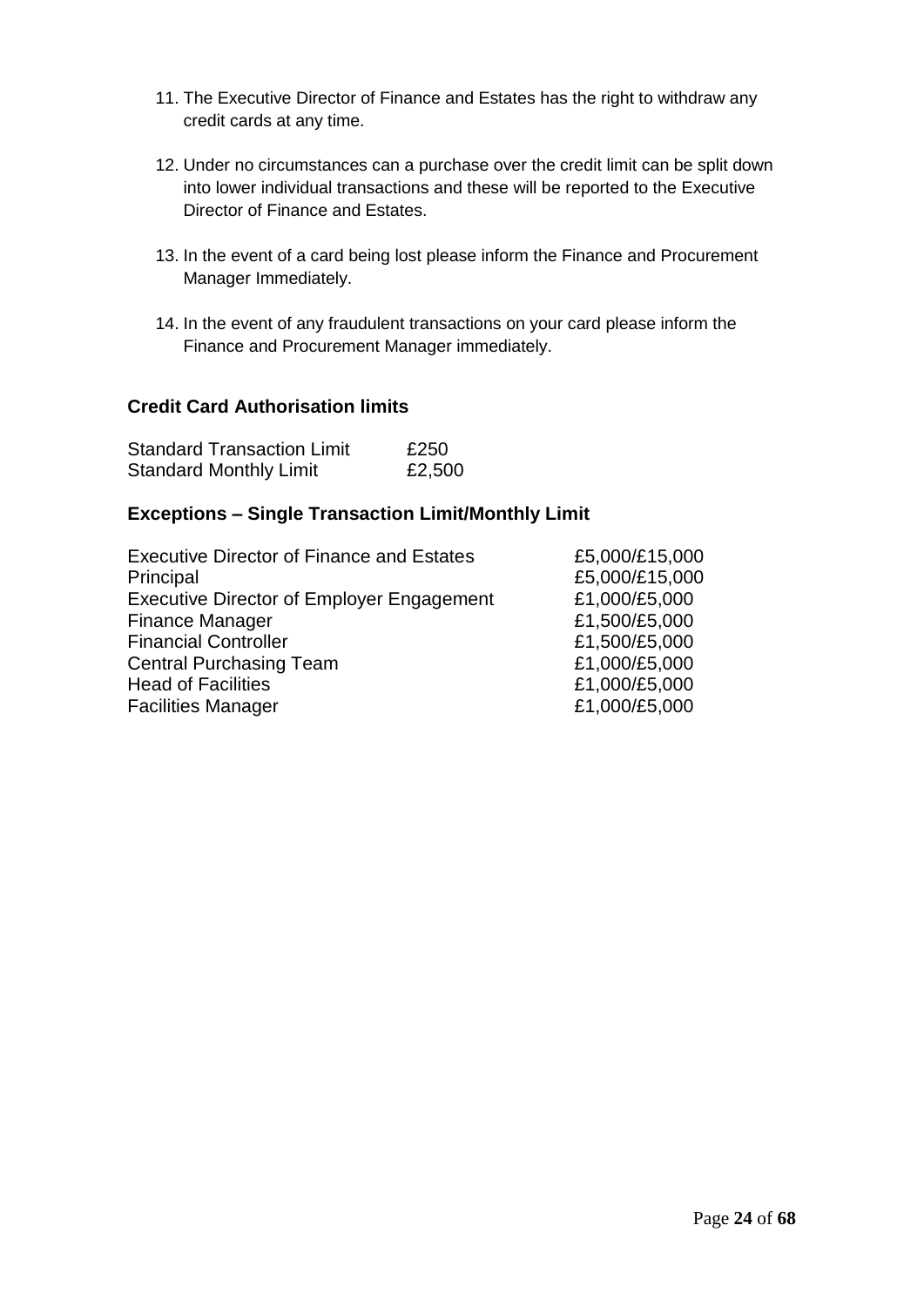11. The Executive Director of Finance and Estates has the right to withdraw any credit cards at any time.

12. Under no circumstances can a purchase over the credit limit can be split down into lower individual transactions and these will be reported to the Executive Director of Finance and Estates.

13. In the event of a card being lost please inform the Finance and Procurement Manager Immediately.

14. In the event of any fraudulent transactions on your card please inform the Finance and Procurement Manager immediately.

### Credit Card Authorisation limits

| | |
|---|---|
| Standard Transaction Limit | £250 |
| Standard Monthly Limit | £2,500 |

### Exceptions – Single Transaction Limit/Monthly Limit

| | |
|---|---|
| Executive Director of Finance and Estates | £5,000/£15,000 |
| Principal | £5,000/£15,000 |
| Executive Director of Employer Engagement | £1,000/£5,000 |
| Finance Manager | £1,500/£5,000 |
| Financial Controller | £1,500/£5,000 |
| Central Purchasing Team | £1,000/£5,000 |
| Head of Facilities | £1,000/£5,000 |
| Facilities Manager | £1,000/£5,000 |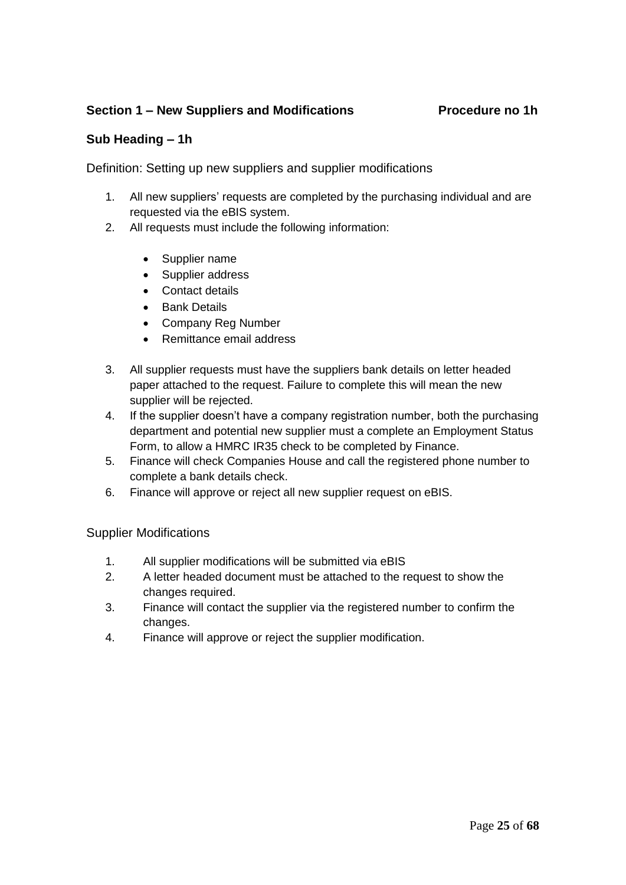**Section 1 – New Suppliers and Modifications** **Procedure no 1h**

**Sub Heading – 1h**

Definition: Setting up new suppliers and supplier modifications

1. All new suppliers' requests are completed by the purchasing individual and are requested via the eBIS system.
2. All requests must include the following information:

   - Supplier name
   - Supplier address
   - Contact details
   - Bank Details
   - Company Reg Number
   - Remittance email address

3. All supplier requests must have the suppliers bank details on letter headed paper attached to the request. Failure to complete this will mean the new supplier will be rejected.
4. If the supplier doesn't have a company registration number, both the purchasing department and potential new supplier must a complete an Employment Status Form, to allow a HMRC IR35 check to be completed by Finance.
5. Finance will check Companies House and call the registered phone number to complete a bank details check.
6. Finance will approve or reject all new supplier request on eBIS.

Supplier Modifications

1. All supplier modifications will be submitted via eBIS
2. A letter headed document must be attached to the request to show the changes required.
3. Finance will contact the supplier via the registered number to confirm the changes.
4. Finance will approve or reject the supplier modification.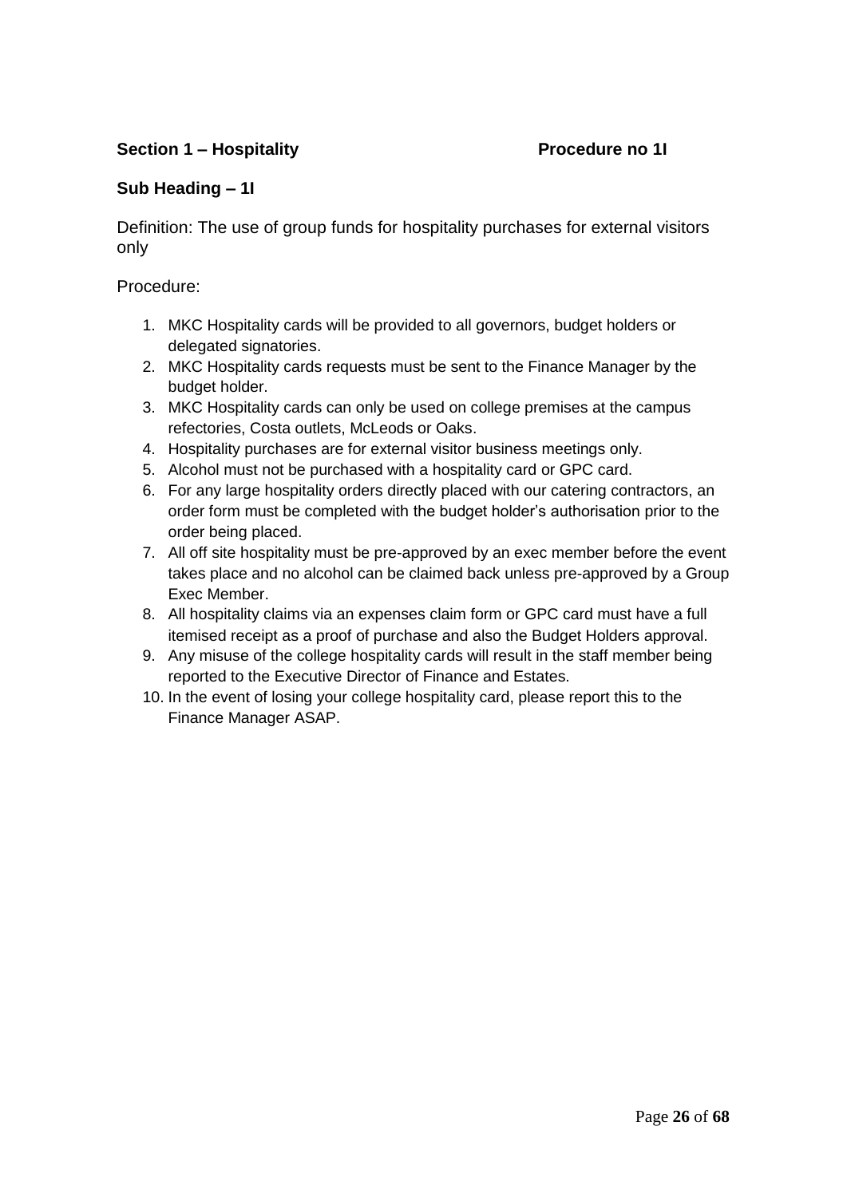**Section 1 – Hospitality** **Procedure no 1I**

**Sub Heading – 1I**

Definition: The use of group funds for hospitality purchases for external visitors only

Procedure:

1. MKC Hospitality cards will be provided to all governors, budget holders or delegated signatories.
2. MKC Hospitality cards requests must be sent to the Finance Manager by the budget holder.
3. MKC Hospitality cards can only be used on college premises at the campus refectories, Costa outlets, McLeods or Oaks.
4. Hospitality purchases are for external visitor business meetings only.
5. Alcohol must not be purchased with a hospitality card or GPC card.
6. For any large hospitality orders directly placed with our catering contractors, an order form must be completed with the budget holder's authorisation prior to the order being placed.
7. All off site hospitality must be pre-approved by an exec member before the event takes place and no alcohol can be claimed back unless pre-approved by a Group Exec Member.
8. All hospitality claims via an expenses claim form or GPC card must have a full itemised receipt as a proof of purchase and also the Budget Holders approval.
9. Any misuse of the college hospitality cards will result in the staff member being reported to the Executive Director of Finance and Estates.
10. In the event of losing your college hospitality card, please report this to the Finance Manager ASAP.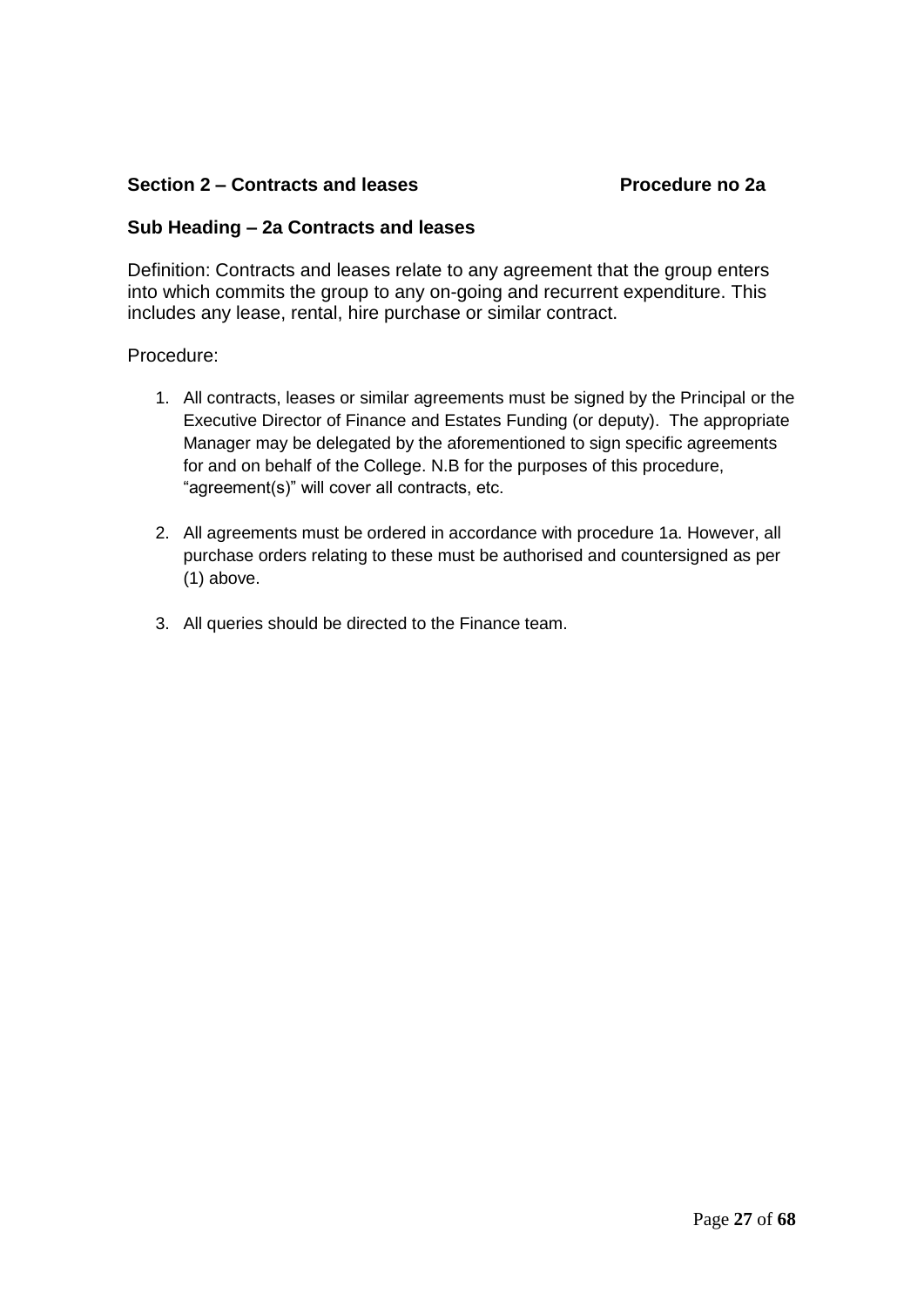**Section 2 – Contracts and leases Procedure no 2a**

**Sub Heading – 2a Contracts and leases**

Definition: Contracts and leases relate to any agreement that the group enters into which commits the group to any on-going and recurrent expenditure. This includes any lease, rental, hire purchase or similar contract.

Procedure:

1. All contracts, leases or similar agreements must be signed by the Principal or the Executive Director of Finance and Estates Funding (or deputy). The appropriate Manager may be delegated by the aforementioned to sign specific agreements for and on behalf of the College. N.B for the purposes of this procedure, "agreement(s)" will cover all contracts, etc.

2. All agreements must be ordered in accordance with procedure 1a. However, all purchase orders relating to these must be authorised and countersigned as per (1) above.

3. All queries should be directed to the Finance team.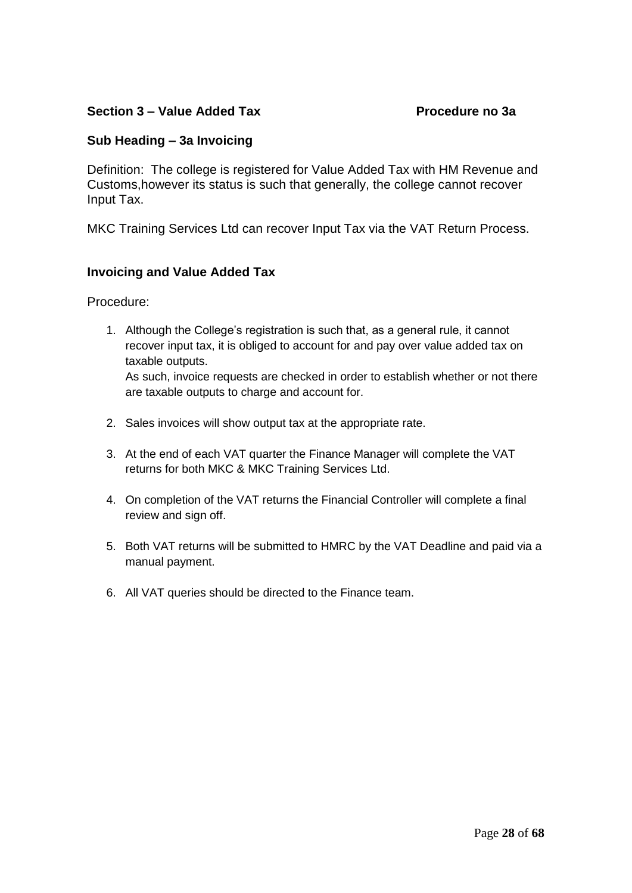**Section 3 – Value Added Tax** **Procedure no 3a**

**Sub Heading – 3a Invoicing**

Definition: The college is registered for Value Added Tax with HM Revenue and Customs,however its status is such that generally, the college cannot recover Input Tax.

MKC Training Services Ltd can recover Input Tax via the VAT Return Process.

**Invoicing and Value Added Tax**

Procedure:

1. Although the College's registration is such that, as a general rule, it cannot recover input tax, it is obliged to account for and pay over value added tax on taxable outputs.
   As such, invoice requests are checked in order to establish whether or not there are taxable outputs to charge and account for.

2. Sales invoices will show output tax at the appropriate rate.

3. At the end of each VAT quarter the Finance Manager will complete the VAT returns for both MKC & MKC Training Services Ltd.

4. On completion of the VAT returns the Financial Controller will complete a final review and sign off.

5. Both VAT returns will be submitted to HMRC by the VAT Deadline and paid via a manual payment.

6. All VAT queries should be directed to the Finance team.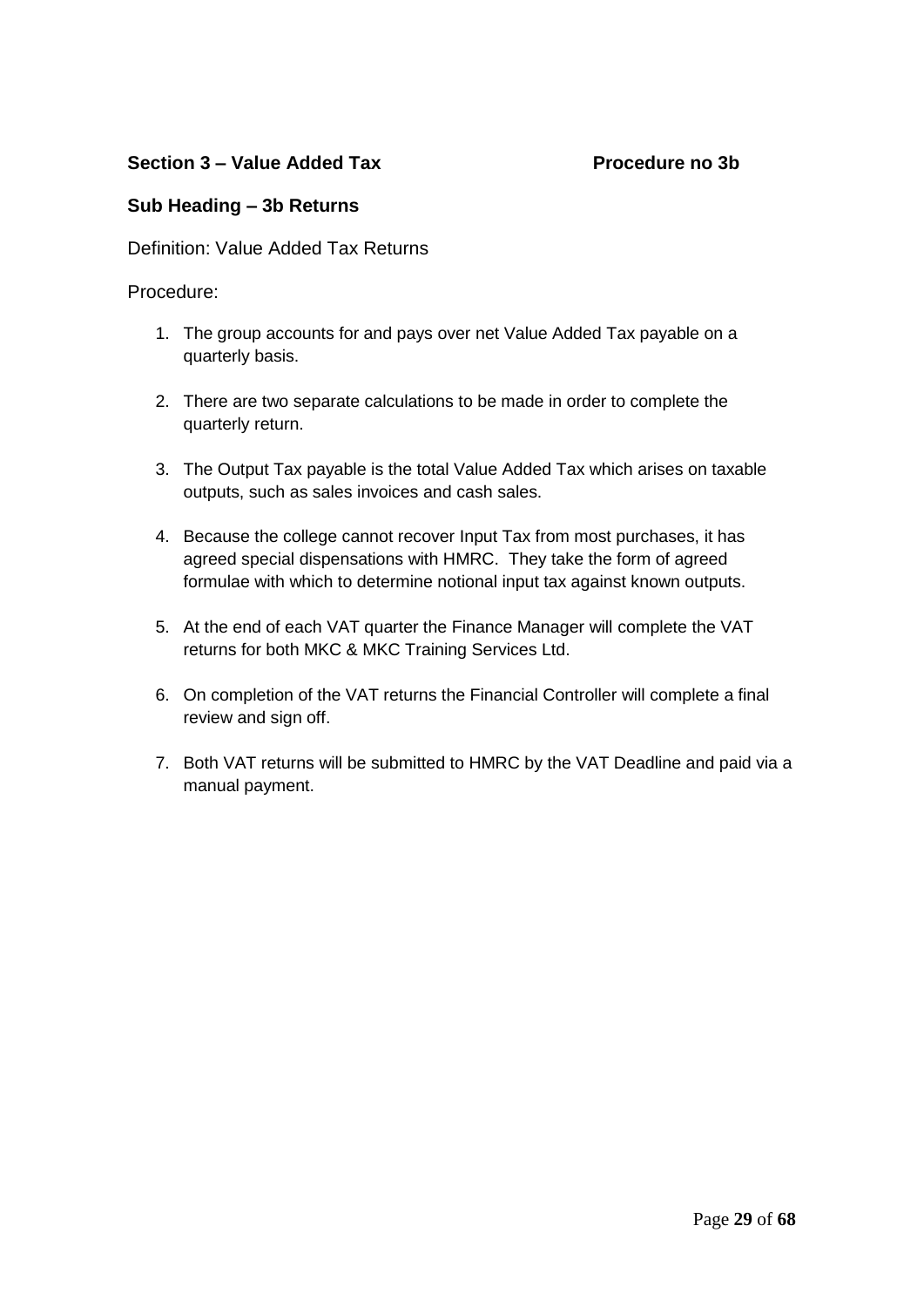**Section 3 – Value Added Tax** **Procedure no 3b**

**Sub Heading – 3b Returns**

Definition: Value Added Tax Returns

Procedure:

1. The group accounts for and pays over net Value Added Tax payable on a quarterly basis.

2. There are two separate calculations to be made in order to complete the quarterly return.

3. The Output Tax payable is the total Value Added Tax which arises on taxable outputs, such as sales invoices and cash sales.

4. Because the college cannot recover Input Tax from most purchases, it has agreed special dispensations with HMRC. They take the form of agreed formulae with which to determine notional input tax against known outputs.

5. At the end of each VAT quarter the Finance Manager will complete the VAT returns for both MKC & MKC Training Services Ltd.

6. On completion of the VAT returns the Financial Controller will complete a final review and sign off.

7. Both VAT returns will be submitted to HMRC by the VAT Deadline and paid via a manual payment.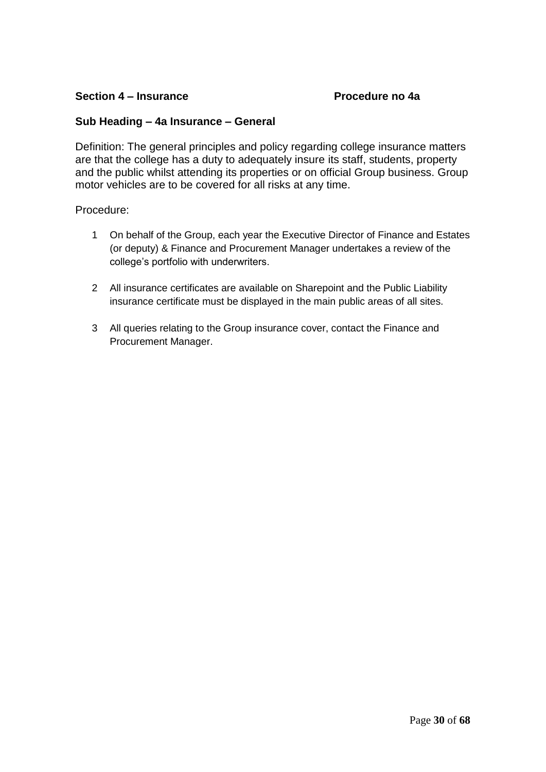**Section 4 – Insurance** **Procedure no 4a**

**Sub Heading – 4a Insurance – General**

Definition: The general principles and policy regarding college insurance matters are that the college has a duty to adequately insure its staff, students, property and the public whilst attending its properties or on official Group business. Group motor vehicles are to be covered for all risks at any time.

Procedure:

1. On behalf of the Group, each year the Executive Director of Finance and Estates (or deputy) & Finance and Procurement Manager undertakes a review of the college's portfolio with underwriters.

2. All insurance certificates are available on Sharepoint and the Public Liability insurance certificate must be displayed in the main public areas of all sites.

3. All queries relating to the Group insurance cover, contact the Finance and Procurement Manager.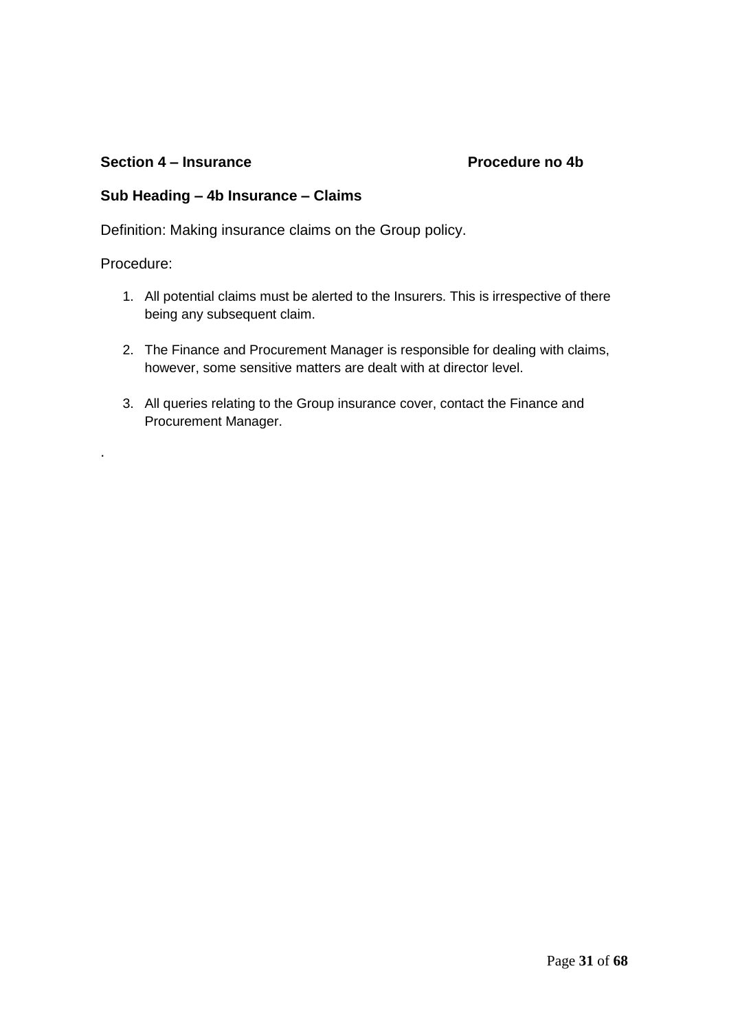**Section 4 – Insurance** **Procedure no 4b**

**Sub Heading – 4b Insurance – Claims**

Definition: Making insurance claims on the Group policy.

Procedure:

1. All potential claims must be alerted to the Insurers. This is irrespective of there being any subsequent claim.

2. The Finance and Procurement Manager is responsible for dealing with claims, however, some sensitive matters are dealt with at director level.

3. All queries relating to the Group insurance cover, contact the Finance and Procurement Manager.

.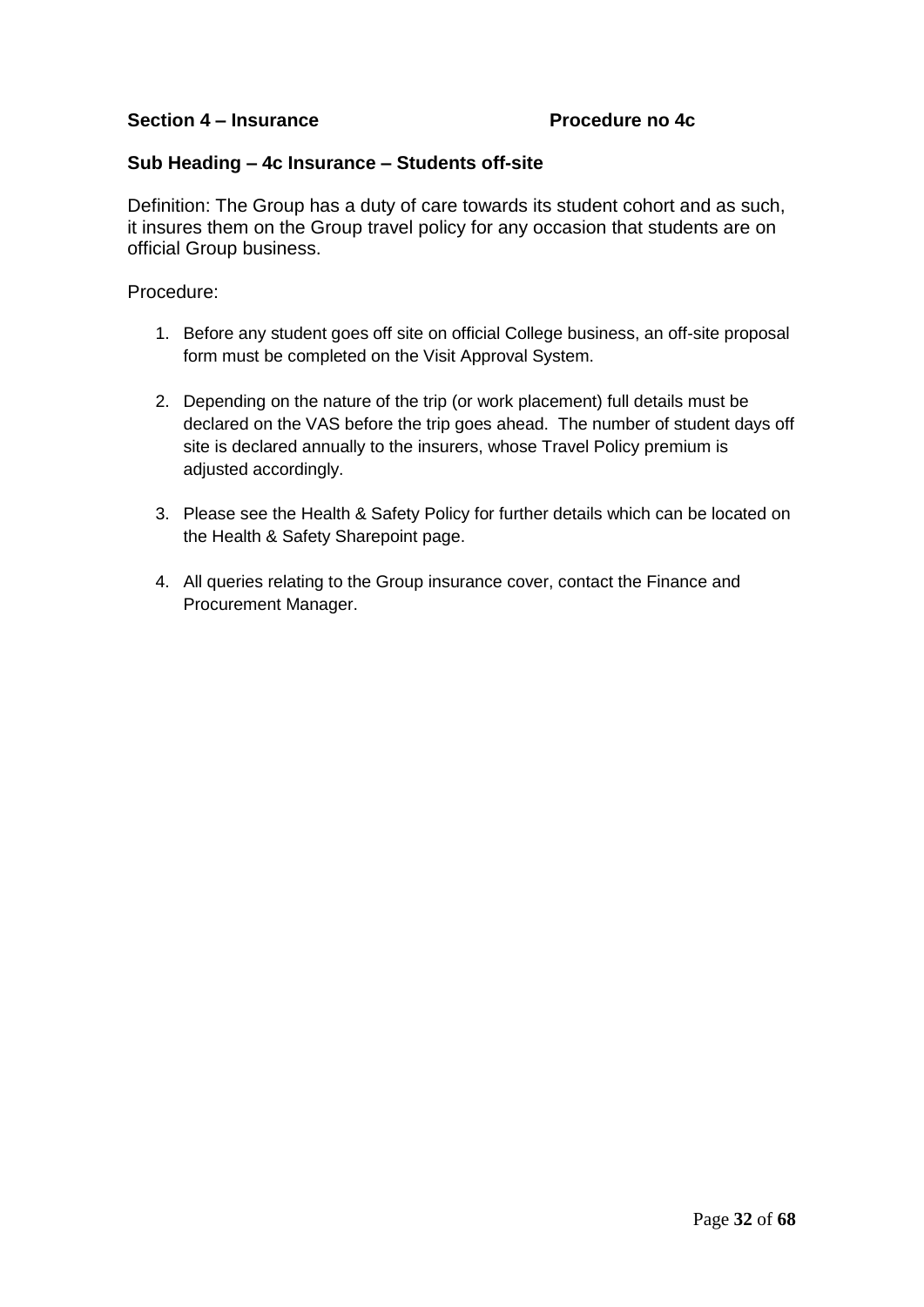**Section 4 – Insurance** **Procedure no 4c**

**Sub Heading – 4c Insurance – Students off-site**

Definition: The Group has a duty of care towards its student cohort and as such, it insures them on the Group travel policy for any occasion that students are on official Group business.

Procedure:

1. Before any student goes off site on official College business, an off-site proposal form must be completed on the Visit Approval System.

2. Depending on the nature of the trip (or work placement) full details must be declared on the VAS before the trip goes ahead. The number of student days off site is declared annually to the insurers, whose Travel Policy premium is adjusted accordingly.

3. Please see the Health & Safety Policy for further details which can be located on the Health & Safety Sharepoint page.

4. All queries relating to the Group insurance cover, contact the Finance and Procurement Manager.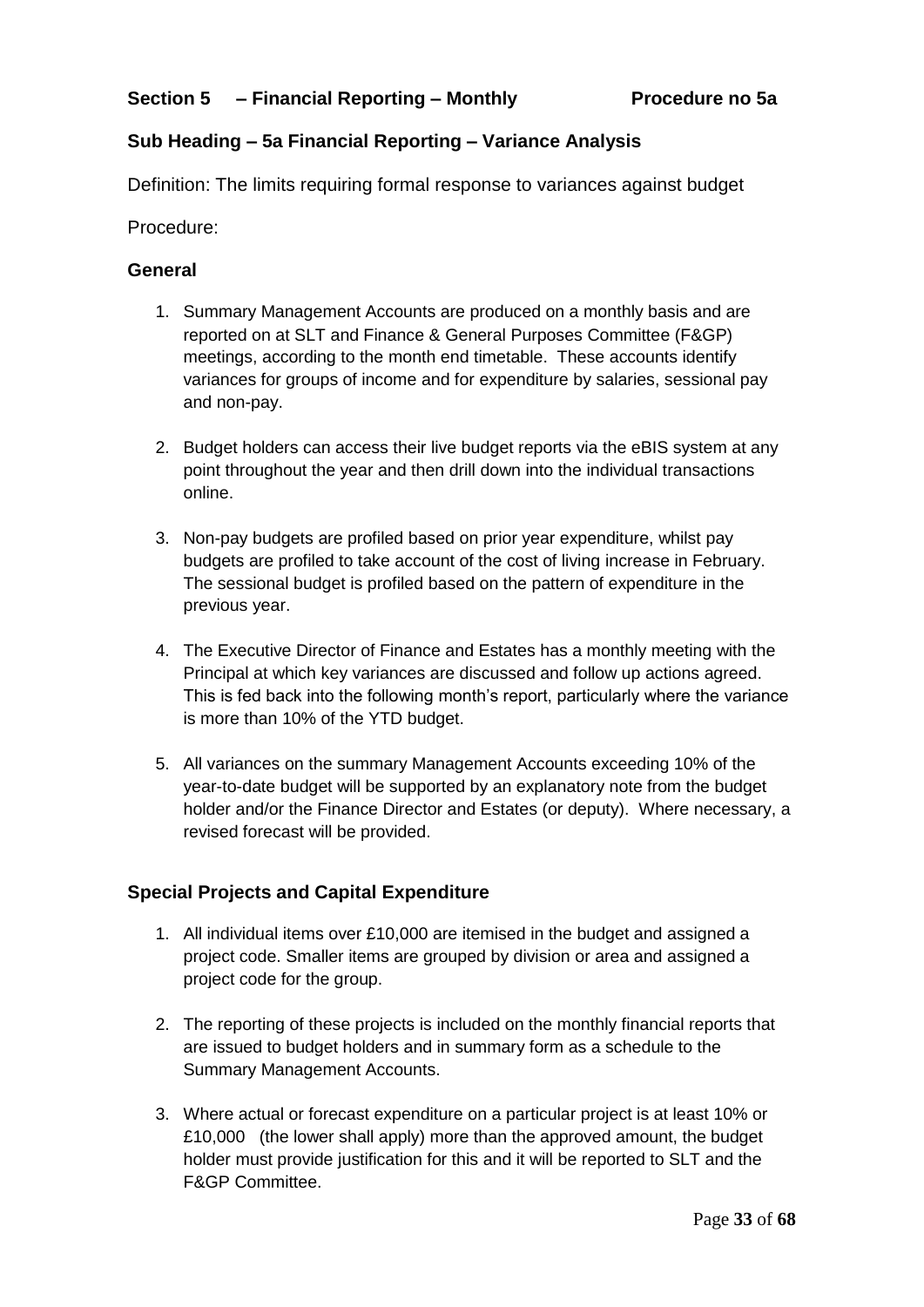## Section 5 – Financial Reporting – Monthly Procedure no 5a

### Sub Heading – 5a Financial Reporting – Variance Analysis

Definition: The limits requiring formal response to variances against budget

Procedure:

### General

1. Summary Management Accounts are produced on a monthly basis and are reported on at SLT and Finance & General Purposes Committee (F&GP) meetings, according to the month end timetable. These accounts identify variances for groups of income and for expenditure by salaries, sessional pay and non-pay.

2. Budget holders can access their live budget reports via the eBIS system at any point throughout the year and then drill down into the individual transactions online.

3. Non-pay budgets are profiled based on prior year expenditure, whilst pay budgets are profiled to take account of the cost of living increase in February. The sessional budget is profiled based on the pattern of expenditure in the previous year.

4. The Executive Director of Finance and Estates has a monthly meeting with the Principal at which key variances are discussed and follow up actions agreed. This is fed back into the following month's report, particularly where the variance is more than 10% of the YTD budget.

5. All variances on the summary Management Accounts exceeding 10% of the year-to-date budget will be supported by an explanatory note from the budget holder and/or the Finance Director and Estates (or deputy). Where necessary, a revised forecast will be provided.

### Special Projects and Capital Expenditure

1. All individual items over £10,000 are itemised in the budget and assigned a project code. Smaller items are grouped by division or area and assigned a project code for the group.

2. The reporting of these projects is included on the monthly financial reports that are issued to budget holders and in summary form as a schedule to the Summary Management Accounts.

3. Where actual or forecast expenditure on a particular project is at least 10% or £10,000 (the lower shall apply) more than the approved amount, the budget holder must provide justification for this and it will be reported to SLT and the F&GP Committee.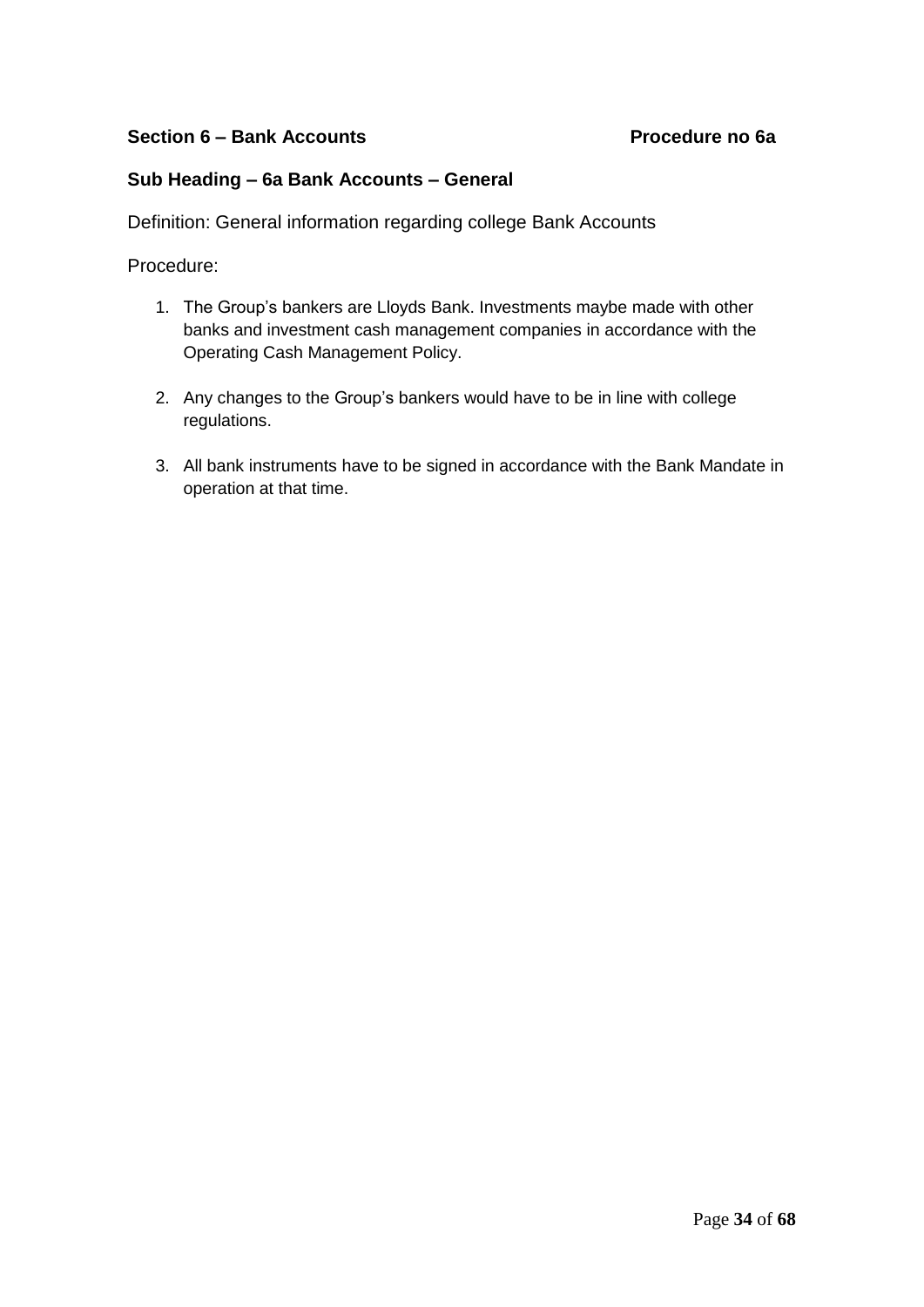**Section 6 – Bank Accounts** **Procedure no 6a**

**Sub Heading – 6a Bank Accounts – General**

Definition: General information regarding college Bank Accounts

Procedure:

1. The Group's bankers are Lloyds Bank. Investments maybe made with other banks and investment cash management companies in accordance with the Operating Cash Management Policy.

2. Any changes to the Group's bankers would have to be in line with college regulations.

3. All bank instruments have to be signed in accordance with the Bank Mandate in operation at that time.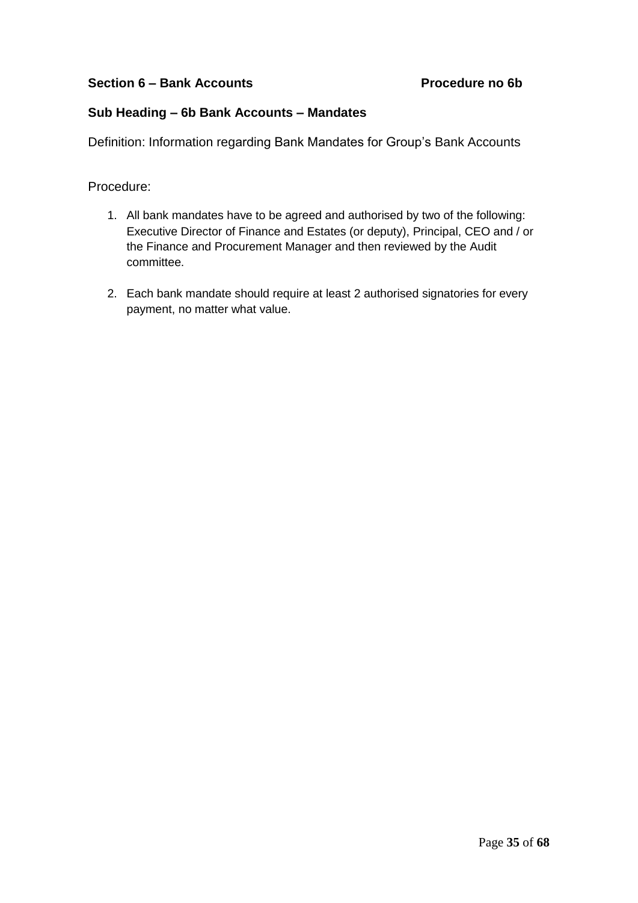**Section 6 – Bank Accounts** **Procedure no 6b**

**Sub Heading – 6b Bank Accounts – Mandates**

Definition: Information regarding Bank Mandates for Group's Bank Accounts

Procedure:

1. All bank mandates have to be agreed and authorised by two of the following: Executive Director of Finance and Estates (or deputy), Principal, CEO and / or the Finance and Procurement Manager and then reviewed by the Audit committee.

2. Each bank mandate should require at least 2 authorised signatories for every payment, no matter what value.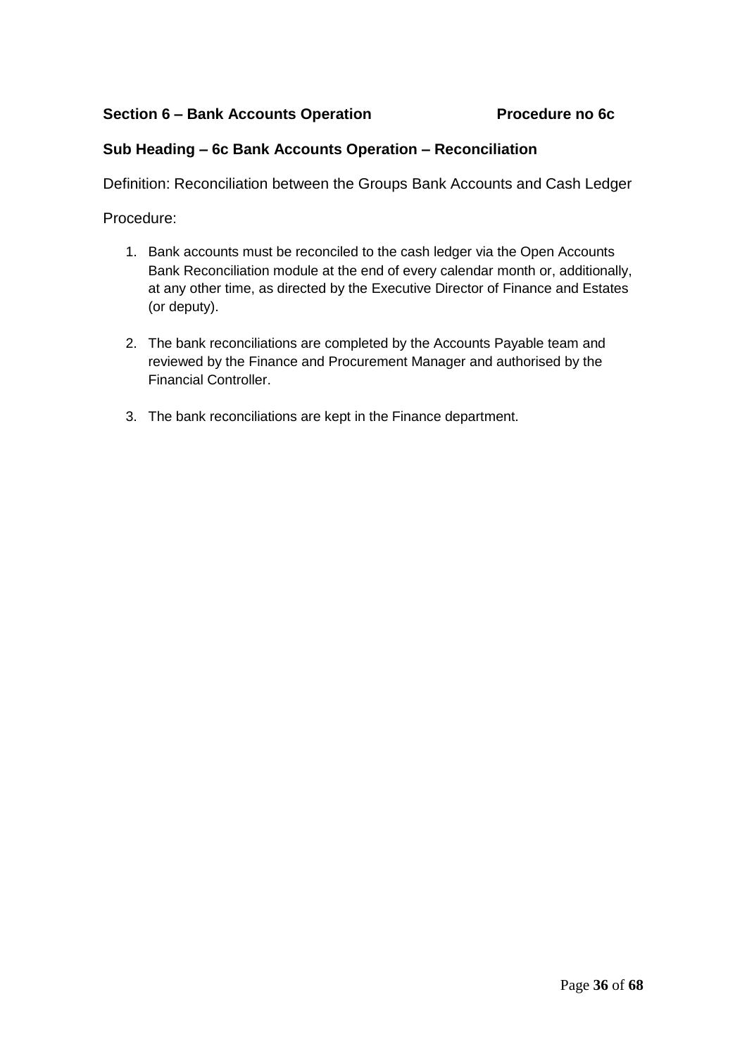**Section 6 – Bank Accounts Operation Procedure no 6c**

**Sub Heading – 6c Bank Accounts Operation – Reconciliation**

Definition: Reconciliation between the Groups Bank Accounts and Cash Ledger

Procedure:

1. Bank accounts must be reconciled to the cash ledger via the Open Accounts Bank Reconciliation module at the end of every calendar month or, additionally, at any other time, as directed by the Executive Director of Finance and Estates (or deputy).

2. The bank reconciliations are completed by the Accounts Payable team and reviewed by the Finance and Procurement Manager and authorised by the Financial Controller.

3. The bank reconciliations are kept in the Finance department.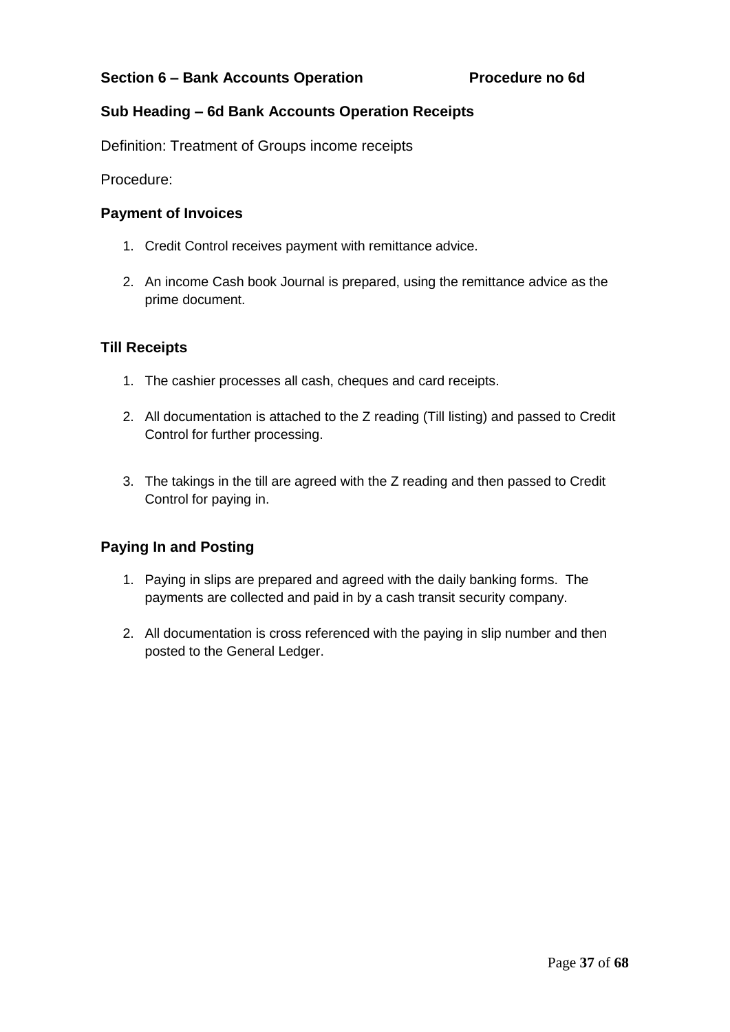**Section 6 – Bank Accounts Operation** **Procedure no 6d**

**Sub Heading – 6d Bank Accounts Operation Receipts**

Definition: Treatment of Groups income receipts

Procedure:

### Payment of Invoices

1. Credit Control receives payment with remittance advice.
2. An income Cash book Journal is prepared, using the remittance advice as the prime document.

### Till Receipts

1. The cashier processes all cash, cheques and card receipts.
2. All documentation is attached to the Z reading (Till listing) and passed to Credit Control for further processing.
3. The takings in the till are agreed with the Z reading and then passed to Credit Control for paying in.

### Paying In and Posting

1. Paying in slips are prepared and agreed with the daily banking forms. The payments are collected and paid in by a cash transit security company.
2. All documentation is cross referenced with the paying in slip number and then posted to the General Ledger.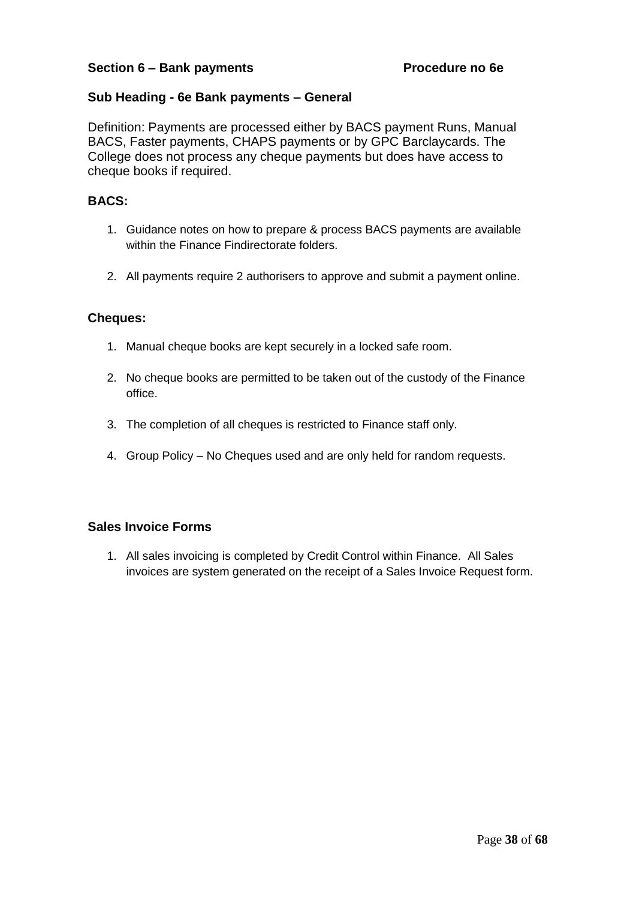**Section 6 – Bank payments** **Procedure no 6e**

**Sub Heading - 6e Bank payments – General**

Definition: Payments are processed either by BACS payment Runs, Manual BACS, Faster payments, CHAPS payments or by GPC Barclaycards. The College does not process any cheque payments but does have access to cheque books if required.

**BACS:**

1. Guidance notes on how to prepare & process BACS payments are available within the Finance Findirectorate folders.

2. All payments require 2 authorisers to approve and submit a payment online.

**Cheques:**

1. Manual cheque books are kept securely in a locked safe room.

2. No cheque books are permitted to be taken out of the custody of the Finance office.

3. The completion of all cheques is restricted to Finance staff only.

4. Group Policy – No Cheques used and are only held for random requests.

**Sales Invoice Forms**

1. All sales invoicing is completed by Credit Control within Finance. All Sales invoices are system generated on the receipt of a Sales Invoice Request form.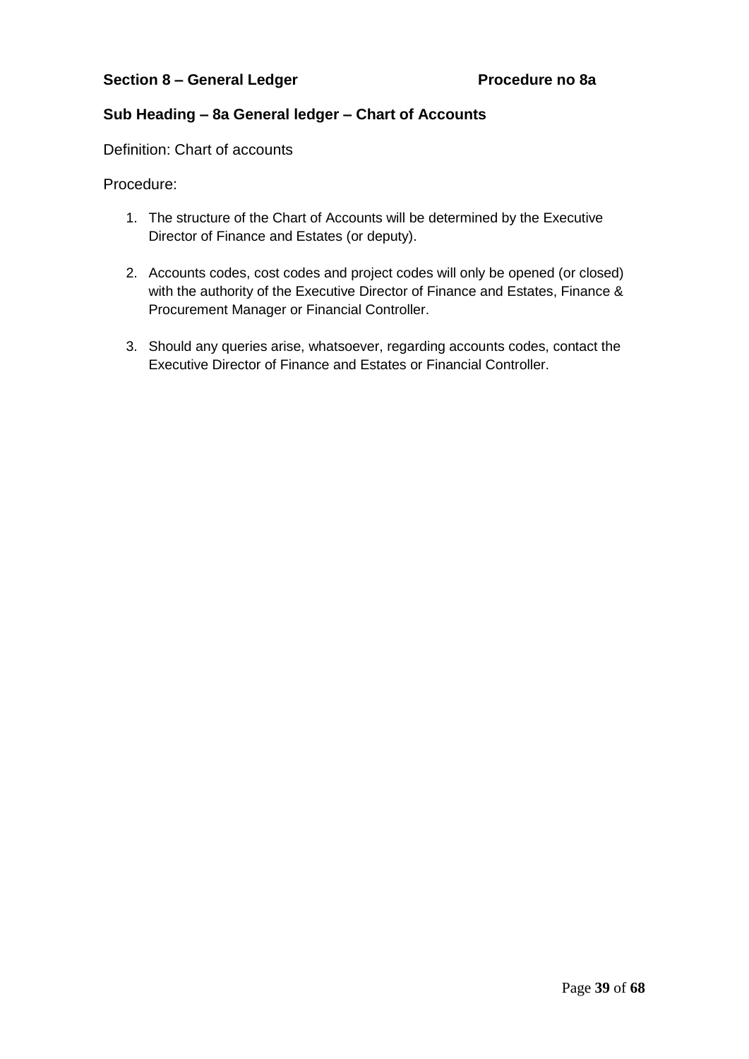**Section 8 – General Ledger** **Procedure no 8a**

**Sub Heading – 8a General ledger – Chart of Accounts**

Definition: Chart of accounts

Procedure:

1. The structure of the Chart of Accounts will be determined by the Executive Director of Finance and Estates (or deputy).

2. Accounts codes, cost codes and project codes will only be opened (or closed) with the authority of the Executive Director of Finance and Estates, Finance & Procurement Manager or Financial Controller.

3. Should any queries arise, whatsoever, regarding accounts codes, contact the Executive Director of Finance and Estates or Financial Controller.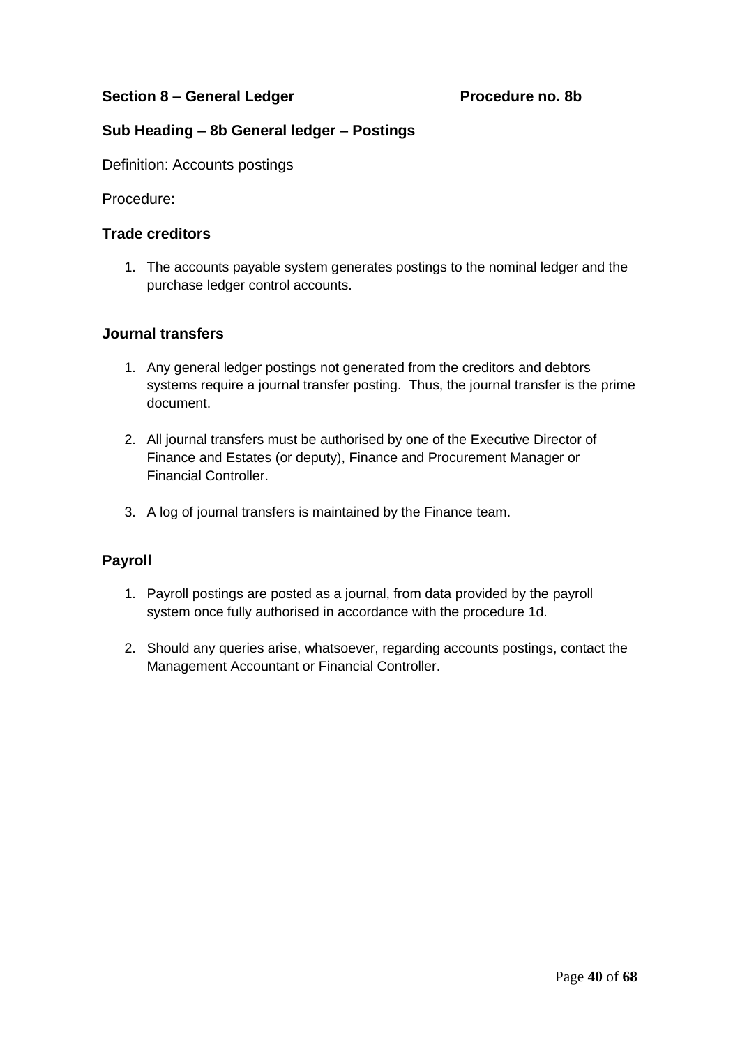**Section 8 – General Ledger** **Procedure no. 8b**

**Sub Heading – 8b General ledger – Postings**

Definition: Accounts postings

Procedure:

**Trade creditors**

1. The accounts payable system generates postings to the nominal ledger and the purchase ledger control accounts.

**Journal transfers**

1. Any general ledger postings not generated from the creditors and debtors systems require a journal transfer posting. Thus, the journal transfer is the prime document.

2. All journal transfers must be authorised by one of the Executive Director of Finance and Estates (or deputy), Finance and Procurement Manager or Financial Controller.

3. A log of journal transfers is maintained by the Finance team.

**Payroll**

1. Payroll postings are posted as a journal, from data provided by the payroll system once fully authorised in accordance with the procedure 1d.

2. Should any queries arise, whatsoever, regarding accounts postings, contact the Management Accountant or Financial Controller.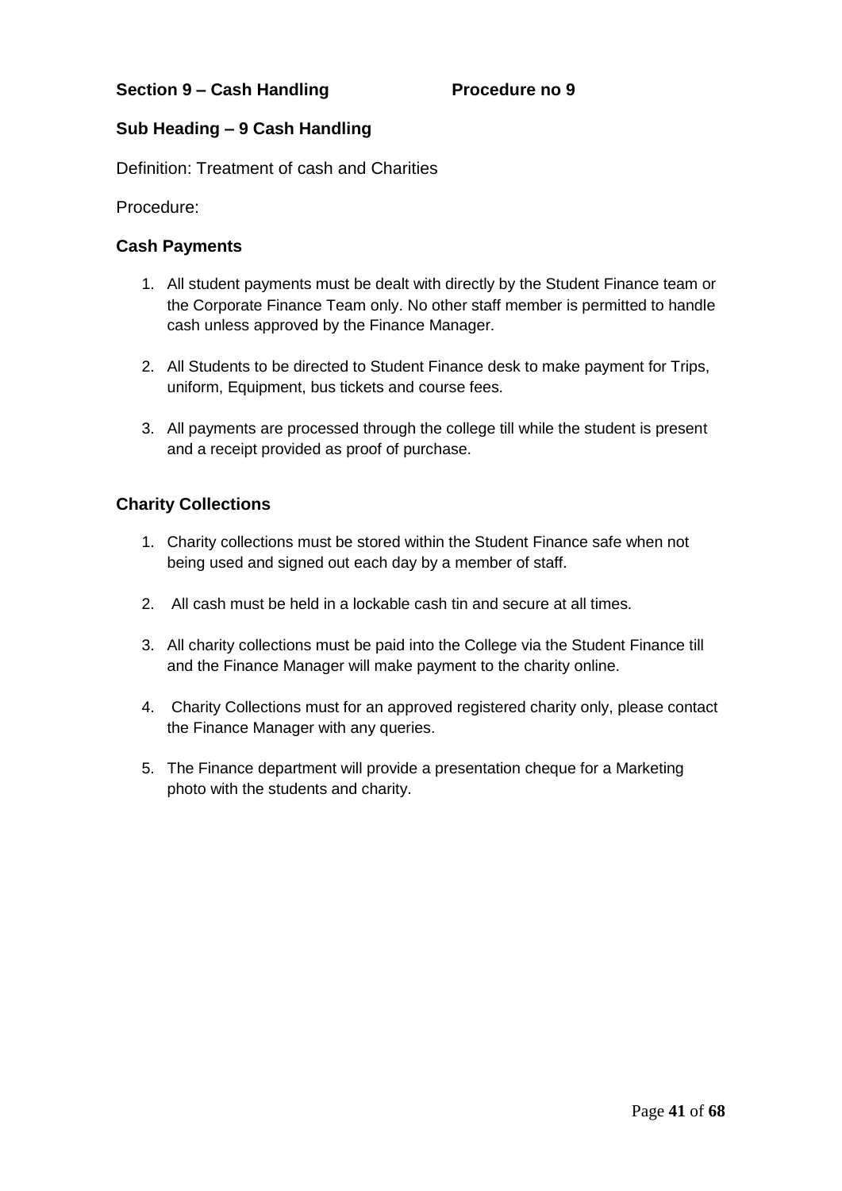**Section 9 – Cash Handling Procedure no 9**

**Sub Heading – 9 Cash Handling**

Definition: Treatment of cash and Charities

Procedure:

### Cash Payments

1. All student payments must be dealt with directly by the Student Finance team or the Corporate Finance Team only. No other staff member is permitted to handle cash unless approved by the Finance Manager.

2. All Students to be directed to Student Finance desk to make payment for Trips, uniform, Equipment, bus tickets and course fees.

3. All payments are processed through the college till while the student is present and a receipt provided as proof of purchase.

### Charity Collections

1. Charity collections must be stored within the Student Finance safe when not being used and signed out each day by a member of staff.

2. All cash must be held in a lockable cash tin and secure at all times.

3. All charity collections must be paid into the College via the Student Finance till and the Finance Manager will make payment to the charity online.

4. Charity Collections must for an approved registered charity only, please contact the Finance Manager with any queries.

5. The Finance department will provide a presentation cheque for a Marketing photo with the students and charity.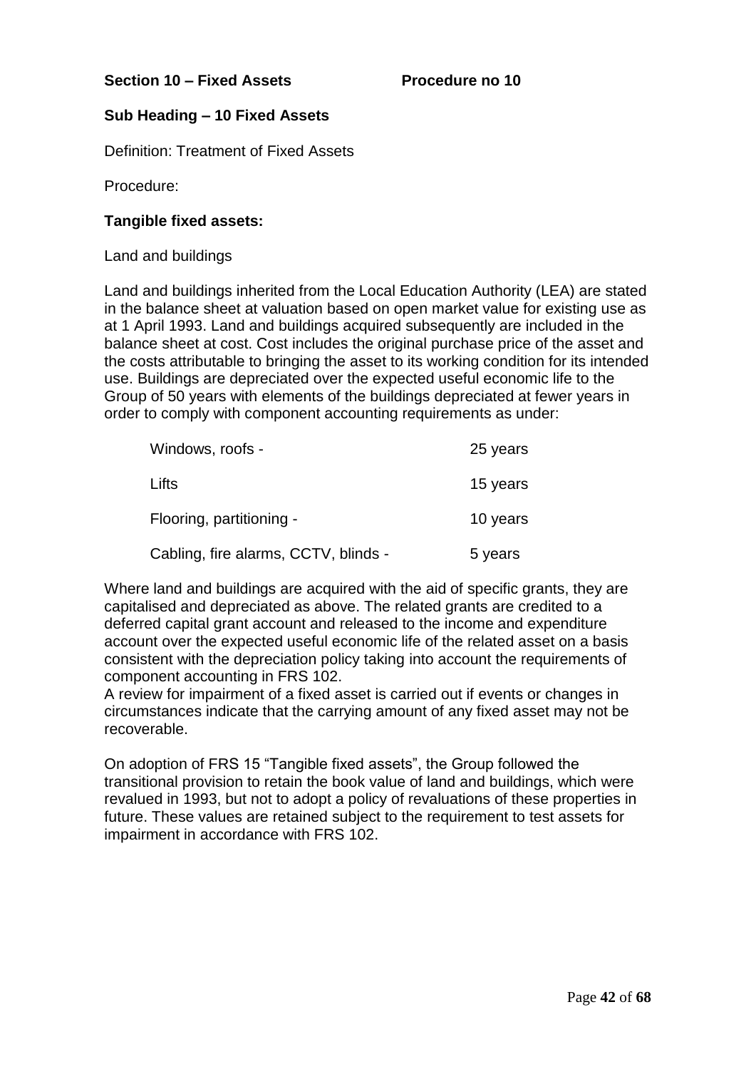**Section 10 – Fixed Assets** **Procedure no 10**

**Sub Heading – 10 Fixed Assets**

Definition: Treatment of Fixed Assets

Procedure:

**Tangible fixed assets:**

Land and buildings

Land and buildings inherited from the Local Education Authority (LEA) are stated in the balance sheet at valuation based on open market value for existing use as at 1 April 1993. Land and buildings acquired subsequently are included in the balance sheet at cost. Cost includes the original purchase price of the asset and the costs attributable to bringing the asset to its working condition for its intended use. Buildings are depreciated over the expected useful economic life to the Group of 50 years with elements of the buildings depreciated at fewer years in order to comply with component accounting requirements as under:

| | |
|---|---|
| Windows, roofs - | 25 years |
| Lifts | 15 years |
| Flooring, partitioning - | 10 years |
| Cabling, fire alarms, CCTV, blinds - | 5 years |

Where land and buildings are acquired with the aid of specific grants, they are capitalised and depreciated as above. The related grants are credited to a deferred capital grant account and released to the income and expenditure account over the expected useful economic life of the related asset on a basis consistent with the depreciation policy taking into account the requirements of component accounting in FRS 102.
A review for impairment of a fixed asset is carried out if events or changes in circumstances indicate that the carrying amount of any fixed asset may not be recoverable.

On adoption of FRS 15 "Tangible fixed assets", the Group followed the transitional provision to retain the book value of land and buildings, which were revalued in 1993, but not to adopt a policy of revaluations of these properties in future. These values are retained subject to the requirement to test assets for impairment in accordance with FRS 102.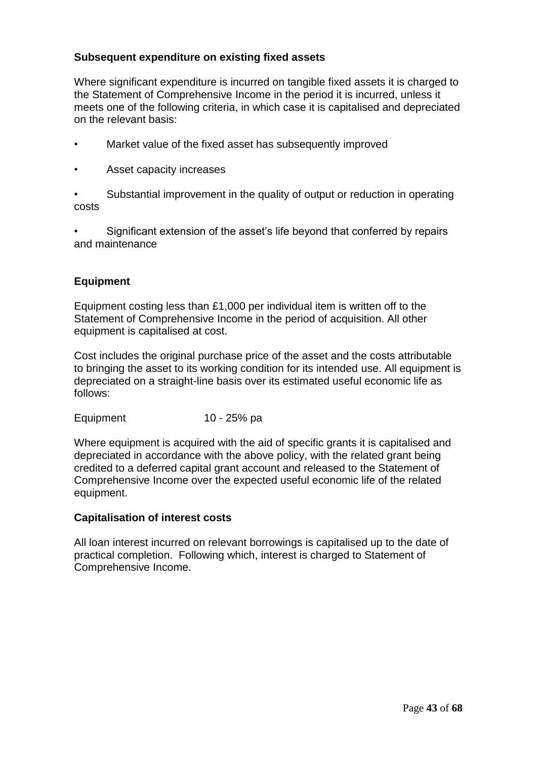**Subsequent expenditure on existing fixed assets**

Where significant expenditure is incurred on tangible fixed assets it is charged to the Statement of Comprehensive Income in the period it is incurred, unless it meets one of the following criteria, in which case it is capitalised and depreciated on the relevant basis:

- Market value of the fixed asset has subsequently improved
- Asset capacity increases
- Substantial improvement in the quality of output or reduction in operating costs
- Significant extension of the asset's life beyond that conferred by repairs and maintenance

**Equipment**

Equipment costing less than £1,000 per individual item is written off to the Statement of Comprehensive Income in the period of acquisition. All other equipment is capitalised at cost.

Cost includes the original purchase price of the asset and the costs attributable to bringing the asset to its working condition for its intended use. All equipment is depreciated on a straight-line basis over its estimated useful economic life as follows:

Equipment 10 - 25% pa

Where equipment is acquired with the aid of specific grants it is capitalised and depreciated in accordance with the above policy, with the related grant being credited to a deferred capital grant account and released to the Statement of Comprehensive Income over the expected useful economic life of the related equipment.

**Capitalisation of interest costs**

All loan interest incurred on relevant borrowings is capitalised up to the date of practical completion. Following which, interest is charged to Statement of Comprehensive Income.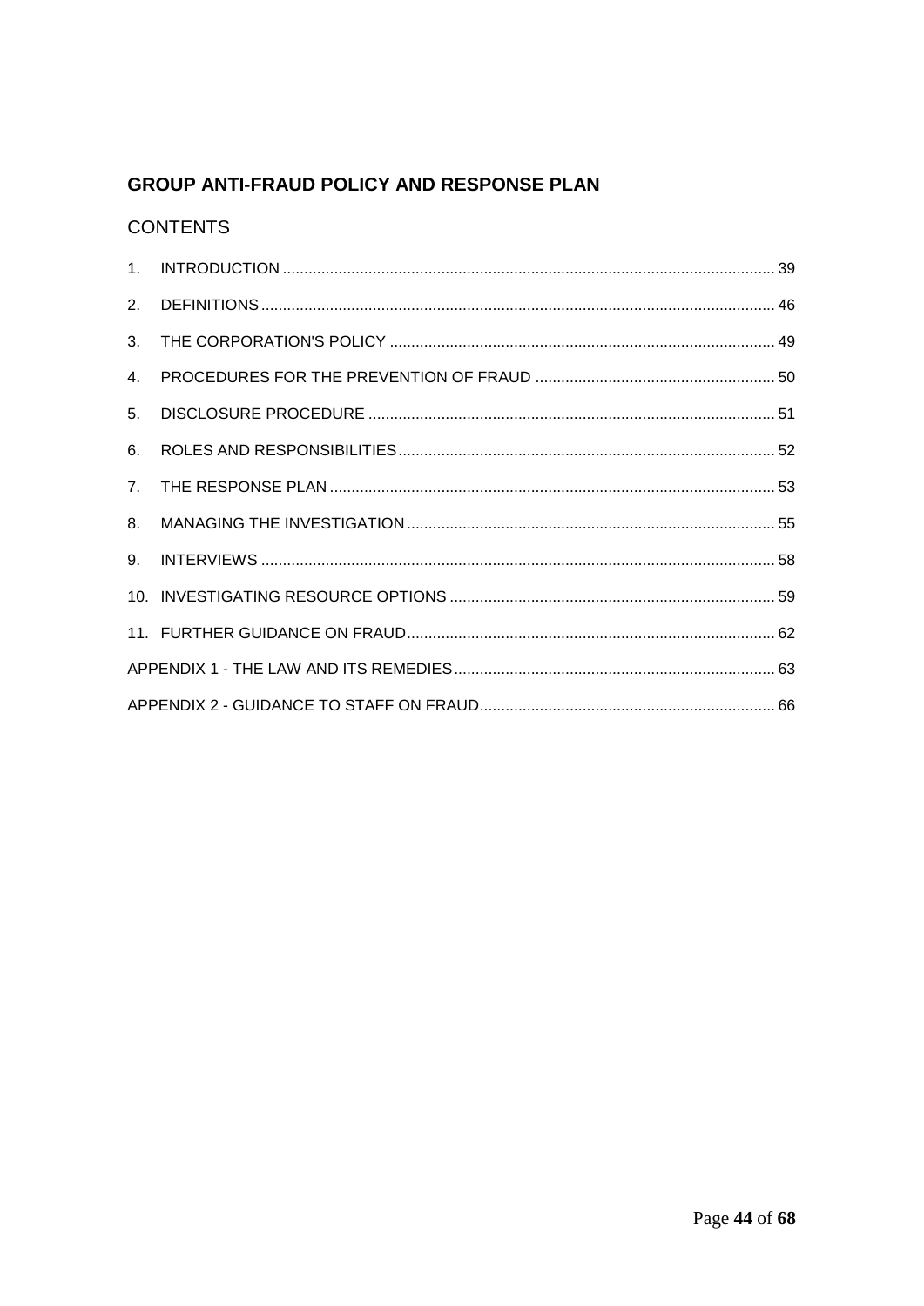# GROUP ANTI-FRAUD POLICY AND RESPONSE PLAN

## CONTENTS

1. INTRODUCTION ........................................................................................................ 39
2. DEFINITIONS ........................................................................................................... 46
3. THE CORPORATION'S POLICY ................................................................................. 49
4. PROCEDURES FOR THE PREVENTION OF FRAUD ...................................................... 50
5. DISCLOSURE PROCEDURE ....................................................................................... 51
6. ROLES AND RESPONSIBILITIES ................................................................................ 52
7. THE RESPONSE PLAN ............................................................................................... 53
8. MANAGING THE INVESTIGATION ............................................................................. 55
9. INTERVIEWS ............................................................................................................ 58
10. INVESTIGATING RESOURCE OPTIONS ..................................................................... 59
11. FURTHER GUIDANCE ON FRAUD ............................................................................ 62

APPENDIX 1 - THE LAW AND ITS REMEDIES .................................................................. 63

APPENDIX 2 - GUIDANCE TO STAFF ON FRAUD ............................................................ 66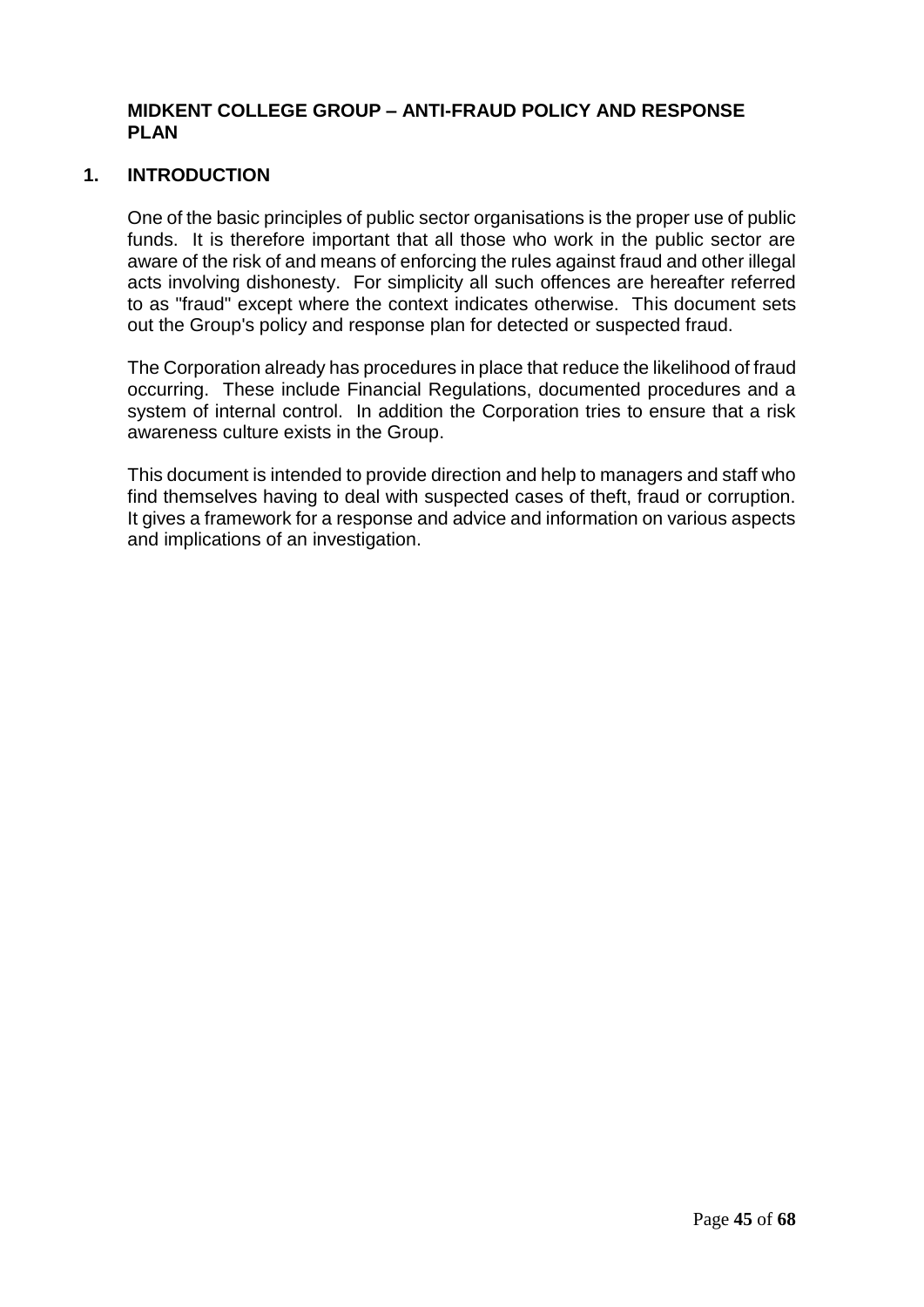# MIDKENT COLLEGE GROUP – ANTI-FRAUD POLICY AND RESPONSE PLAN

## 1. INTRODUCTION

One of the basic principles of public sector organisations is the proper use of public funds. It is therefore important that all those who work in the public sector are aware of the risk of and means of enforcing the rules against fraud and other illegal acts involving dishonesty. For simplicity all such offences are hereafter referred to as "fraud" except where the context indicates otherwise. This document sets out the Group's policy and response plan for detected or suspected fraud.

The Corporation already has procedures in place that reduce the likelihood of fraud occurring. These include Financial Regulations, documented procedures and a system of internal control. In addition the Corporation tries to ensure that a risk awareness culture exists in the Group.

This document is intended to provide direction and help to managers and staff who find themselves having to deal with suspected cases of theft, fraud or corruption. It gives a framework for a response and advice and information on various aspects and implications of an investigation.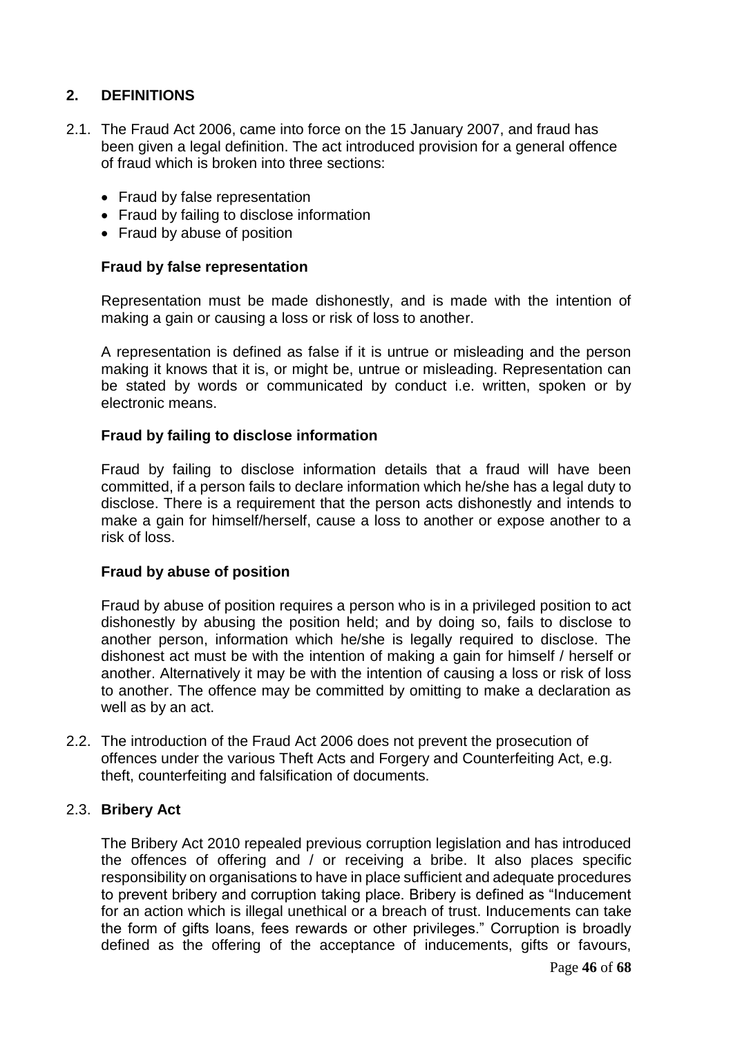## 2. DEFINITIONS

2.1. The Fraud Act 2006, came into force on the 15 January 2007, and fraud has been given a legal definition. The act introduced provision for a general offence of fraud which is broken into three sections:

- Fraud by false representation
- Fraud by failing to disclose information
- Fraud by abuse of position

**Fraud by false representation**

Representation must be made dishonestly, and is made with the intention of making a gain or causing a loss or risk of loss to another.

A representation is defined as false if it is untrue or misleading and the person making it knows that it is, or might be, untrue or misleading. Representation can be stated by words or communicated by conduct i.e. written, spoken or by electronic means.

**Fraud by failing to disclose information**

Fraud by failing to disclose information details that a fraud will have been committed, if a person fails to declare information which he/she has a legal duty to disclose. There is a requirement that the person acts dishonestly and intends to make a gain for himself/herself, cause a loss to another or expose another to a risk of loss.

**Fraud by abuse of position**

Fraud by abuse of position requires a person who is in a privileged position to act dishonestly by abusing the position held; and by doing so, fails to disclose to another person, information which he/she is legally required to disclose. The dishonest act must be with the intention of making a gain for himself / herself or another. Alternatively it may be with the intention of causing a loss or risk of loss to another. The offence may be committed by omitting to make a declaration as well as by an act.

2.2. The introduction of the Fraud Act 2006 does not prevent the prosecution of offences under the various Theft Acts and Forgery and Counterfeiting Act, e.g. theft, counterfeiting and falsification of documents.

2.3. **Bribery Act**

The Bribery Act 2010 repealed previous corruption legislation and has introduced the offences of offering and / or receiving a bribe. It also places specific responsibility on organisations to have in place sufficient and adequate procedures to prevent bribery and corruption taking place. Bribery is defined as "Inducement for an action which is illegal unethical or a breach of trust. Inducements can take the form of gifts loans, fees rewards or other privileges." Corruption is broadly defined as the offering of the acceptance of inducements, gifts or favours,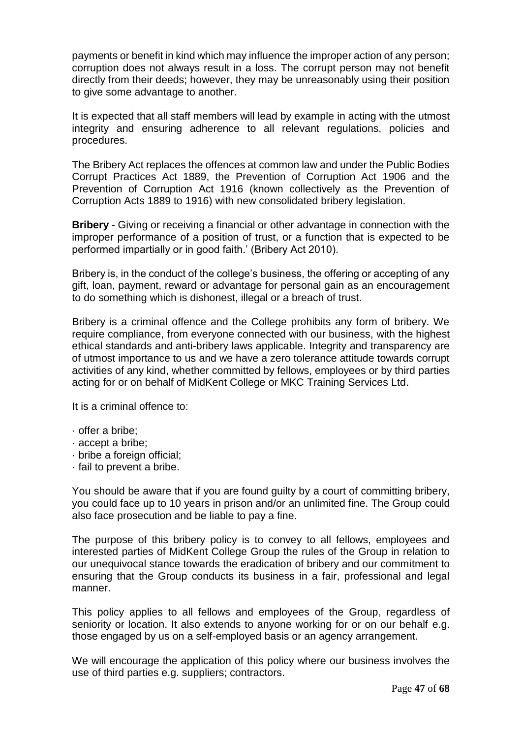payments or benefit in kind which may influence the improper action of any person; corruption does not always result in a loss. The corrupt person may not benefit directly from their deeds; however, they may be unreasonably using their position to give some advantage to another.

It is expected that all staff members will lead by example in acting with the utmost integrity and ensuring adherence to all relevant regulations, policies and procedures.

The Bribery Act replaces the offences at common law and under the Public Bodies Corrupt Practices Act 1889, the Prevention of Corruption Act 1906 and the Prevention of Corruption Act 1916 (known collectively as the Prevention of Corruption Acts 1889 to 1916) with new consolidated bribery legislation.

**Bribery** - Giving or receiving a financial or other advantage in connection with the improper performance of a position of trust, or a function that is expected to be performed impartially or in good faith.' (Bribery Act 2010).

Bribery is, in the conduct of the college's business, the offering or accepting of any gift, loan, payment, reward or advantage for personal gain as an encouragement to do something which is dishonest, illegal or a breach of trust.

Bribery is a criminal offence and the College prohibits any form of bribery. We require compliance, from everyone connected with our business, with the highest ethical standards and anti-bribery laws applicable. Integrity and transparency are of utmost importance to us and we have a zero tolerance attitude towards corrupt activities of any kind, whether committed by fellows, employees or by third parties acting for or on behalf of MidKent College or MKC Training Services Ltd.

It is a criminal offence to:

- offer a bribe;
- accept a bribe;
- bribe a foreign official;
- fail to prevent a bribe.

You should be aware that if you are found guilty by a court of committing bribery, you could face up to 10 years in prison and/or an unlimited fine. The Group could also face prosecution and be liable to pay a fine.

The purpose of this bribery policy is to convey to all fellows, employees and interested parties of MidKent College Group the rules of the Group in relation to our unequivocal stance towards the eradication of bribery and our commitment to ensuring that the Group conducts its business in a fair, professional and legal manner.

This policy applies to all fellows and employees of the Group, regardless of seniority or location. It also extends to anyone working for or on our behalf e.g. those engaged by us on a self-employed basis or an agency arrangement.

We will encourage the application of this policy where our business involves the use of third parties e.g. suppliers; contractors.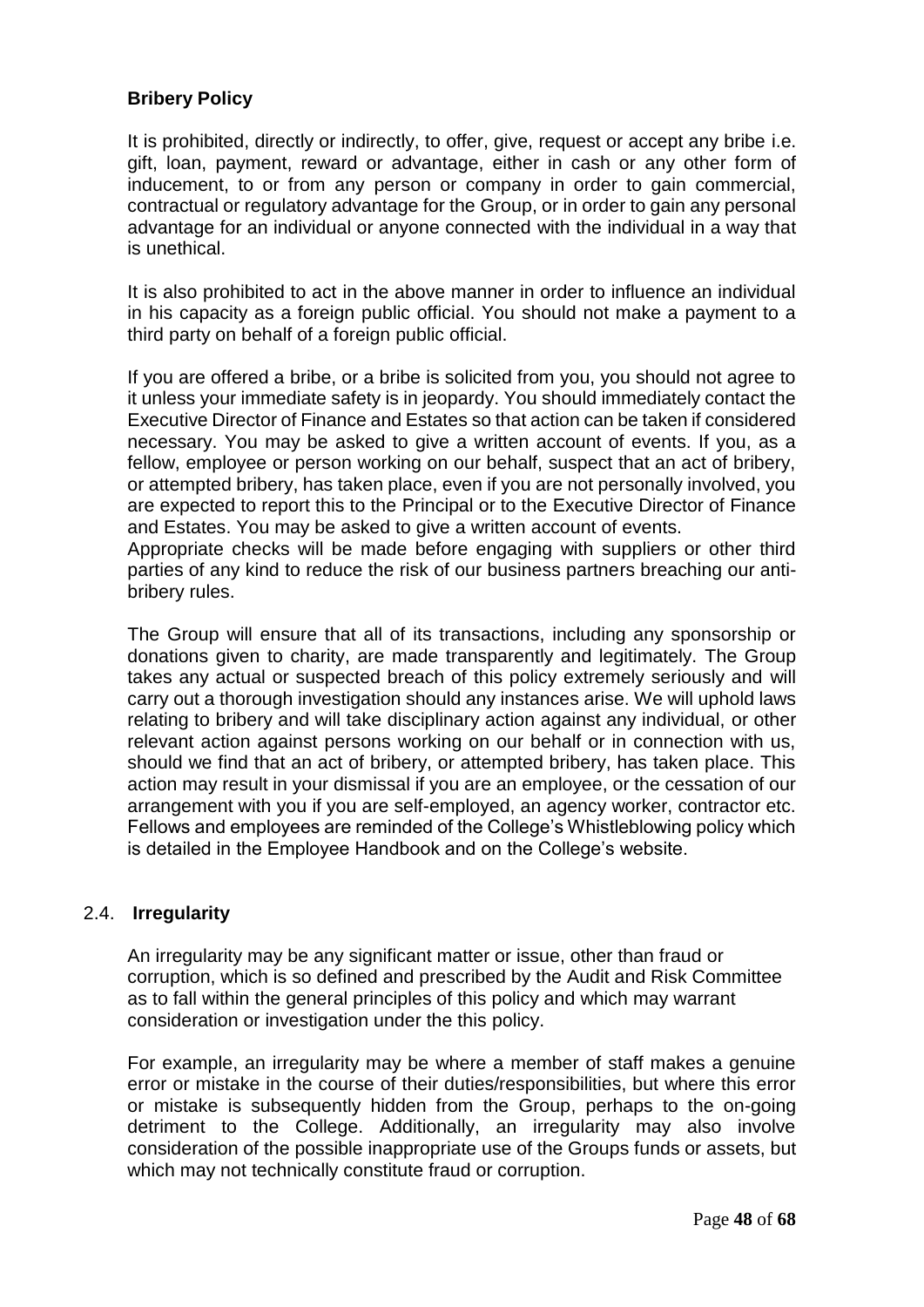**Bribery Policy**

It is prohibited, directly or indirectly, to offer, give, request or accept any bribe i.e. gift, loan, payment, reward or advantage, either in cash or any other form of inducement, to or from any person or company in order to gain commercial, contractual or regulatory advantage for the Group, or in order to gain any personal advantage for an individual or anyone connected with the individual in a way that is unethical.

It is also prohibited to act in the above manner in order to influence an individual in his capacity as a foreign public official. You should not make a payment to a third party on behalf of a foreign public official.

If you are offered a bribe, or a bribe is solicited from you, you should not agree to it unless your immediate safety is in jeopardy. You should immediately contact the Executive Director of Finance and Estates so that action can be taken if considered necessary. You may be asked to give a written account of events. If you, as a fellow, employee or person working on our behalf, suspect that an act of bribery, or attempted bribery, has taken place, even if you are not personally involved, you are expected to report this to the Principal or to the Executive Director of Finance and Estates. You may be asked to give a written account of events.
Appropriate checks will be made before engaging with suppliers or other third parties of any kind to reduce the risk of our business partners breaching our anti-bribery rules.

The Group will ensure that all of its transactions, including any sponsorship or donations given to charity, are made transparently and legitimately. The Group takes any actual or suspected breach of this policy extremely seriously and will carry out a thorough investigation should any instances arise. We will uphold laws relating to bribery and will take disciplinary action against any individual, or other relevant action against persons working on our behalf or in connection with us, should we find that an act of bribery, or attempted bribery, has taken place. This action may result in your dismissal if you are an employee, or the cessation of our arrangement with you if you are self-employed, an agency worker, contractor etc. Fellows and employees are reminded of the College's Whistleblowing policy which is detailed in the Employee Handbook and on the College's website.

## 2.4. Irregularity

An irregularity may be any significant matter or issue, other than fraud or corruption, which is so defined and prescribed by the Audit and Risk Committee as to fall within the general principles of this policy and which may warrant consideration or investigation under the this policy.

For example, an irregularity may be where a member of staff makes a genuine error or mistake in the course of their duties/responsibilities, but where this error or mistake is subsequently hidden from the Group, perhaps to the on-going detriment to the College. Additionally, an irregularity may also involve consideration of the possible inappropriate use of the Groups funds or assets, but which may not technically constitute fraud or corruption.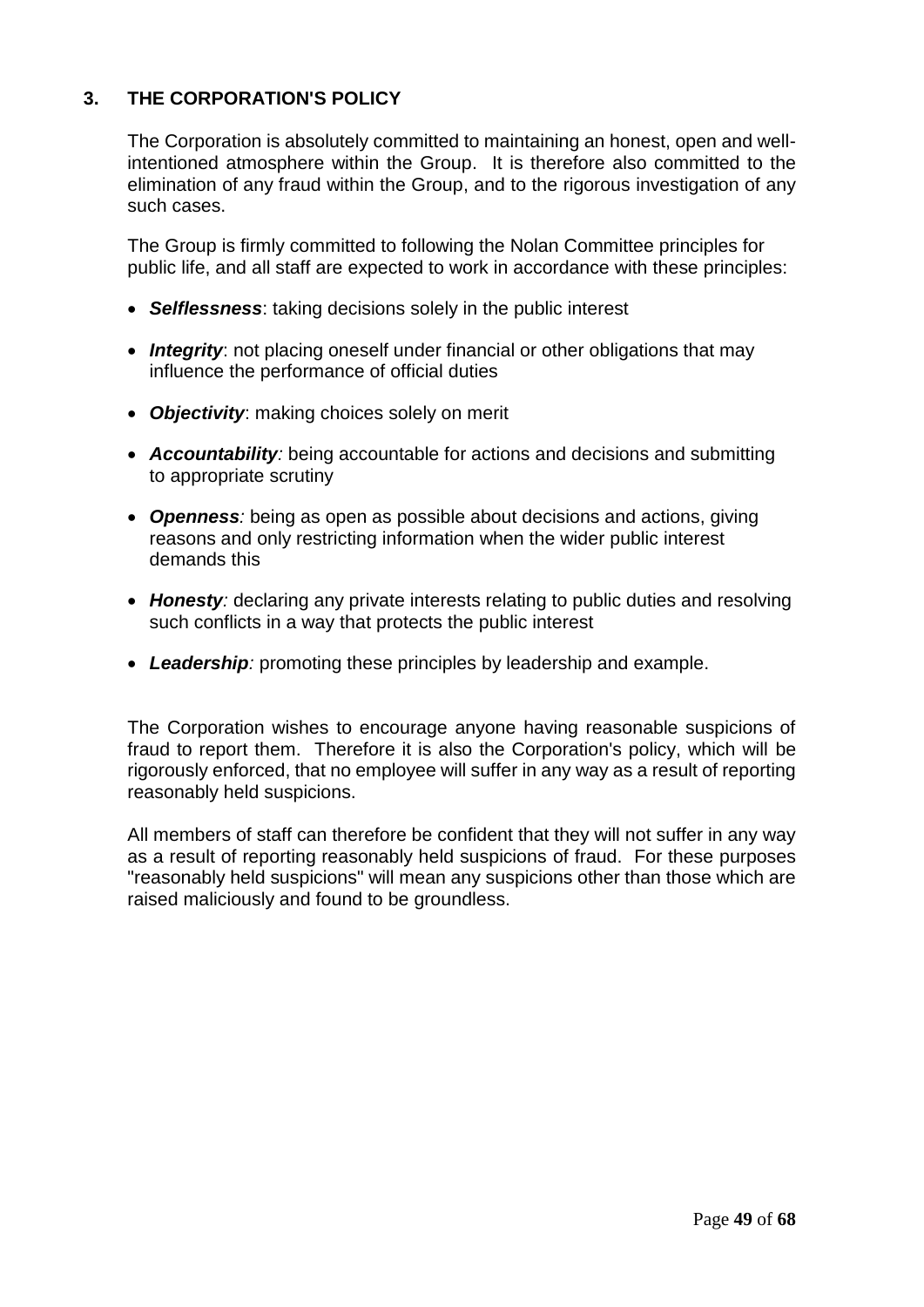## 3. THE CORPORATION'S POLICY

The Corporation is absolutely committed to maintaining an honest, open and well-intentioned atmosphere within the Group. It is therefore also committed to the elimination of any fraud within the Group, and to the rigorous investigation of any such cases.

The Group is firmly committed to following the Nolan Committee principles for public life, and all staff are expected to work in accordance with these principles:

- ***Selflessness***: taking decisions solely in the public interest
- ***Integrity***: not placing oneself under financial or other obligations that may influence the performance of official duties
- ***Objectivity***: making choices solely on merit
- ***Accountability****:* being accountable for actions and decisions and submitting to appropriate scrutiny
- ***Openness****:* being as open as possible about decisions and actions, giving reasons and only restricting information when the wider public interest demands this
- ***Honesty****:* declaring any private interests relating to public duties and resolving such conflicts in a way that protects the public interest
- ***Leadership****:* promoting these principles by leadership and example.

The Corporation wishes to encourage anyone having reasonable suspicions of fraud to report them. Therefore it is also the Corporation's policy, which will be rigorously enforced, that no employee will suffer in any way as a result of reporting reasonably held suspicions.

All members of staff can therefore be confident that they will not suffer in any way as a result of reporting reasonably held suspicions of fraud. For these purposes "reasonably held suspicions" will mean any suspicions other than those which are raised maliciously and found to be groundless.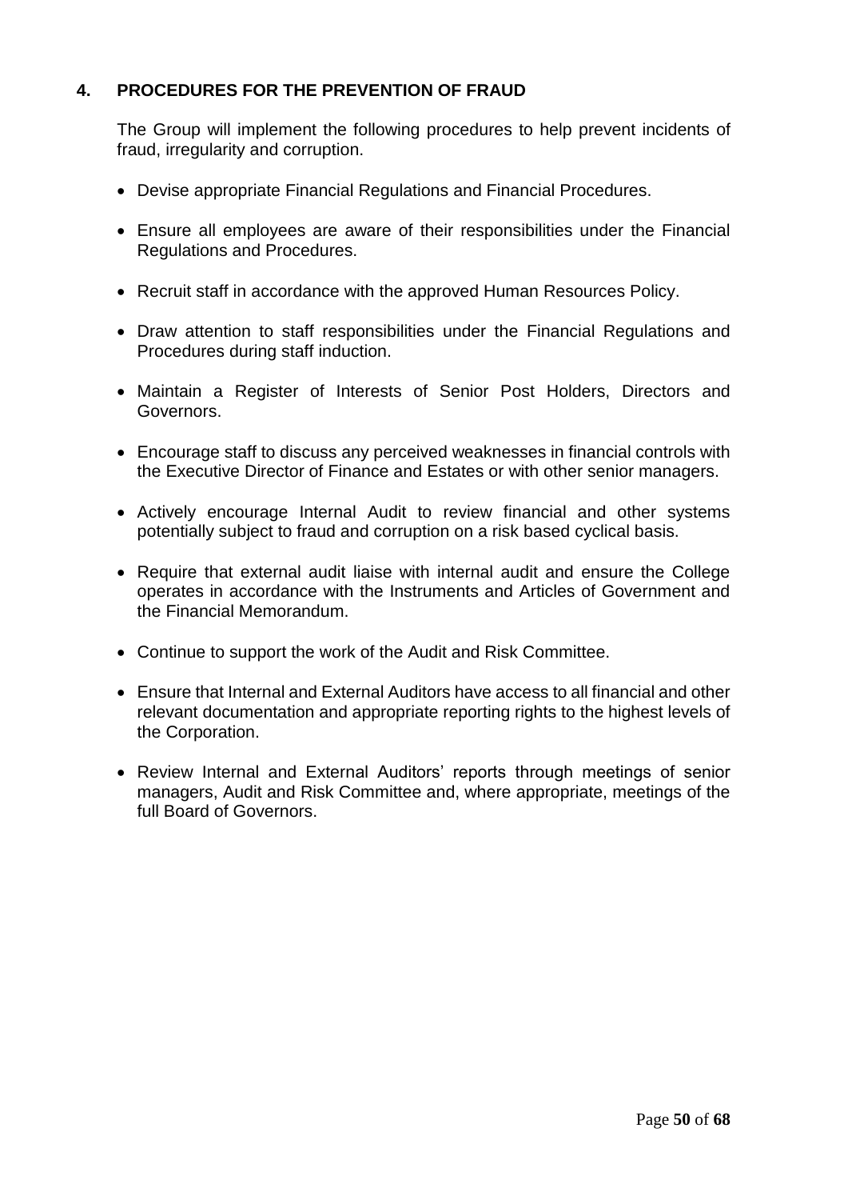## 4. PROCEDURES FOR THE PREVENTION OF FRAUD

The Group will implement the following procedures to help prevent incidents of fraud, irregularity and corruption.

- Devise appropriate Financial Regulations and Financial Procedures.
- Ensure all employees are aware of their responsibilities under the Financial Regulations and Procedures.
- Recruit staff in accordance with the approved Human Resources Policy.
- Draw attention to staff responsibilities under the Financial Regulations and Procedures during staff induction.
- Maintain a Register of Interests of Senior Post Holders, Directors and Governors.
- Encourage staff to discuss any perceived weaknesses in financial controls with the Executive Director of Finance and Estates or with other senior managers.
- Actively encourage Internal Audit to review financial and other systems potentially subject to fraud and corruption on a risk based cyclical basis.
- Require that external audit liaise with internal audit and ensure the College operates in accordance with the Instruments and Articles of Government and the Financial Memorandum.
- Continue to support the work of the Audit and Risk Committee.
- Ensure that Internal and External Auditors have access to all financial and other relevant documentation and appropriate reporting rights to the highest levels of the Corporation.
- Review Internal and External Auditors' reports through meetings of senior managers, Audit and Risk Committee and, where appropriate, meetings of the full Board of Governors.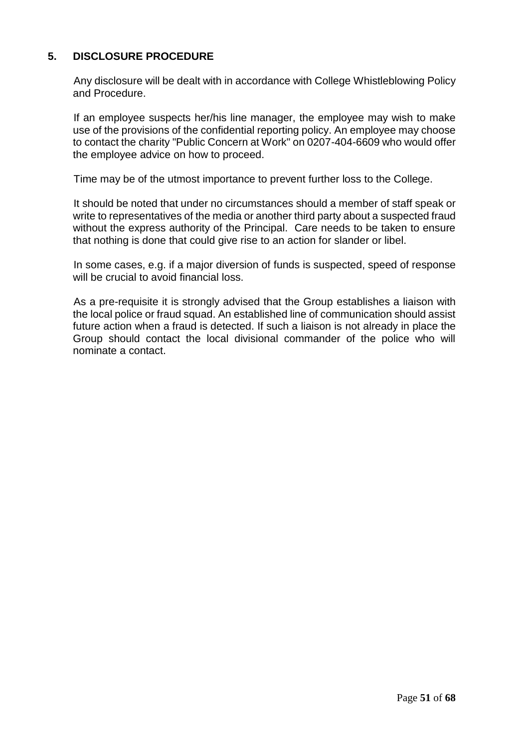## 5. DISCLOSURE PROCEDURE

Any disclosure will be dealt with in accordance with College Whistleblowing Policy and Procedure.

If an employee suspects her/his line manager, the employee may wish to make use of the provisions of the confidential reporting policy. An employee may choose to contact the charity "Public Concern at Work" on 0207-404-6609 who would offer the employee advice on how to proceed.

Time may be of the utmost importance to prevent further loss to the College.

It should be noted that under no circumstances should a member of staff speak or write to representatives of the media or another third party about a suspected fraud without the express authority of the Principal. Care needs to be taken to ensure that nothing is done that could give rise to an action for slander or libel.

In some cases, e.g. if a major diversion of funds is suspected, speed of response will be crucial to avoid financial loss.

As a pre-requisite it is strongly advised that the Group establishes a liaison with the local police or fraud squad. An established line of communication should assist future action when a fraud is detected. If such a liaison is not already in place the Group should contact the local divisional commander of the police who will nominate a contact.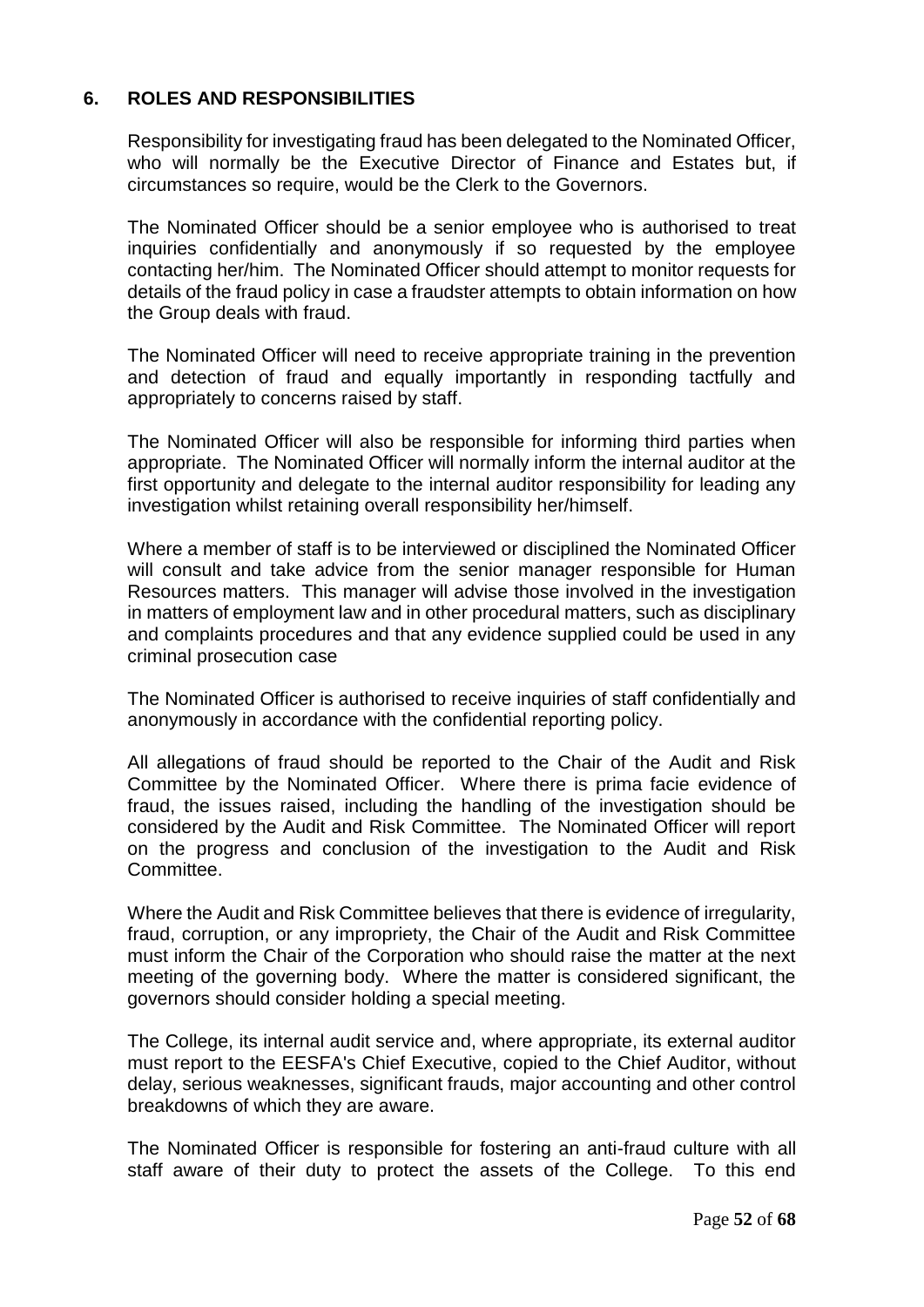## 6. ROLES AND RESPONSIBILITIES

Responsibility for investigating fraud has been delegated to the Nominated Officer, who will normally be the Executive Director of Finance and Estates but, if circumstances so require, would be the Clerk to the Governors.

The Nominated Officer should be a senior employee who is authorised to treat inquiries confidentially and anonymously if so requested by the employee contacting her/him. The Nominated Officer should attempt to monitor requests for details of the fraud policy in case a fraudster attempts to obtain information on how the Group deals with fraud.

The Nominated Officer will need to receive appropriate training in the prevention and detection of fraud and equally importantly in responding tactfully and appropriately to concerns raised by staff.

The Nominated Officer will also be responsible for informing third parties when appropriate. The Nominated Officer will normally inform the internal auditor at the first opportunity and delegate to the internal auditor responsibility for leading any investigation whilst retaining overall responsibility her/himself.

Where a member of staff is to be interviewed or disciplined the Nominated Officer will consult and take advice from the senior manager responsible for Human Resources matters. This manager will advise those involved in the investigation in matters of employment law and in other procedural matters, such as disciplinary and complaints procedures and that any evidence supplied could be used in any criminal prosecution case

The Nominated Officer is authorised to receive inquiries of staff confidentially and anonymously in accordance with the confidential reporting policy.

All allegations of fraud should be reported to the Chair of the Audit and Risk Committee by the Nominated Officer. Where there is prima facie evidence of fraud, the issues raised, including the handling of the investigation should be considered by the Audit and Risk Committee. The Nominated Officer will report on the progress and conclusion of the investigation to the Audit and Risk Committee.

Where the Audit and Risk Committee believes that there is evidence of irregularity, fraud, corruption, or any impropriety, the Chair of the Audit and Risk Committee must inform the Chair of the Corporation who should raise the matter at the next meeting of the governing body. Where the matter is considered significant, the governors should consider holding a special meeting.

The College, its internal audit service and, where appropriate, its external auditor must report to the EESFA's Chief Executive, copied to the Chief Auditor, without delay, serious weaknesses, significant frauds, major accounting and other control breakdowns of which they are aware.

The Nominated Officer is responsible for fostering an anti-fraud culture with all staff aware of their duty to protect the assets of the College. To this end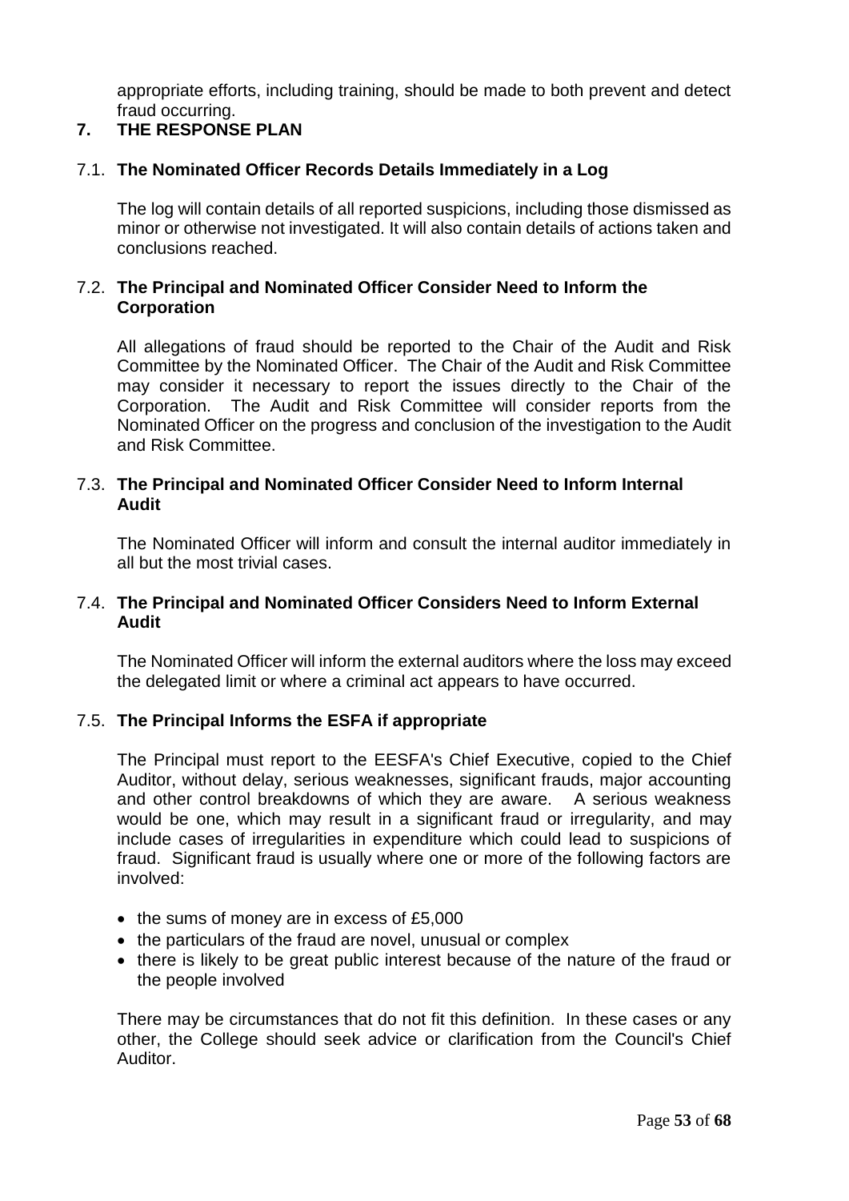appropriate efforts, including training, should be made to both prevent and detect fraud occurring.

## 7. THE RESPONSE PLAN

### 7.1. The Nominated Officer Records Details Immediately in a Log

The log will contain details of all reported suspicions, including those dismissed as minor or otherwise not investigated. It will also contain details of actions taken and conclusions reached.

### 7.2. The Principal and Nominated Officer Consider Need to Inform the Corporation

All allegations of fraud should be reported to the Chair of the Audit and Risk Committee by the Nominated Officer. The Chair of the Audit and Risk Committee may consider it necessary to report the issues directly to the Chair of the Corporation. The Audit and Risk Committee will consider reports from the Nominated Officer on the progress and conclusion of the investigation to the Audit and Risk Committee.

### 7.3. The Principal and Nominated Officer Consider Need to Inform Internal Audit

The Nominated Officer will inform and consult the internal auditor immediately in all but the most trivial cases.

### 7.4. The Principal and Nominated Officer Considers Need to Inform External Audit

The Nominated Officer will inform the external auditors where the loss may exceed the delegated limit or where a criminal act appears to have occurred.

### 7.5. The Principal Informs the ESFA if appropriate

The Principal must report to the EESFA's Chief Executive, copied to the Chief Auditor, without delay, serious weaknesses, significant frauds, major accounting and other control breakdowns of which they are aware. A serious weakness would be one, which may result in a significant fraud or irregularity, and may include cases of irregularities in expenditure which could lead to suspicions of fraud. Significant fraud is usually where one or more of the following factors are involved:

- the sums of money are in excess of £5,000
- the particulars of the fraud are novel, unusual or complex
- there is likely to be great public interest because of the nature of the fraud or the people involved

There may be circumstances that do not fit this definition. In these cases or any other, the College should seek advice or clarification from the Council's Chief Auditor.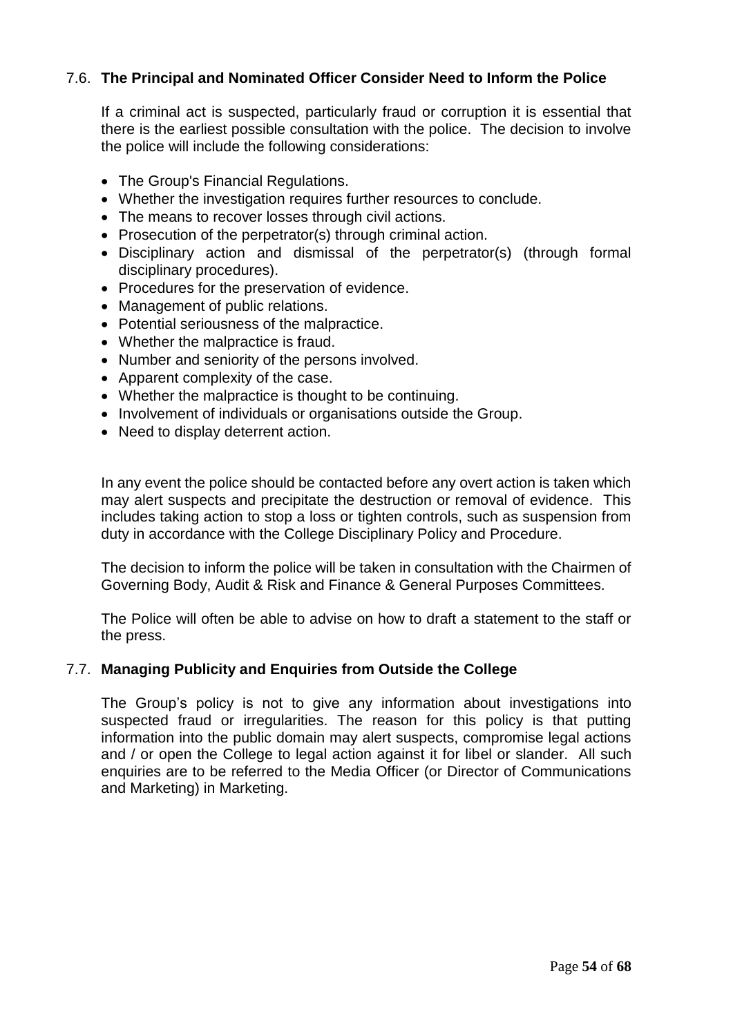### 7.6. The Principal and Nominated Officer Consider Need to Inform the Police

If a criminal act is suspected, particularly fraud or corruption it is essential that there is the earliest possible consultation with the police. The decision to involve the police will include the following considerations:

- The Group's Financial Regulations.
- Whether the investigation requires further resources to conclude.
- The means to recover losses through civil actions.
- Prosecution of the perpetrator(s) through criminal action.
- Disciplinary action and dismissal of the perpetrator(s) (through formal disciplinary procedures).
- Procedures for the preservation of evidence.
- Management of public relations.
- Potential seriousness of the malpractice.
- Whether the malpractice is fraud.
- Number and seniority of the persons involved.
- Apparent complexity of the case.
- Whether the malpractice is thought to be continuing.
- Involvement of individuals or organisations outside the Group.
- Need to display deterrent action.

In any event the police should be contacted before any overt action is taken which may alert suspects and precipitate the destruction or removal of evidence. This includes taking action to stop a loss or tighten controls, such as suspension from duty in accordance with the College Disciplinary Policy and Procedure.

The decision to inform the police will be taken in consultation with the Chairmen of Governing Body, Audit & Risk and Finance & General Purposes Committees.

The Police will often be able to advise on how to draft a statement to the staff or the press.

### 7.7. Managing Publicity and Enquiries from Outside the College

The Group's policy is not to give any information about investigations into suspected fraud or irregularities. The reason for this policy is that putting information into the public domain may alert suspects, compromise legal actions and / or open the College to legal action against it for libel or slander. All such enquiries are to be referred to the Media Officer (or Director of Communications and Marketing) in Marketing.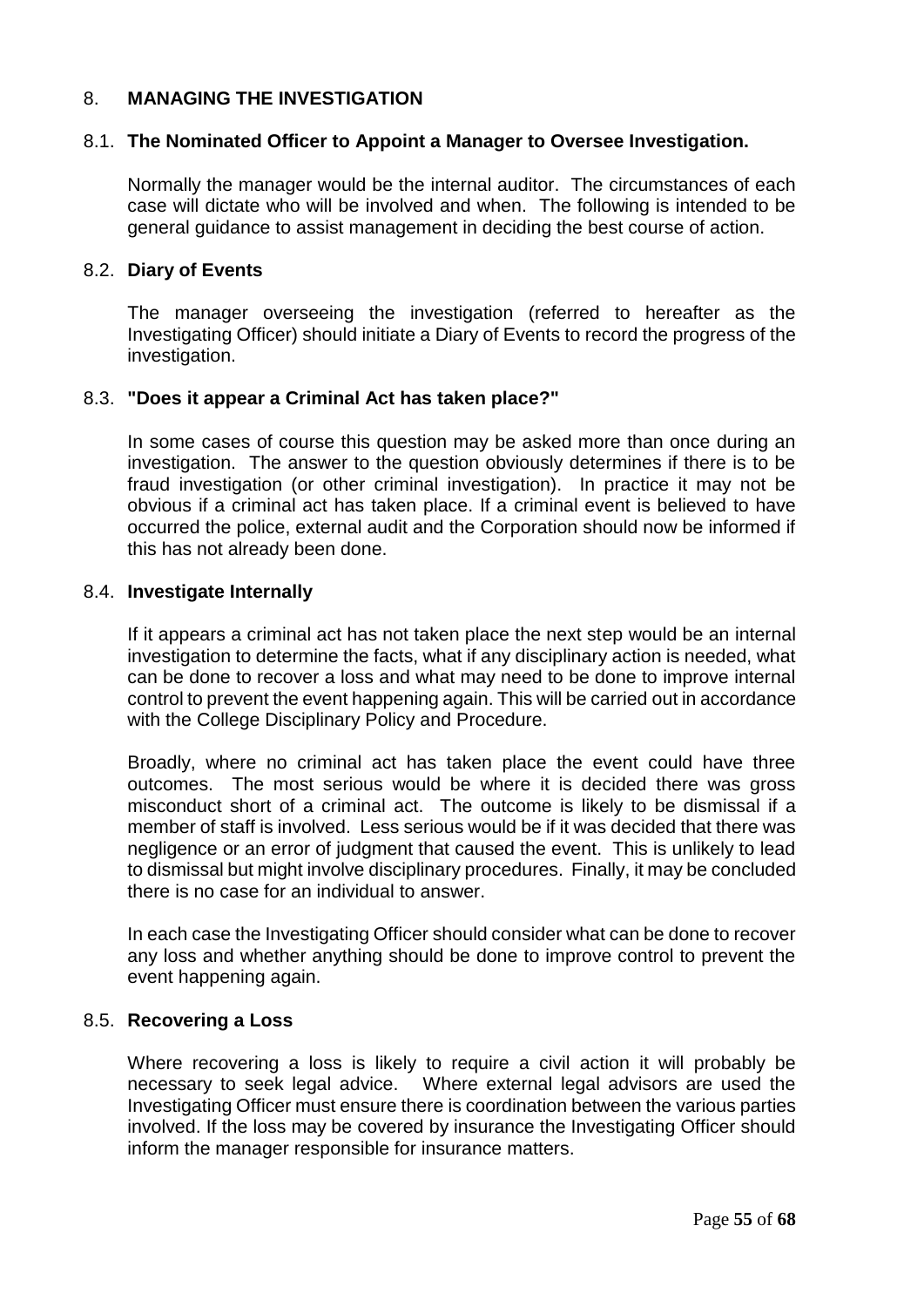## 8. MANAGING THE INVESTIGATION

### 8.1. The Nominated Officer to Appoint a Manager to Oversee Investigation.

Normally the manager would be the internal auditor. The circumstances of each case will dictate who will be involved and when. The following is intended to be general guidance to assist management in deciding the best course of action.

### 8.2. Diary of Events

The manager overseeing the investigation (referred to hereafter as the Investigating Officer) should initiate a Diary of Events to record the progress of the investigation.

### 8.3. "Does it appear a Criminal Act has taken place?"

In some cases of course this question may be asked more than once during an investigation. The answer to the question obviously determines if there is to be fraud investigation (or other criminal investigation). In practice it may not be obvious if a criminal act has taken place. If a criminal event is believed to have occurred the police, external audit and the Corporation should now be informed if this has not already been done.

### 8.4. Investigate Internally

If it appears a criminal act has not taken place the next step would be an internal investigation to determine the facts, what if any disciplinary action is needed, what can be done to recover a loss and what may need to be done to improve internal control to prevent the event happening again. This will be carried out in accordance with the College Disciplinary Policy and Procedure.

Broadly, where no criminal act has taken place the event could have three outcomes. The most serious would be where it is decided there was gross misconduct short of a criminal act. The outcome is likely to be dismissal if a member of staff is involved. Less serious would be if it was decided that there was negligence or an error of judgment that caused the event. This is unlikely to lead to dismissal but might involve disciplinary procedures. Finally, it may be concluded there is no case for an individual to answer.

In each case the Investigating Officer should consider what can be done to recover any loss and whether anything should be done to improve control to prevent the event happening again.

### 8.5. Recovering a Loss

Where recovering a loss is likely to require a civil action it will probably be necessary to seek legal advice. Where external legal advisors are used the Investigating Officer must ensure there is coordination between the various parties involved. If the loss may be covered by insurance the Investigating Officer should inform the manager responsible for insurance matters.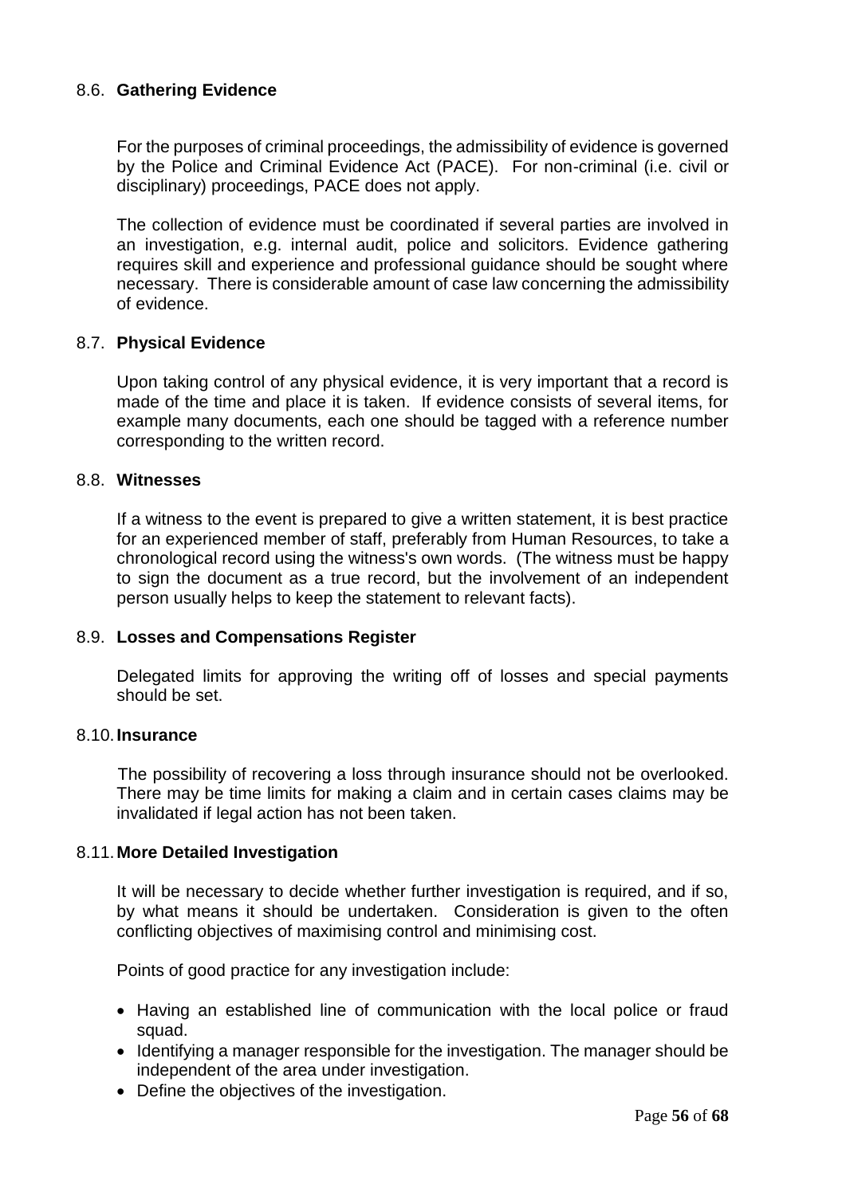## 8.6. Gathering Evidence

For the purposes of criminal proceedings, the admissibility of evidence is governed by the Police and Criminal Evidence Act (PACE). For non-criminal (i.e. civil or disciplinary) proceedings, PACE does not apply.

The collection of evidence must be coordinated if several parties are involved in an investigation, e.g. internal audit, police and solicitors. Evidence gathering requires skill and experience and professional guidance should be sought where necessary. There is considerable amount of case law concerning the admissibility of evidence.

## 8.7. Physical Evidence

Upon taking control of any physical evidence, it is very important that a record is made of the time and place it is taken. If evidence consists of several items, for example many documents, each one should be tagged with a reference number corresponding to the written record.

## 8.8. Witnesses

If a witness to the event is prepared to give a written statement, it is best practice for an experienced member of staff, preferably from Human Resources, to take a chronological record using the witness's own words. (The witness must be happy to sign the document as a true record, but the involvement of an independent person usually helps to keep the statement to relevant facts).

## 8.9. Losses and Compensations Register

Delegated limits for approving the writing off of losses and special payments should be set.

## 8.10. Insurance

The possibility of recovering a loss through insurance should not be overlooked. There may be time limits for making a claim and in certain cases claims may be invalidated if legal action has not been taken.

## 8.11. More Detailed Investigation

It will be necessary to decide whether further investigation is required, and if so, by what means it should be undertaken. Consideration is given to the often conflicting objectives of maximising control and minimising cost.

Points of good practice for any investigation include:

- Having an established line of communication with the local police or fraud squad.
- Identifying a manager responsible for the investigation. The manager should be independent of the area under investigation.
- Define the objectives of the investigation.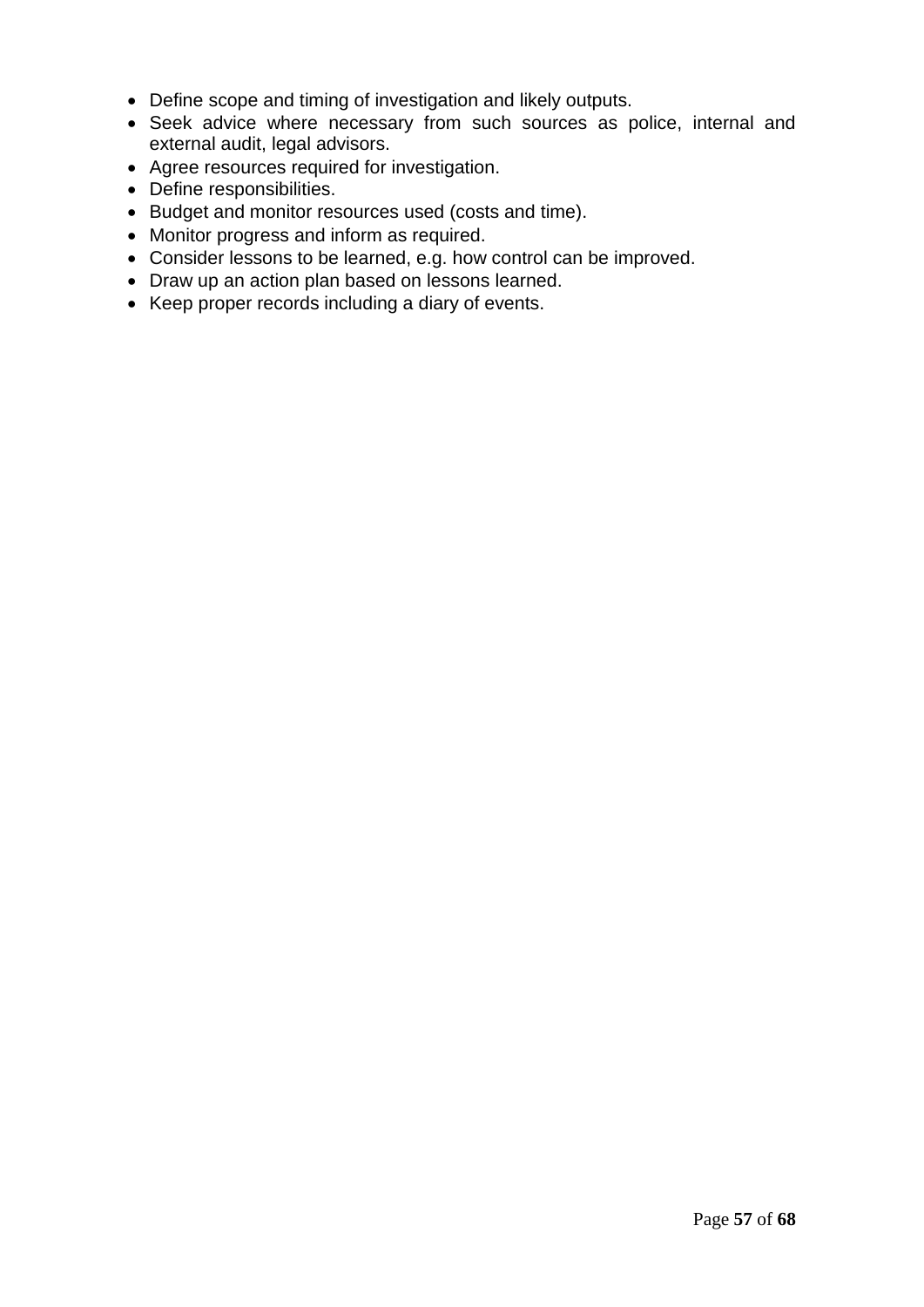- Define scope and timing of investigation and likely outputs.
- Seek advice where necessary from such sources as police, internal and external audit, legal advisors.
- Agree resources required for investigation.
- Define responsibilities.
- Budget and monitor resources used (costs and time).
- Monitor progress and inform as required.
- Consider lessons to be learned, e.g. how control can be improved.
- Draw up an action plan based on lessons learned.
- Keep proper records including a diary of events.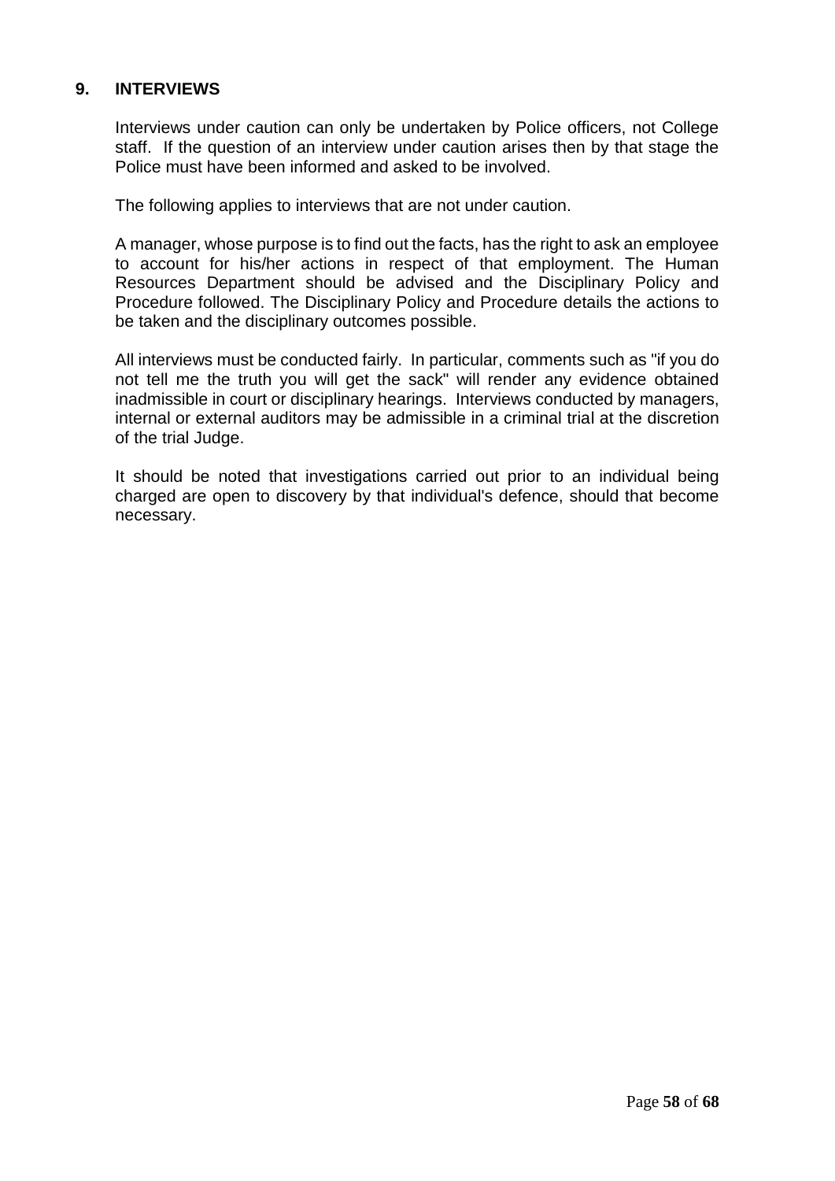## 9. INTERVIEWS

Interviews under caution can only be undertaken by Police officers, not College staff. If the question of an interview under caution arises then by that stage the Police must have been informed and asked to be involved.

The following applies to interviews that are not under caution.

A manager, whose purpose is to find out the facts, has the right to ask an employee to account for his/her actions in respect of that employment. The Human Resources Department should be advised and the Disciplinary Policy and Procedure followed. The Disciplinary Policy and Procedure details the actions to be taken and the disciplinary outcomes possible.

All interviews must be conducted fairly. In particular, comments such as "if you do not tell me the truth you will get the sack" will render any evidence obtained inadmissible in court or disciplinary hearings. Interviews conducted by managers, internal or external auditors may be admissible in a criminal trial at the discretion of the trial Judge.

It should be noted that investigations carried out prior to an individual being charged are open to discovery by that individual's defence, should that become necessary.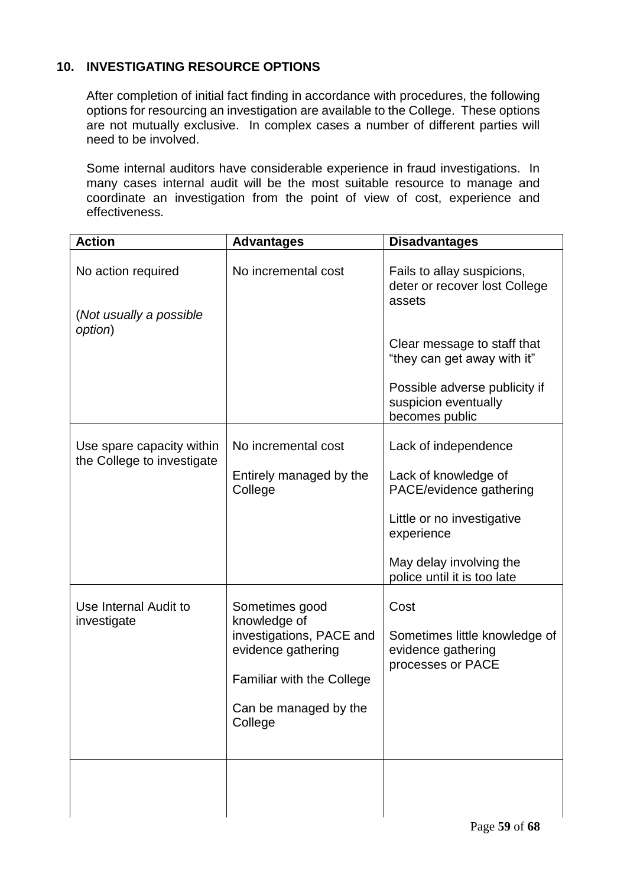## 10. INVESTIGATING RESOURCE OPTIONS

After completion of initial fact finding in accordance with procedures, the following options for resourcing an investigation are available to the College. These options are not mutually exclusive. In complex cases a number of different parties will need to be involved.

Some internal auditors have considerable experience in fraud investigations. In many cases internal audit will be the most suitable resource to manage and coordinate an investigation from the point of view of cost, experience and effectiveness.

| Action | Advantages | Disadvantages |
|---|---|---|
| No action required<br><br>(*Not usually a possible option*) | No incremental cost | Fails to allay suspicions, deter or recover lost College assets<br><br>Clear message to staff that "they can get away with it"<br><br>Possible adverse publicity if suspicion eventually becomes public |
| Use spare capacity within the College to investigate | No incremental cost<br><br>Entirely managed by the College | Lack of independence<br><br>Lack of knowledge of PACE/evidence gathering<br><br>Little or no investigative experience<br><br>May delay involving the police until it is too late |
| Use Internal Audit to investigate | Sometimes good knowledge of investigations, PACE and evidence gathering<br><br>Familiar with the College<br><br>Can be managed by the College | Cost<br><br>Sometimes little knowledge of evidence gathering processes or PACE |
| | | |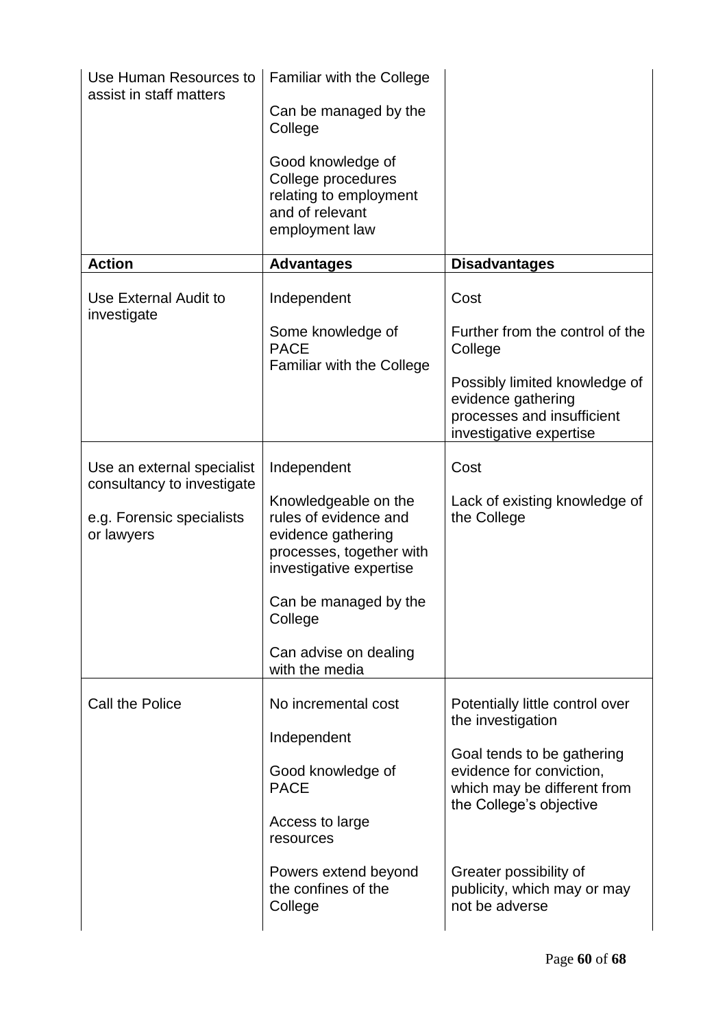| Action | Advantages | Disadvantages |
|---|---|---|
| Use Human Resources to assist in staff matters | Familiar with the College<br><br>Can be managed by the College<br><br>Good knowledge of College procedures relating to employment and of relevant employment law | |
| **Action** | **Advantages** | **Disadvantages** |
| Use External Audit to investigate | Independent<br><br>Some knowledge of PACE<br>Familiar with the College | Cost<br><br>Further from the control of the College<br><br>Possibly limited knowledge of evidence gathering processes and insufficient investigative expertise |
| Use an external specialist consultancy to investigate<br><br>e.g. Forensic specialists or lawyers | Independent<br><br>Knowledgeable on the rules of evidence and evidence gathering processes, together with investigative expertise<br><br>Can be managed by the College<br><br>Can advise on dealing with the media | Cost<br><br>Lack of existing knowledge of the College |
| Call the Police | No incremental cost<br><br>Independent<br><br>Good knowledge of PACE<br><br>Access to large resources<br><br>Powers extend beyond the confines of the College | Potentially little control over the investigation<br><br>Goal tends to be gathering evidence for conviction, which may be different from the College's objective<br><br>Greater possibility of publicity, which may or may not be adverse |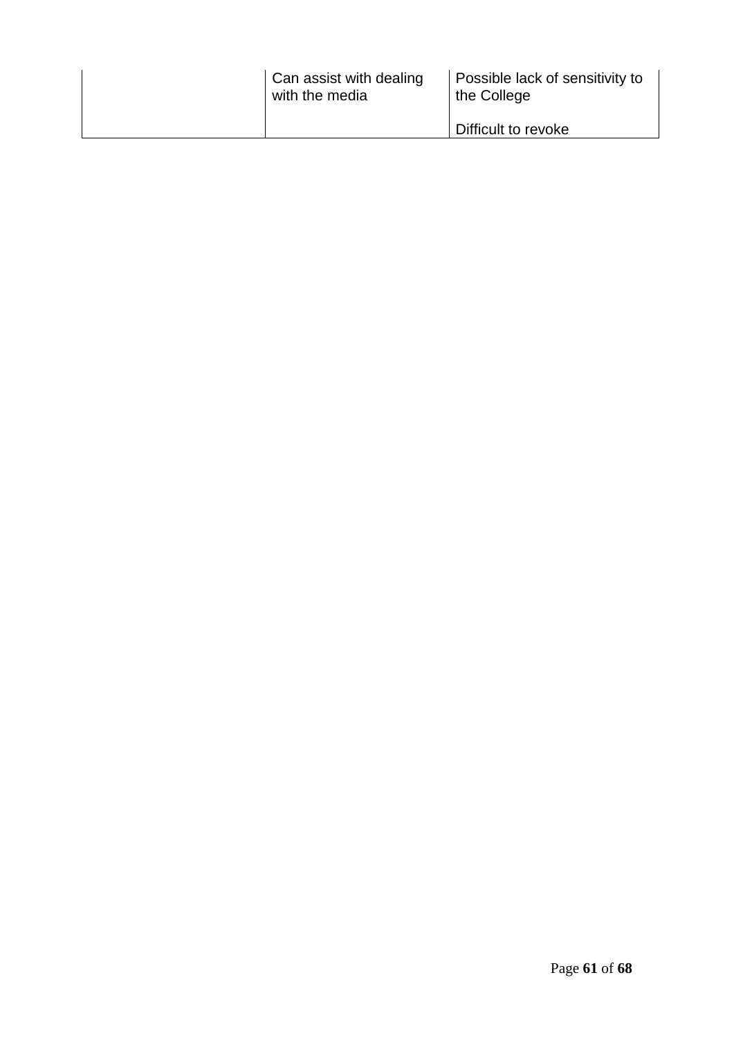| | | |
|---|---|---|
| | Can assist with dealing with the media | Possible lack of sensitivity to the College<br><br>Difficult to revoke |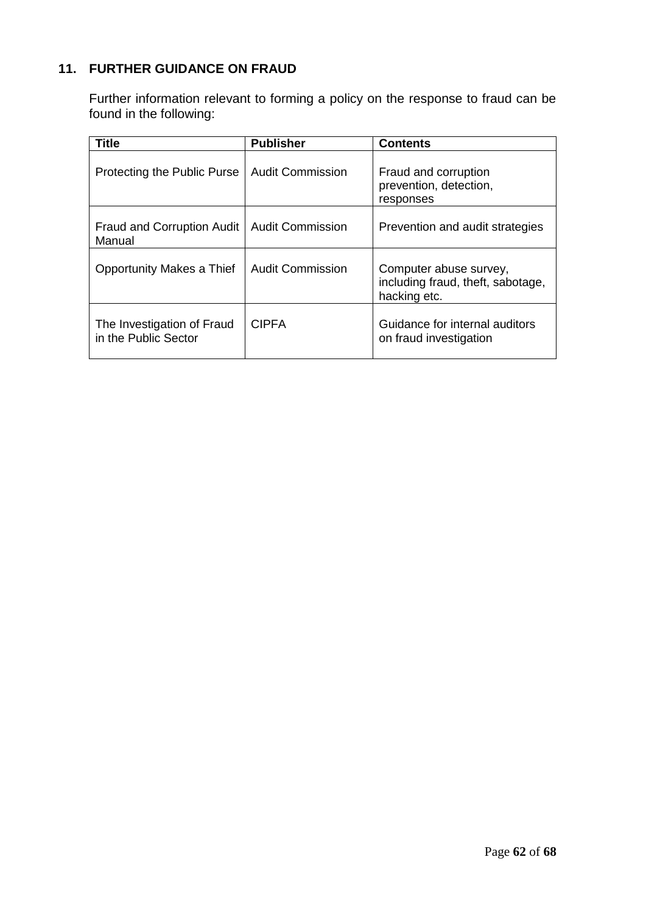## 11. FURTHER GUIDANCE ON FRAUD

Further information relevant to forming a policy on the response to fraud can be found in the following:

| Title | Publisher | Contents |
|---|---|---|
| Protecting the Public Purse | Audit Commission | Fraud and corruption prevention, detection, responses |
| Fraud and Corruption Audit Manual | Audit Commission | Prevention and audit strategies |
| Opportunity Makes a Thief | Audit Commission | Computer abuse survey, including fraud, theft, sabotage, hacking etc. |
| The Investigation of Fraud in the Public Sector | CIPFA | Guidance for internal auditors on fraud investigation |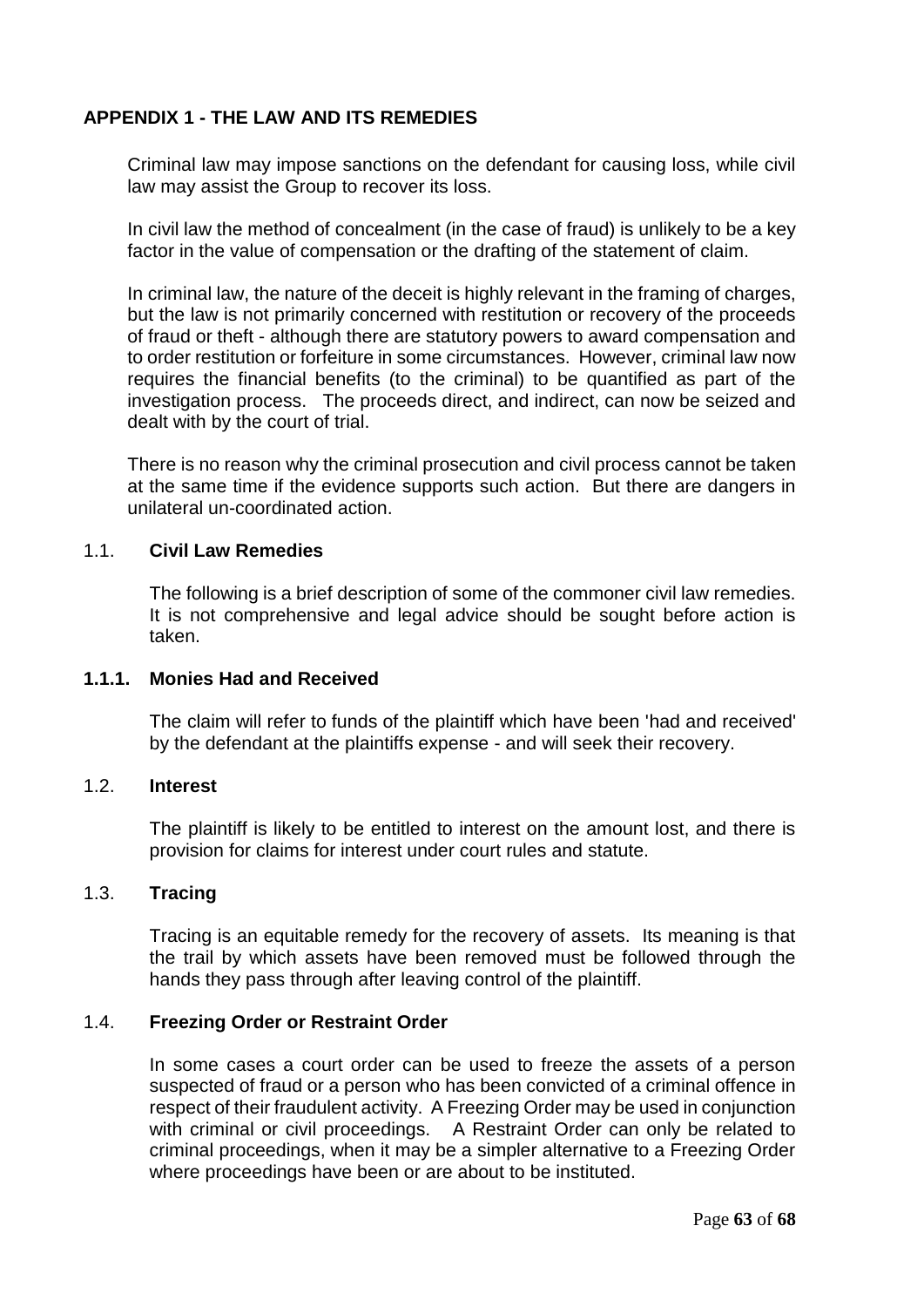## APPENDIX 1 - THE LAW AND ITS REMEDIES

Criminal law may impose sanctions on the defendant for causing loss, while civil law may assist the Group to recover its loss.

In civil law the method of concealment (in the case of fraud) is unlikely to be a key factor in the value of compensation or the drafting of the statement of claim.

In criminal law, the nature of the deceit is highly relevant in the framing of charges, but the law is not primarily concerned with restitution or recovery of the proceeds of fraud or theft - although there are statutory powers to award compensation and to order restitution or forfeiture in some circumstances. However, criminal law now requires the financial benefits (to the criminal) to be quantified as part of the investigation process. The proceeds direct, and indirect, can now be seized and dealt with by the court of trial.

There is no reason why the criminal prosecution and civil process cannot be taken at the same time if the evidence supports such action. But there are dangers in unilateral un-coordinated action.

### 1.1. Civil Law Remedies

The following is a brief description of some of the commoner civil law remedies. It is not comprehensive and legal advice should be sought before action is taken.

#### 1.1.1. Monies Had and Received

The claim will refer to funds of the plaintiff which have been 'had and received' by the defendant at the plaintiffs expense - and will seek their recovery.

### 1.2. Interest

The plaintiff is likely to be entitled to interest on the amount lost, and there is provision for claims for interest under court rules and statute.

### 1.3. Tracing

Tracing is an equitable remedy for the recovery of assets. Its meaning is that the trail by which assets have been removed must be followed through the hands they pass through after leaving control of the plaintiff.

### 1.4. Freezing Order or Restraint Order

In some cases a court order can be used to freeze the assets of a person suspected of fraud or a person who has been convicted of a criminal offence in respect of their fraudulent activity. A Freezing Order may be used in conjunction with criminal or civil proceedings. A Restraint Order can only be related to criminal proceedings, when it may be a simpler alternative to a Freezing Order where proceedings have been or are about to be instituted.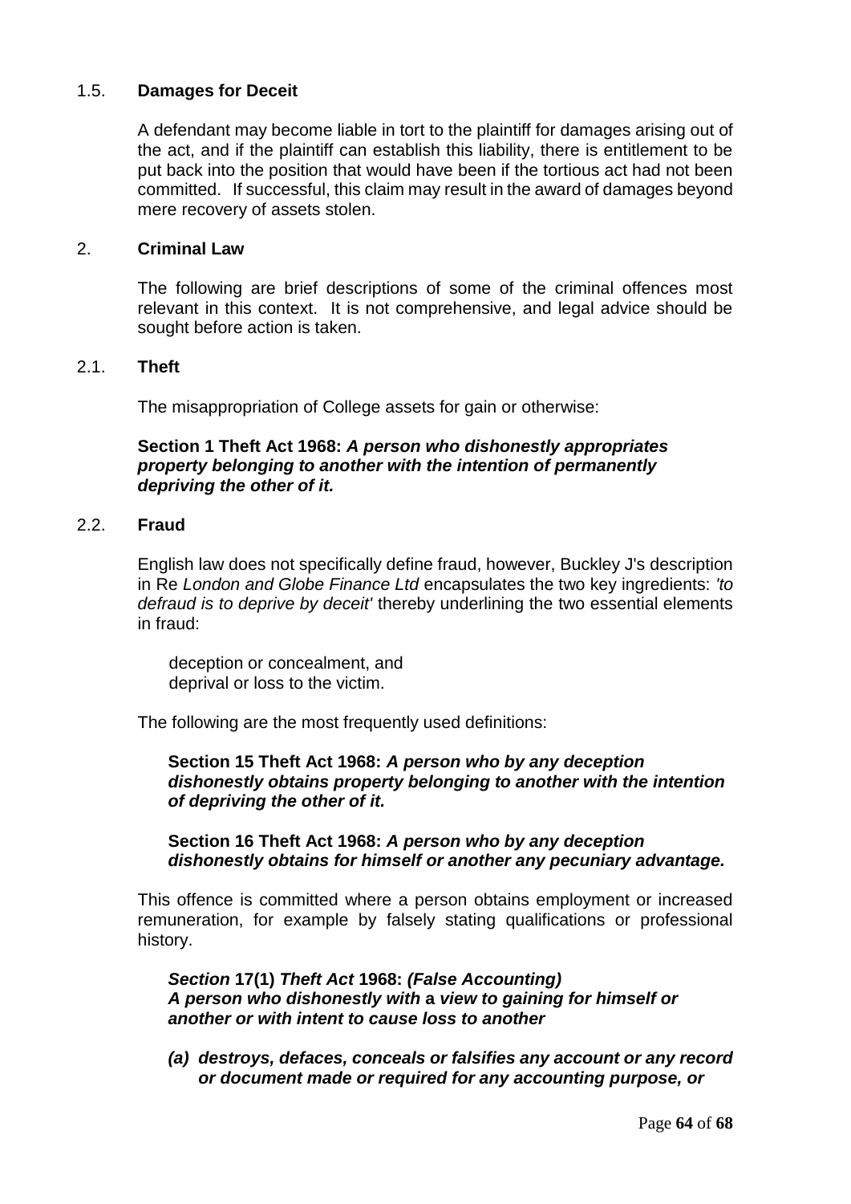## 1.5. Damages for Deceit

A defendant may become liable in tort to the plaintiff for damages arising out of the act, and if the plaintiff can establish this liability, there is entitlement to be put back into the position that would have been if the tortious act had not been committed. If successful, this claim may result in the award of damages beyond mere recovery of assets stolen.

# 2. Criminal Law

The following are brief descriptions of some of the criminal offences most relevant in this context. It is not comprehensive, and legal advice should be sought before action is taken.

## 2.1. Theft

The misappropriation of College assets for gain or otherwise:

**Section 1 Theft Act 1968:** ***A person who dishonestly appropriates property belonging to another with the intention of permanently depriving the other of it.***

## 2.2. Fraud

English law does not specifically define fraud, however, Buckley J's description in Re *London and Globe Finance Ltd* encapsulates the two key ingredients: *'to defraud is to deprive by deceit'* thereby underlining the two essential elements in fraud:

deception or concealment, and
deprival or loss to the victim.

The following are the most frequently used definitions:

**Section 15 Theft Act 1968:** ***A person who by any deception dishonestly obtains property belonging to another with the intention of depriving the other of it.***

**Section 16 Theft Act 1968:** ***A person who by any deception dishonestly obtains for himself or another any pecuniary advantage.***

This offence is committed where a person obtains employment or increased remuneration, for example by falsely stating qualifications or professional history.

***Section*** **17(1)** ***Theft Act*** **1968:** ***(False Accounting)***
***A person who dishonestly with*** **a** ***view to gaining for himself or another or with intent to cause loss to another***

***(a) destroys, defaces, conceals or falsifies any account or any record or document made or required for any accounting purpose, or***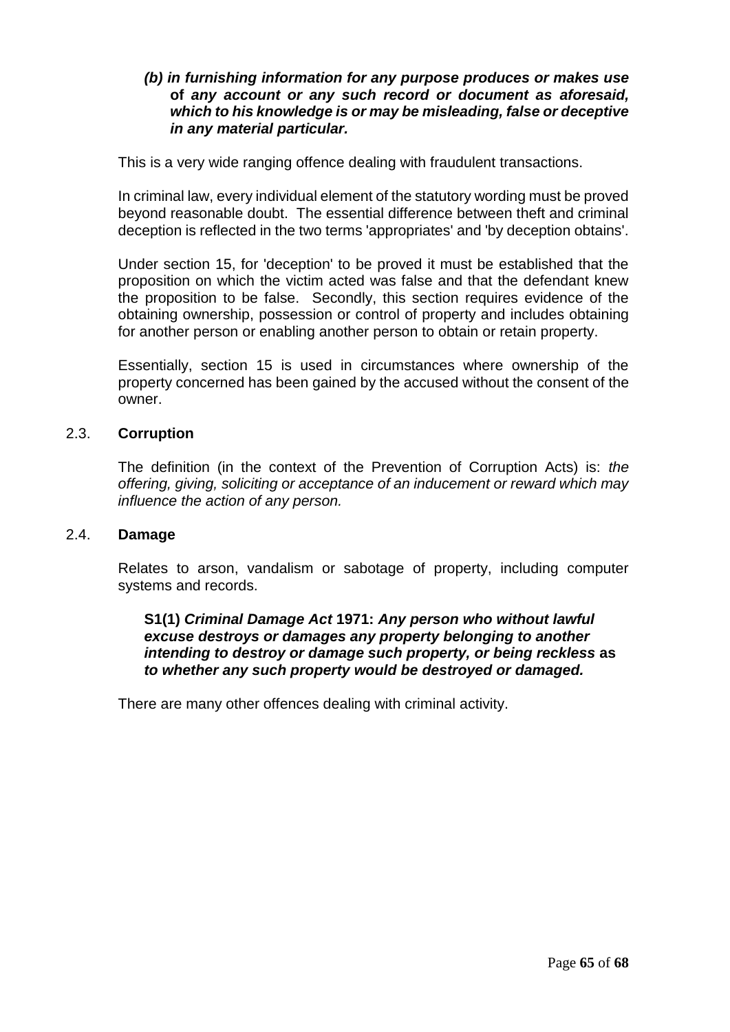***(b) in furnishing information for any purpose produces or makes use* of *any account or any such record or document as aforesaid, which to his knowledge is or may be misleading, false or deceptive in any material particular.***

This is a very wide ranging offence dealing with fraudulent transactions.

In criminal law, every individual element of the statutory wording must be proved beyond reasonable doubt. The essential difference between theft and criminal deception is reflected in the two terms 'appropriates' and 'by deception obtains'.

Under section 15, for 'deception' to be proved it must be established that the proposition on which the victim acted was false and that the defendant knew the proposition to be false. Secondly, this section requires evidence of the obtaining ownership, possession or control of property and includes obtaining for another person or enabling another person to obtain or retain property.

Essentially, section 15 is used in circumstances where ownership of the property concerned has been gained by the accused without the consent of the owner.

## 2.3. Corruption

The definition (in the context of the Prevention of Corruption Acts) is: *the offering, giving, soliciting or acceptance of an inducement or reward which may influence the action of any person.*

## 2.4. Damage

Relates to arson, vandalism or sabotage of property, including computer systems and records.

**S1(1) *Criminal Damage Act* 1971: *Any person who without lawful excuse destroys or damages any property belonging to another intending to destroy or damage such property, or being reckless* as *to whether any such property would be destroyed or damaged.***

There are many other offences dealing with criminal activity.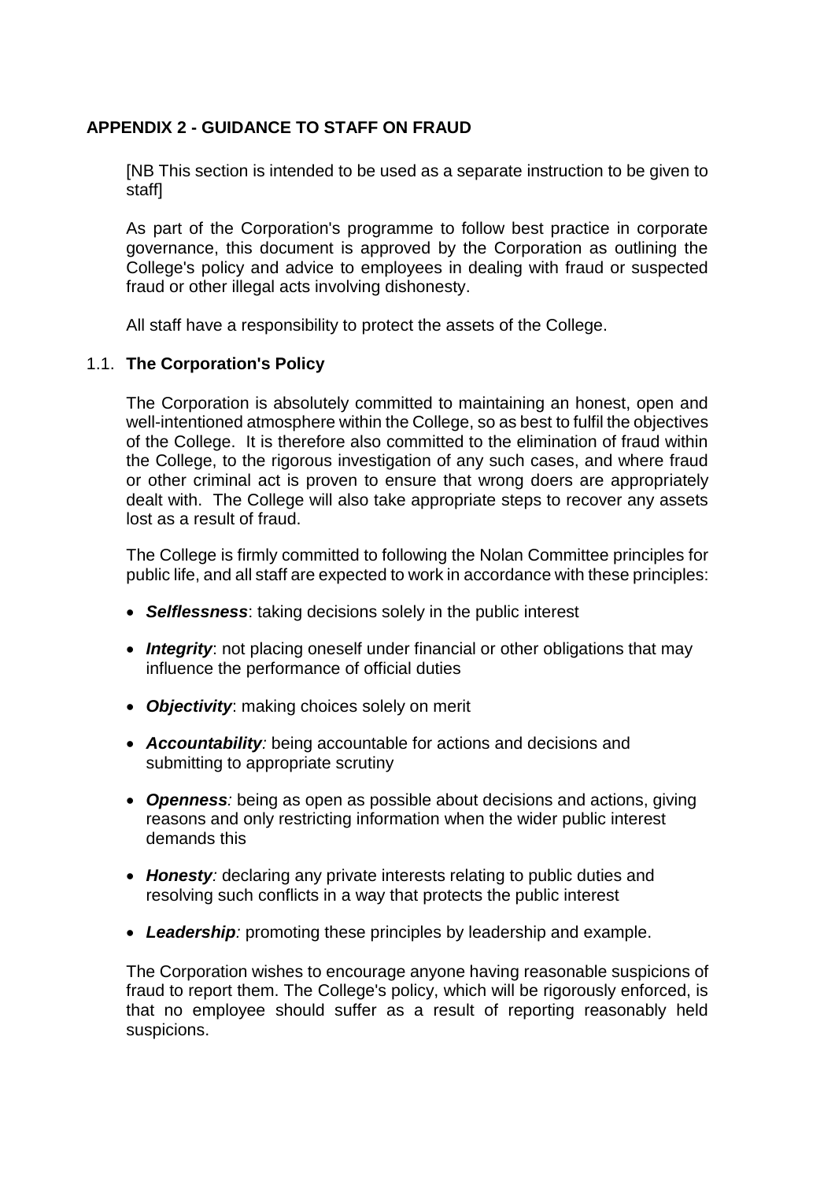## APPENDIX 2 - GUIDANCE TO STAFF ON FRAUD

[NB This section is intended to be used as a separate instruction to be given to staff]

As part of the Corporation's programme to follow best practice in corporate governance, this document is approved by the Corporation as outlining the College's policy and advice to employees in dealing with fraud or suspected fraud or other illegal acts involving dishonesty.

All staff have a responsibility to protect the assets of the College.

### 1.1. The Corporation's Policy

The Corporation is absolutely committed to maintaining an honest, open and well-intentioned atmosphere within the College, so as best to fulfil the objectives of the College. It is therefore also committed to the elimination of fraud within the College, to the rigorous investigation of any such cases, and where fraud or other criminal act is proven to ensure that wrong doers are appropriately dealt with. The College will also take appropriate steps to recover any assets lost as a result of fraud.

The College is firmly committed to following the Nolan Committee principles for public life, and all staff are expected to work in accordance with these principles:

- ***Selflessness***: taking decisions solely in the public interest
- ***Integrity***: not placing oneself under financial or other obligations that may influence the performance of official duties
- ***Objectivity***: making choices solely on merit
- ***Accountability****:* being accountable for actions and decisions and submitting to appropriate scrutiny
- ***Openness****:* being as open as possible about decisions and actions, giving reasons and only restricting information when the wider public interest demands this
- ***Honesty****:* declaring any private interests relating to public duties and resolving such conflicts in a way that protects the public interest
- ***Leadership****:* promoting these principles by leadership and example.

The Corporation wishes to encourage anyone having reasonable suspicions of fraud to report them. The College's policy, which will be rigorously enforced, is that no employee should suffer as a result of reporting reasonably held suspicions.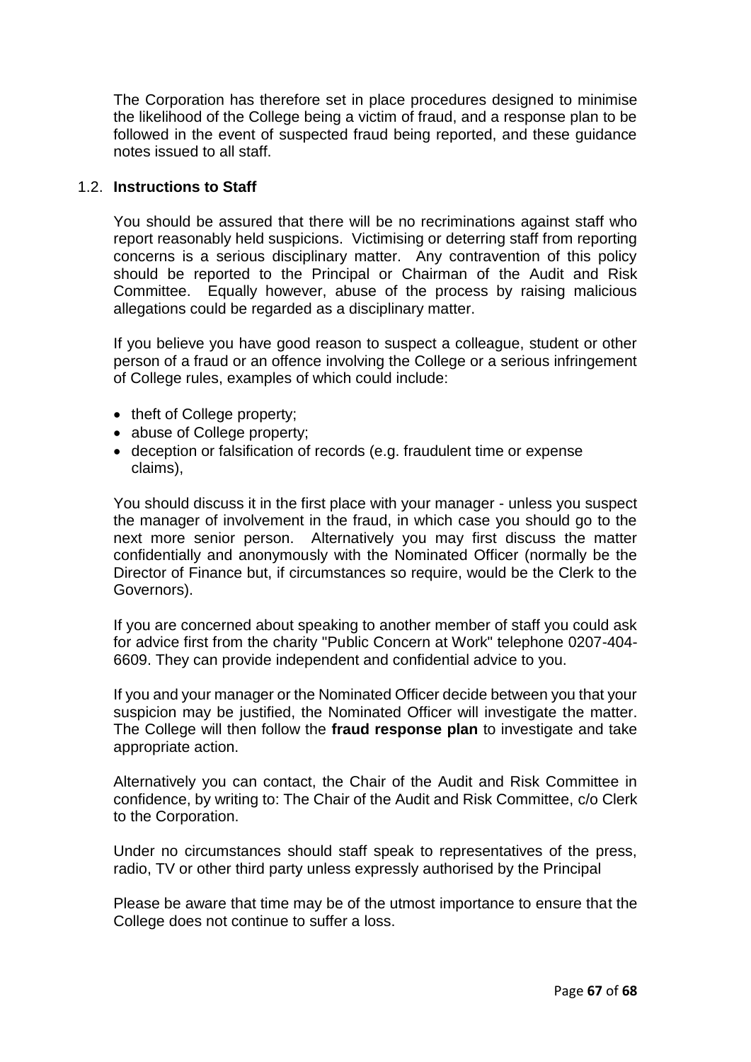The Corporation has therefore set in place procedures designed to minimise the likelihood of the College being a victim of fraud, and a response plan to be followed in the event of suspected fraud being reported, and these guidance notes issued to all staff.

### 1.2. Instructions to Staff

You should be assured that there will be no recriminations against staff who report reasonably held suspicions. Victimising or deterring staff from reporting concerns is a serious disciplinary matter. Any contravention of this policy should be reported to the Principal or Chairman of the Audit and Risk Committee. Equally however, abuse of the process by raising malicious allegations could be regarded as a disciplinary matter.

If you believe you have good reason to suspect a colleague, student or other person of a fraud or an offence involving the College or a serious infringement of College rules, examples of which could include:

- theft of College property;
- abuse of College property;
- deception or falsification of records (e.g. fraudulent time or expense claims),

You should discuss it in the first place with your manager - unless you suspect the manager of involvement in the fraud, in which case you should go to the next more senior person. Alternatively you may first discuss the matter confidentially and anonymously with the Nominated Officer (normally be the Director of Finance but, if circumstances so require, would be the Clerk to the Governors).

If you are concerned about speaking to another member of staff you could ask for advice first from the charity "Public Concern at Work" telephone 0207-404-6609. They can provide independent and confidential advice to you.

If you and your manager or the Nominated Officer decide between you that your suspicion may be justified, the Nominated Officer will investigate the matter. The College will then follow the **fraud response plan** to investigate and take appropriate action.

Alternatively you can contact, the Chair of the Audit and Risk Committee in confidence, by writing to: The Chair of the Audit and Risk Committee, c/o Clerk to the Corporation.

Under no circumstances should staff speak to representatives of the press, radio, TV or other third party unless expressly authorised by the Principal

Please be aware that time may be of the utmost importance to ensure that the College does not continue to suffer a loss.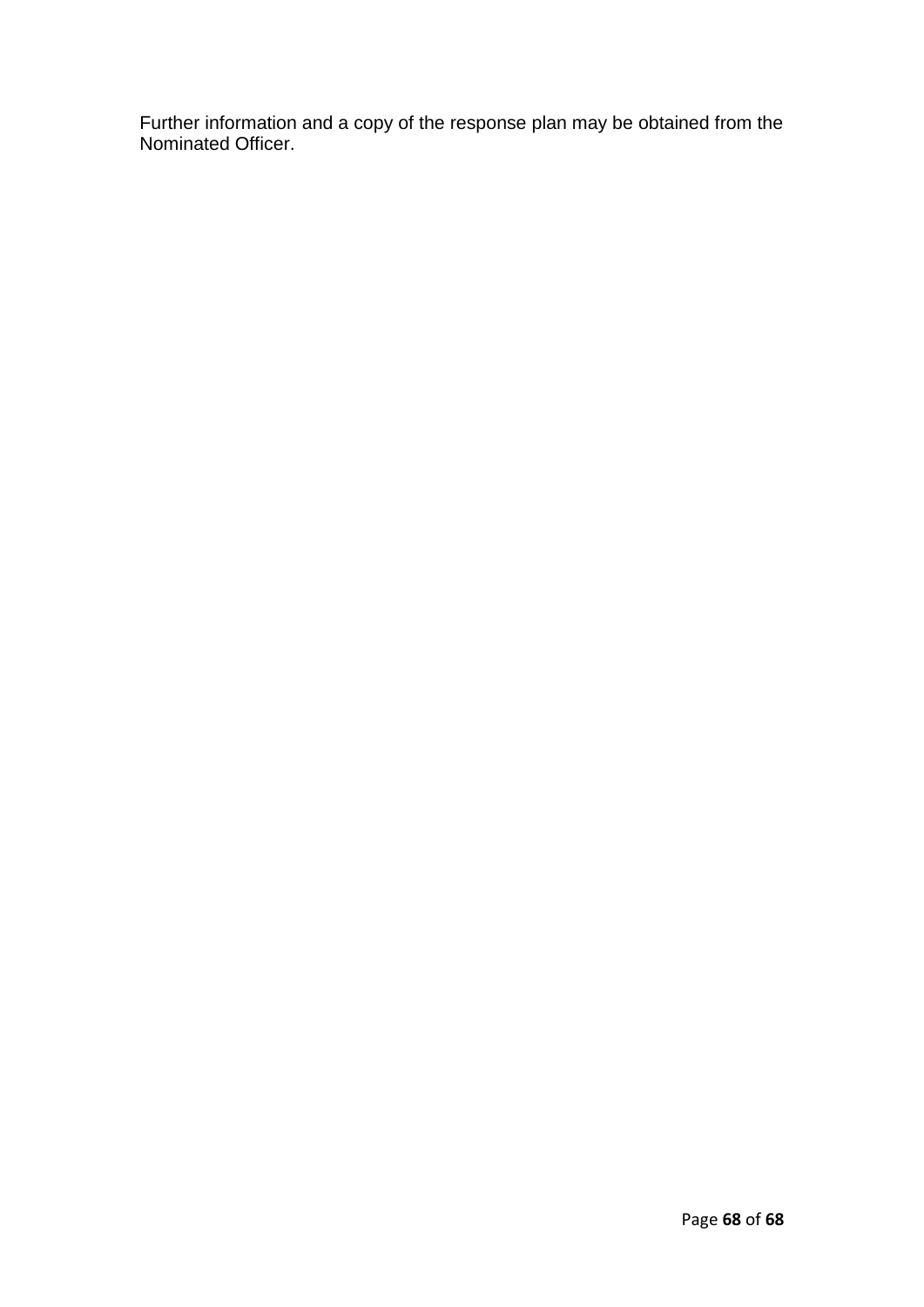Further information and a copy of the response plan may be obtained from the Nominated Officer.